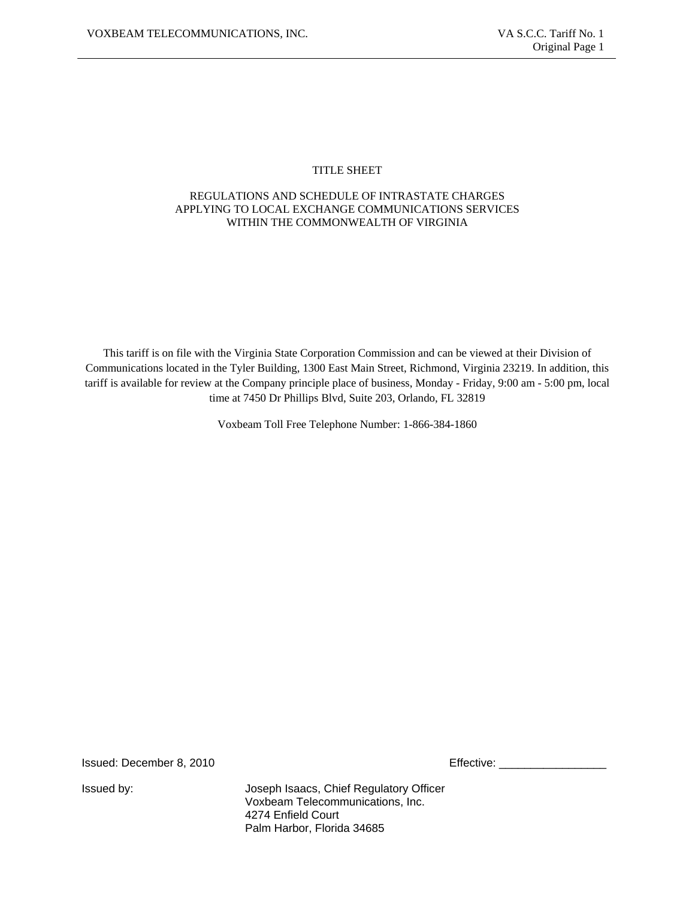# TITLE SHEET

REGULATIONS AND SCHEDULE OF INTRASTATE CHARGES
APPLYING TO LOCAL EXCHANGE COMMUNICATIONS SERVICES
WITHIN THE COMMONWEALTH OF VIRGINIA

This tariff is on file with the Virginia State Corporation Commission and can be viewed at their Division of Communications located in the Tyler Building, 1300 East Main Street, Richmond, Virginia 23219. In addition, this tariff is available for review at the Company principle place of business, Monday - Friday, 9:00 am - 5:00 pm, local time at 7450 Dr Phillips Blvd, Suite 203, Orlando, FL 32819

Voxbeam Toll Free Telephone Number: 1-866-384-1860

Issued: December 8, 2010

Effective: _________________

Issued by: Joseph Isaacs, Chief Regulatory Officer
Voxbeam Telecommunications, Inc.
4274 Enfield Court
Palm Harbor, Florida 34685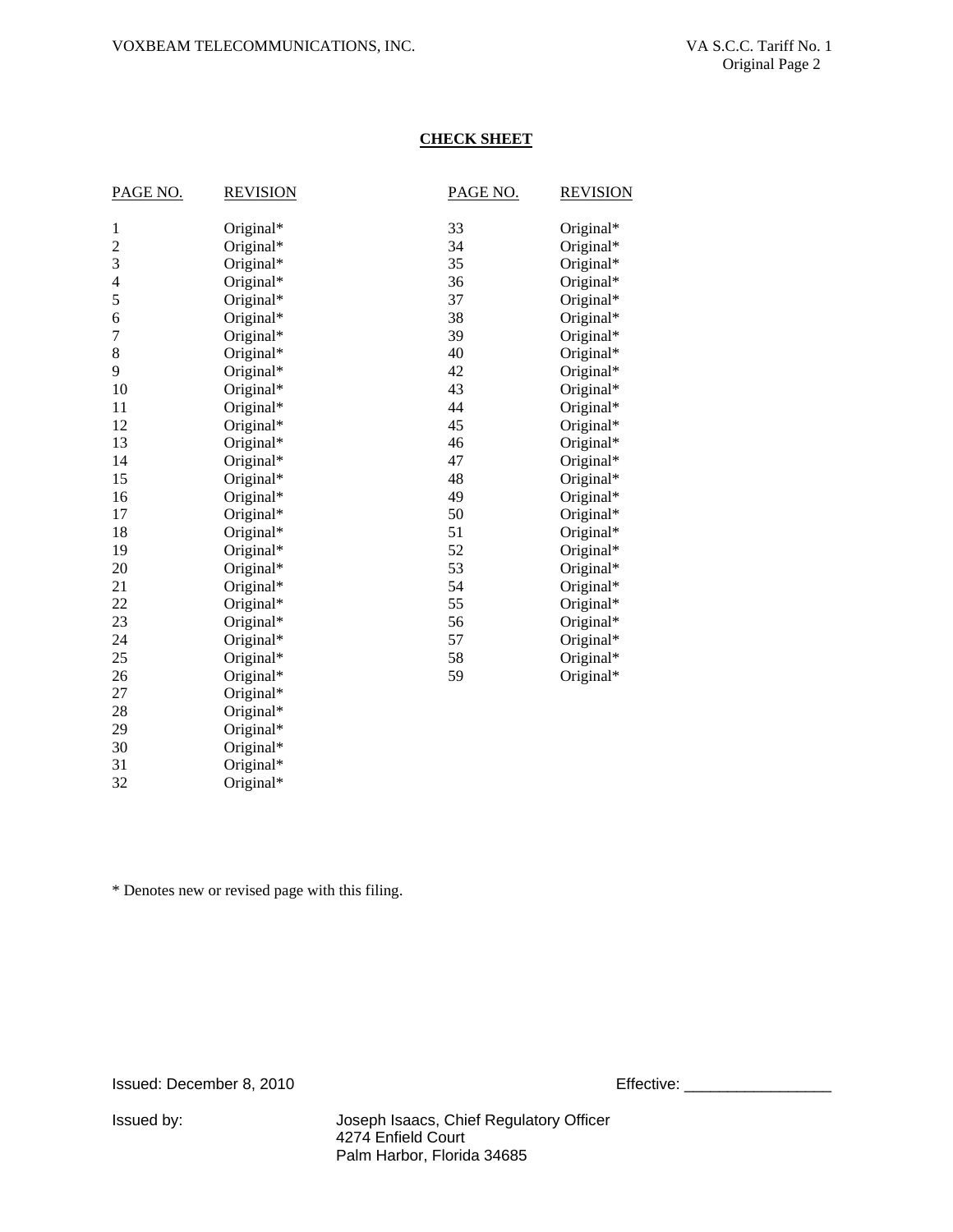## CHECK SHEET

| PAGE NO. | REVISION | PAGE NO. | REVISION |
|---|---|---|---|
| 1 | Original* | 33 | Original* |
| 2 | Original* | 34 | Original* |
| 3 | Original* | 35 | Original* |
| 4 | Original* | 36 | Original* |
| 5 | Original* | 37 | Original* |
| 6 | Original* | 38 | Original* |
| 7 | Original* | 39 | Original* |
| 8 | Original* | 40 | Original* |
| 9 | Original* | 42 | Original* |
| 10 | Original* | 43 | Original* |
| 11 | Original* | 44 | Original* |
| 12 | Original* | 45 | Original* |
| 13 | Original* | 46 | Original* |
| 14 | Original* | 47 | Original* |
| 15 | Original* | 48 | Original* |
| 16 | Original* | 49 | Original* |
| 17 | Original* | 50 | Original* |
| 18 | Original* | 51 | Original* |
| 19 | Original* | 52 | Original* |
| 20 | Original* | 53 | Original* |
| 21 | Original* | 54 | Original* |
| 22 | Original* | 55 | Original* |
| 23 | Original* | 56 | Original* |
| 24 | Original* | 57 | Original* |
| 25 | Original* | 58 | Original* |
| 26 | Original* | 59 | Original* |
| 27 | Original* | | |
| 28 | Original* | | |
| 29 | Original* | | |
| 30 | Original* | | |
| 31 | Original* | | |
| 32 | Original* | | |

* Denotes new or revised page with this filing.

Issued: December 8, 2010

Effective: _________________

Issued by: Joseph Isaacs, Chief Regulatory Officer
4274 Enfield Court
Palm Harbor, Florida 34685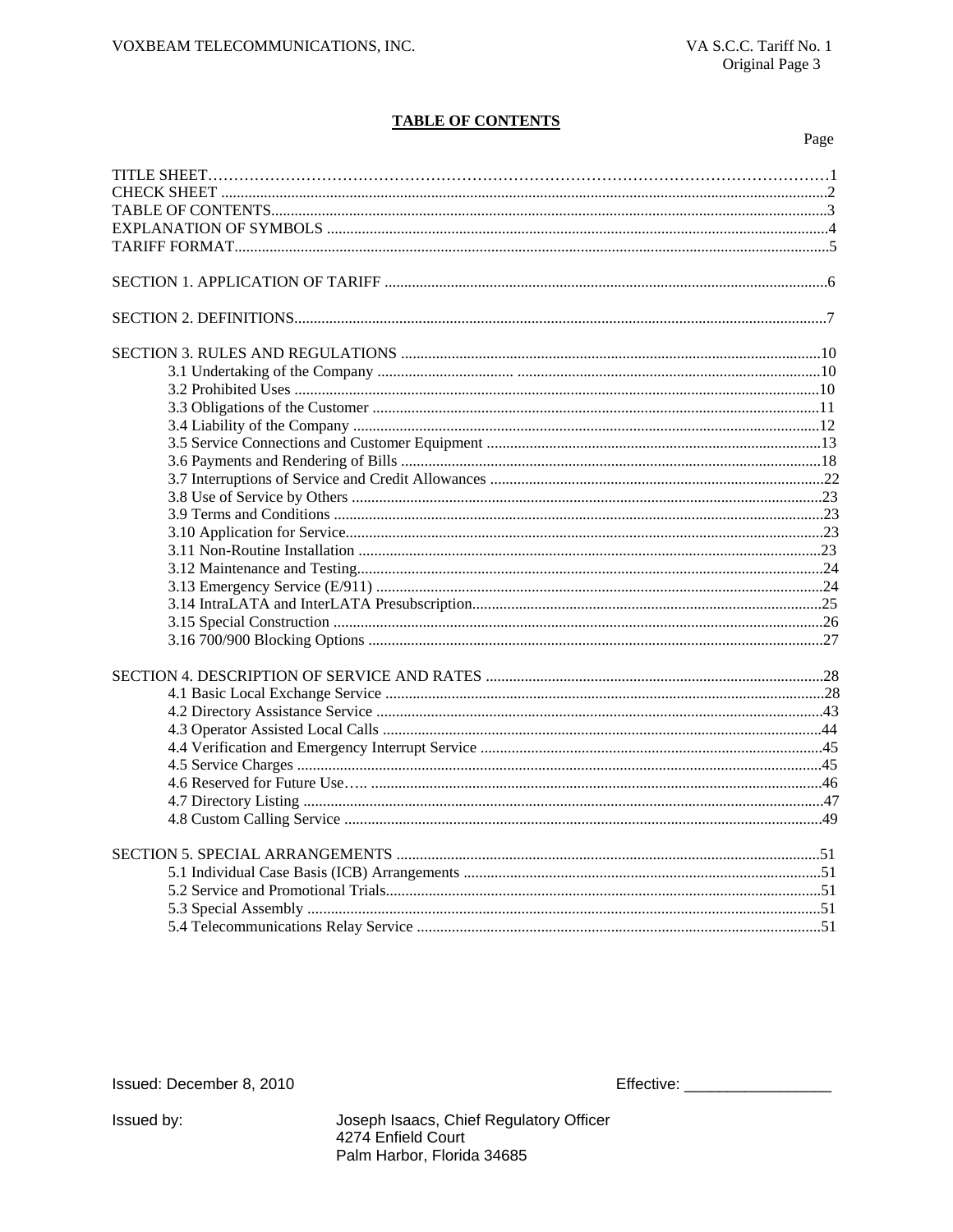# TABLE OF CONTENTS

| | Page |
|---|---|
| TITLE SHEET | 1 |
| CHECK SHEET | 2 |
| TABLE OF CONTENTS | 3 |
| EXPLANATION OF SYMBOLS | 4 |
| TARIFF FORMAT | 5 |
| SECTION 1. APPLICATION OF TARIFF | 6 |
| SECTION 2. DEFINITIONS | 7 |
| SECTION 3. RULES AND REGULATIONS | 10 |
| 3.1 Undertaking of the Company | 10 |
| 3.2 Prohibited Uses | 10 |
| 3.3 Obligations of the Customer | 11 |
| 3.4 Liability of the Company | 12 |
| 3.5 Service Connections and Customer Equipment | 13 |
| 3.6 Payments and Rendering of Bills | 18 |
| 3.7 Interruptions of Service and Credit Allowances | 22 |
| 3.8 Use of Service by Others | 23 |
| 3.9 Terms and Conditions | 23 |
| 3.10 Application for Service | 23 |
| 3.11 Non-Routine Installation | 23 |
| 3.12 Maintenance and Testing | 24 |
| 3.13 Emergency Service (E/911) | 24 |
| 3.14 IntraLATA and InterLATA Presubscription | 25 |
| 3.15 Special Construction | 26 |
| 3.16 700/900 Blocking Options | 27 |
| SECTION 4. DESCRIPTION OF SERVICE AND RATES | 28 |
| 4.1 Basic Local Exchange Service | 28 |
| 4.2 Directory Assistance Service | 43 |
| 4.3 Operator Assisted Local Calls | 44 |
| 4.4 Verification and Emergency Interrupt Service | 45 |
| 4.5 Service Charges | 45 |
| 4.6 Reserved for Future Use | 46 |
| 4.7 Directory Listing | 47 |
| 4.8 Custom Calling Service | 49 |
| SECTION 5. SPECIAL ARRANGEMENTS | 51 |
| 5.1 Individual Case Basis (ICB) Arrangements | 51 |
| 5.2 Service and Promotional Trials | 51 |
| 5.3 Special Assembly | 51 |
| 5.4 Telecommunications Relay Service | 51 |

Issued: December 8, 2010

Effective: _________________

Issued by: Joseph Isaacs, Chief Regulatory Officer
4274 Enfield Court
Palm Harbor, Florida 34685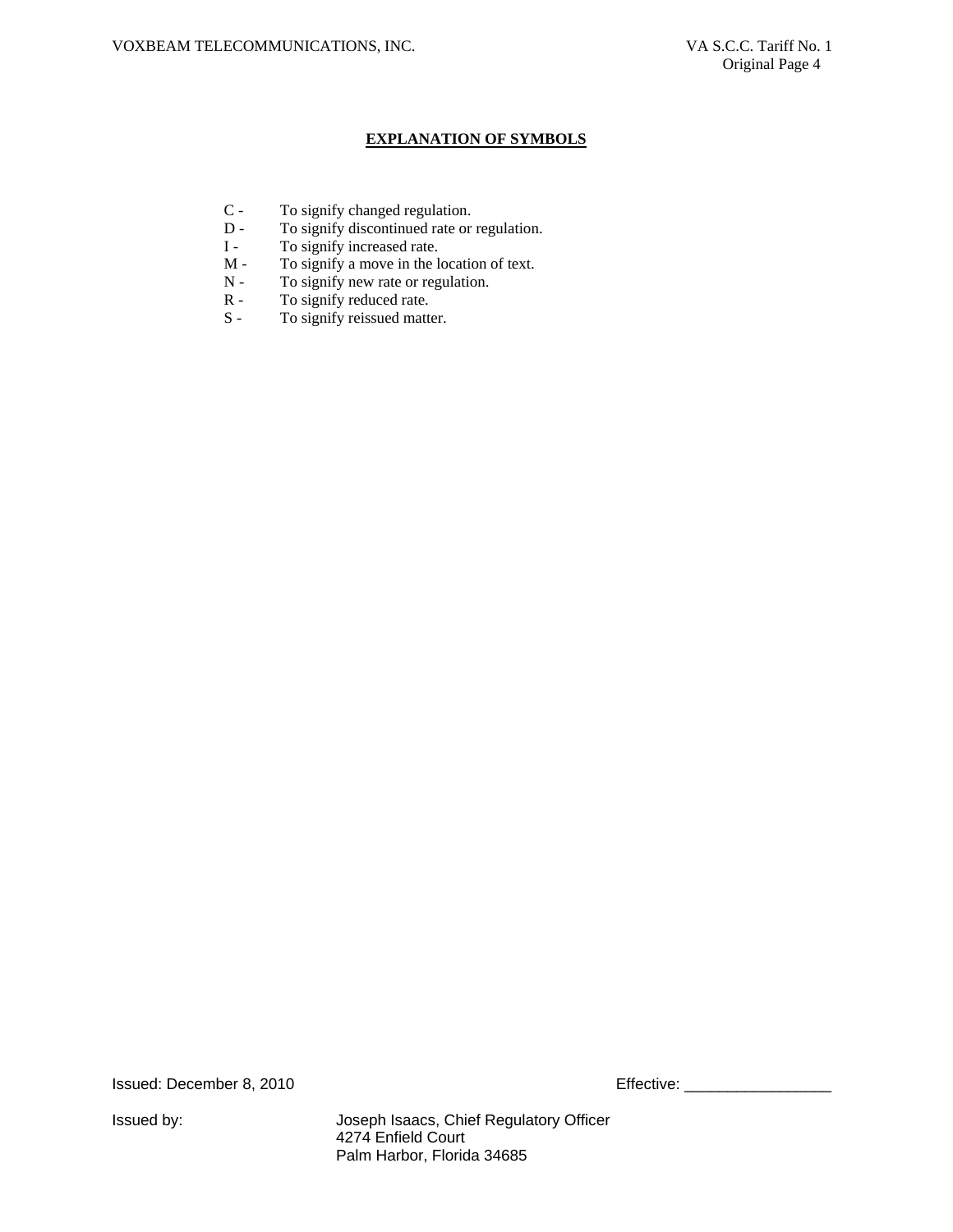## EXPLANATION OF SYMBOLS

C - To signify changed regulation.
D - To signify discontinued rate or regulation.
I - To signify increased rate.
M - To signify a move in the location of text.
N - To signify new rate or regulation.
R - To signify reduced rate.
S - To signify reissued matter.

Issued: December 8, 2010 Effective: _________________

Issued by: Joseph Isaacs, Chief Regulatory Officer
4274 Enfield Court
Palm Harbor, Florida 34685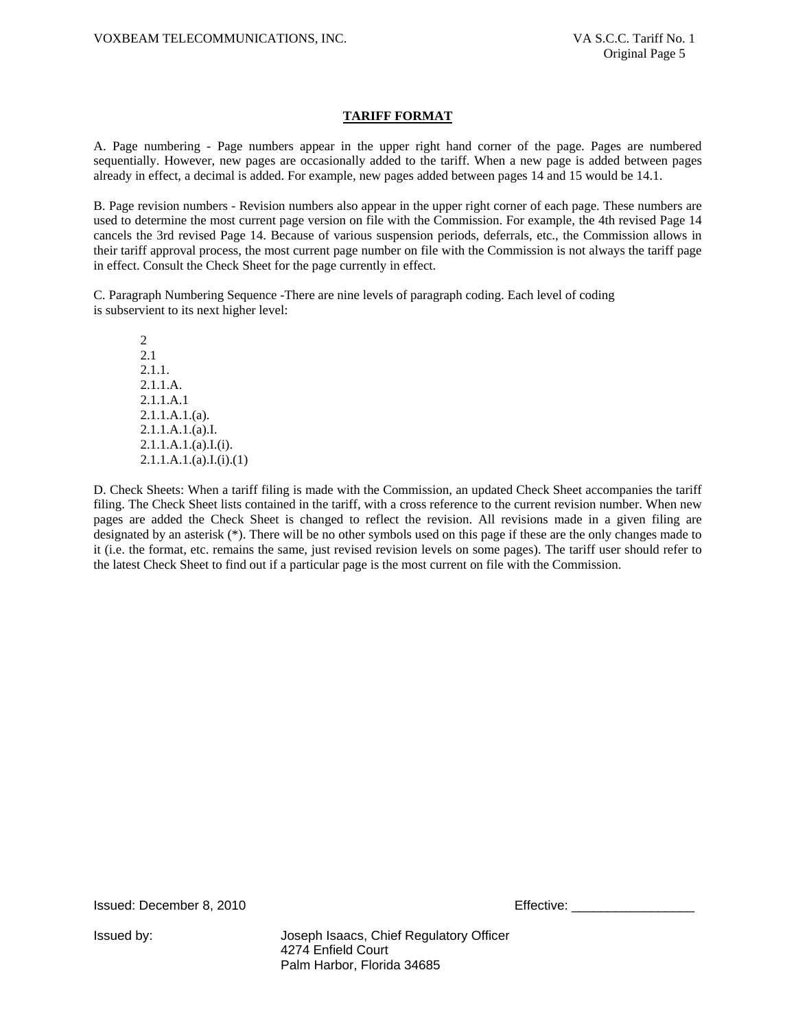## TARIFF FORMAT

A. Page numbering - Page numbers appear in the upper right hand corner of the page. Pages are numbered sequentially. However, new pages are occasionally added to the tariff. When a new page is added between pages already in effect, a decimal is added. For example, new pages added between pages 14 and 15 would be 14.1.

B. Page revision numbers - Revision numbers also appear in the upper right corner of each page. These numbers are used to determine the most current page version on file with the Commission. For example, the 4th revised Page 14 cancels the 3rd revised Page 14. Because of various suspension periods, deferrals, etc., the Commission allows in their tariff approval process, the most current page number on file with the Commission is not always the tariff page in effect. Consult the Check Sheet for the page currently in effect.

C. Paragraph Numbering Sequence -There are nine levels of paragraph coding. Each level of coding is subservient to its next higher level:

2
2.1
2.1.1.
2.1.1.A.
2.1.1.A.1
2.1.1.A.1.(a).
2.1.1.A.1.(a).I.
2.1.1.A.1.(a).I.(i).
2.1.1.A.1.(a).I.(i).(1)

D. Check Sheets: When a tariff filing is made with the Commission, an updated Check Sheet accompanies the tariff filing. The Check Sheet lists contained in the tariff, with a cross reference to the current revision number. When new pages are added the Check Sheet is changed to reflect the revision. All revisions made in a given filing are designated by an asterisk (*). There will be no other symbols used on this page if these are the only changes made to it (i.e. the format, etc. remains the same, just revised revision levels on some pages). The tariff user should refer to the latest Check Sheet to find out if a particular page is the most current on file with the Commission.

Issued: December 8, 2010 Effective: _________________

Issued by: Joseph Isaacs, Chief Regulatory Officer
4274 Enfield Court
Palm Harbor, Florida 34685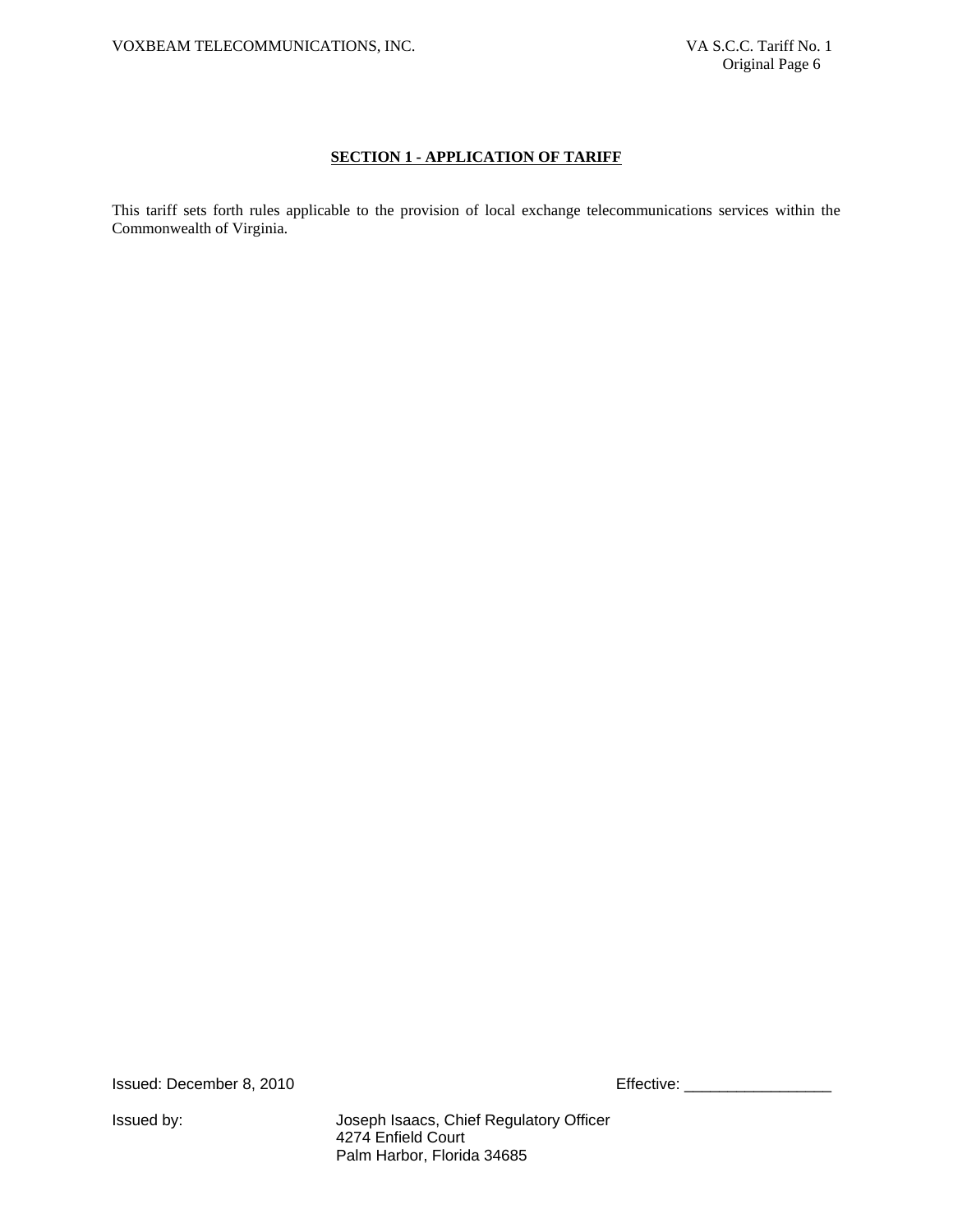## SECTION 1 - APPLICATION OF TARIFF

This tariff sets forth rules applicable to the provision of local exchange telecommunications services within the Commonwealth of Virginia.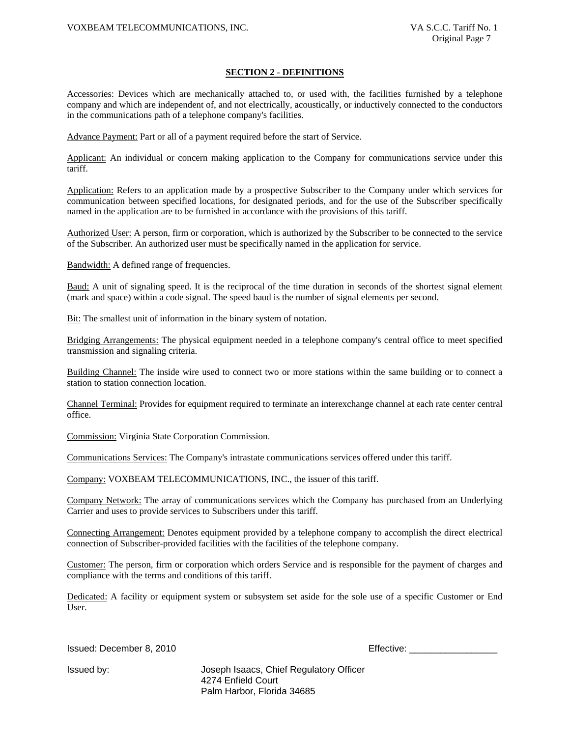## SECTION 2 - DEFINITIONS

Accessories: Devices which are mechanically attached to, or used with, the facilities furnished by a telephone company and which are independent of, and not electrically, acoustically, or inductively connected to the conductors in the communications path of a telephone company's facilities.

Advance Payment: Part or all of a payment required before the start of Service.

Applicant: An individual or concern making application to the Company for communications service under this tariff.

Application: Refers to an application made by a prospective Subscriber to the Company under which services for communication between specified locations, for designated periods, and for the use of the Subscriber specifically named in the application are to be furnished in accordance with the provisions of this tariff.

Authorized User: A person, firm or corporation, which is authorized by the Subscriber to be connected to the service of the Subscriber. An authorized user must be specifically named in the application for service.

Bandwidth: A defined range of frequencies.

Baud: A unit of signaling speed. It is the reciprocal of the time duration in seconds of the shortest signal element (mark and space) within a code signal. The speed baud is the number of signal elements per second.

Bit: The smallest unit of information in the binary system of notation.

Bridging Arrangements: The physical equipment needed in a telephone company's central office to meet specified transmission and signaling criteria.

Building Channel: The inside wire used to connect two or more stations within the same building or to connect a station to station connection location.

Channel Terminal: Provides for equipment required to terminate an interexchange channel at each rate center central office.

Commission: Virginia State Corporation Commission.

Communications Services: The Company's intrastate communications services offered under this tariff.

Company: VOXBEAM TELECOMMUNICATIONS, INC., the issuer of this tariff.

Company Network: The array of communications services which the Company has purchased from an Underlying Carrier and uses to provide services to Subscribers under this tariff.

Connecting Arrangement: Denotes equipment provided by a telephone company to accomplish the direct electrical connection of Subscriber-provided facilities with the facilities of the telephone company.

Customer: The person, firm or corporation which orders Service and is responsible for the payment of charges and compliance with the terms and conditions of this tariff.

Dedicated: A facility or equipment system or subsystem set aside for the sole use of a specific Customer or End User.

Issued: December 8, 2010 Effective: _________________

Issued by: Joseph Isaacs, Chief Regulatory Officer
4274 Enfield Court
Palm Harbor, Florida 34685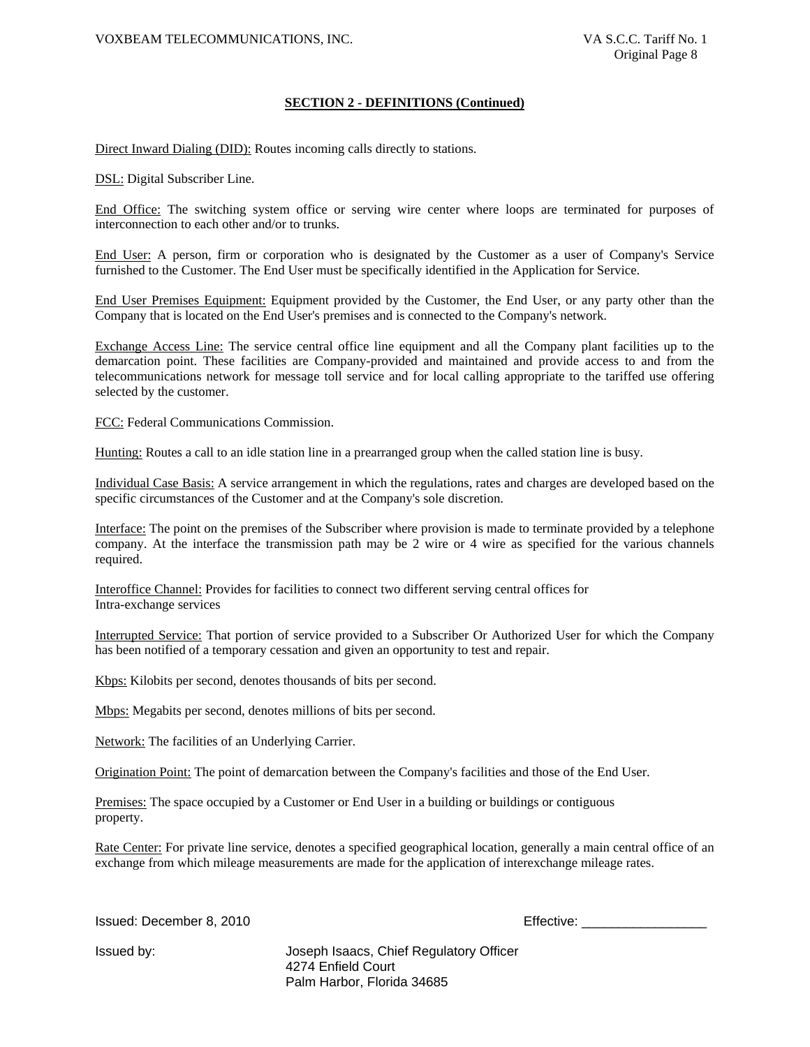**SECTION 2 - DEFINITIONS (Continued)**

Direct Inward Dialing (DID): Routes incoming calls directly to stations.

DSL: Digital Subscriber Line.

End Office: The switching system office or serving wire center where loops are terminated for purposes of interconnection to each other and/or to trunks.

End User: A person, firm or corporation who is designated by the Customer as a user of Company's Service furnished to the Customer. The End User must be specifically identified in the Application for Service.

End User Premises Equipment: Equipment provided by the Customer, the End User, or any party other than the Company that is located on the End User's premises and is connected to the Company's network.

Exchange Access Line: The service central office line equipment and all the Company plant facilities up to the demarcation point. These facilities are Company-provided and maintained and provide access to and from the telecommunications network for message toll service and for local calling appropriate to the tariffed use offering selected by the customer.

FCC: Federal Communications Commission.

Hunting: Routes a call to an idle station line in a prearranged group when the called station line is busy.

Individual Case Basis: A service arrangement in which the regulations, rates and charges are developed based on the specific circumstances of the Customer and at the Company's sole discretion.

Interface: The point on the premises of the Subscriber where provision is made to terminate provided by a telephone company. At the interface the transmission path may be 2 wire or 4 wire as specified for the various channels required.

Interoffice Channel: Provides for facilities to connect two different serving central offices for Intra-exchange services

Interrupted Service: That portion of service provided to a Subscriber Or Authorized User for which the Company has been notified of a temporary cessation and given an opportunity to test and repair.

Kbps: Kilobits per second, denotes thousands of bits per second.

Mbps: Megabits per second, denotes millions of bits per second.

Network: The facilities of an Underlying Carrier.

Origination Point: The point of demarcation between the Company's facilities and those of the End User.

Premises: The space occupied by a Customer or End User in a building or buildings or contiguous property.

Rate Center: For private line service, denotes a specified geographical location, generally a main central office of an exchange from which mileage measurements are made for the application of interexchange mileage rates.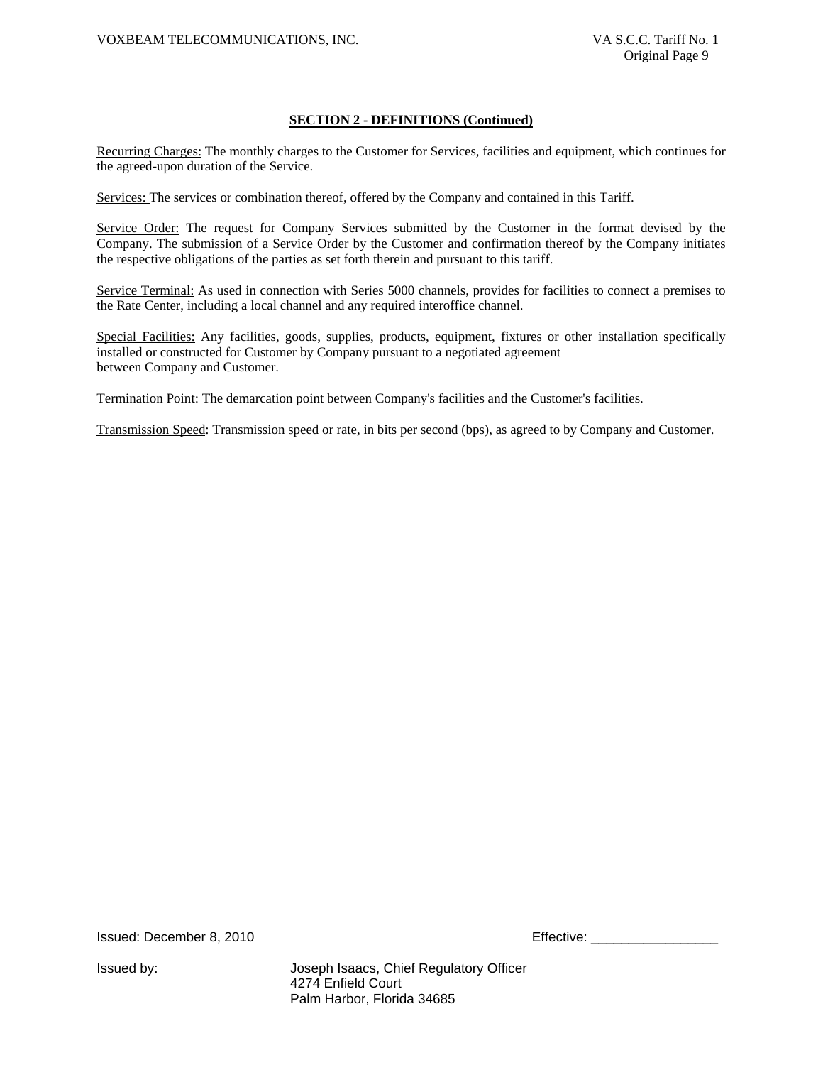## SECTION 2 - DEFINITIONS (Continued)

Recurring Charges: The monthly charges to the Customer for Services, facilities and equipment, which continues for the agreed-upon duration of the Service.

Services: The services or combination thereof, offered by the Company and contained in this Tariff.

Service Order: The request for Company Services submitted by the Customer in the format devised by the Company. The submission of a Service Order by the Customer and confirmation thereof by the Company initiates the respective obligations of the parties as set forth therein and pursuant to this tariff.

Service Terminal: As used in connection with Series 5000 channels, provides for facilities to connect a premises to the Rate Center, including a local channel and any required interoffice channel.

Special Facilities: Any facilities, goods, supplies, products, equipment, fixtures or other installation specifically installed or constructed for Customer by Company pursuant to a negotiated agreement between Company and Customer.

Termination Point: The demarcation point between Company's facilities and the Customer's facilities.

Transmission Speed: Transmission speed or rate, in bits per second (bps), as agreed to by Company and Customer.

Issued: December 8, 2010

Effective: _________________

Issued by: Joseph Isaacs, Chief Regulatory Officer
4274 Enfield Court
Palm Harbor, Florida 34685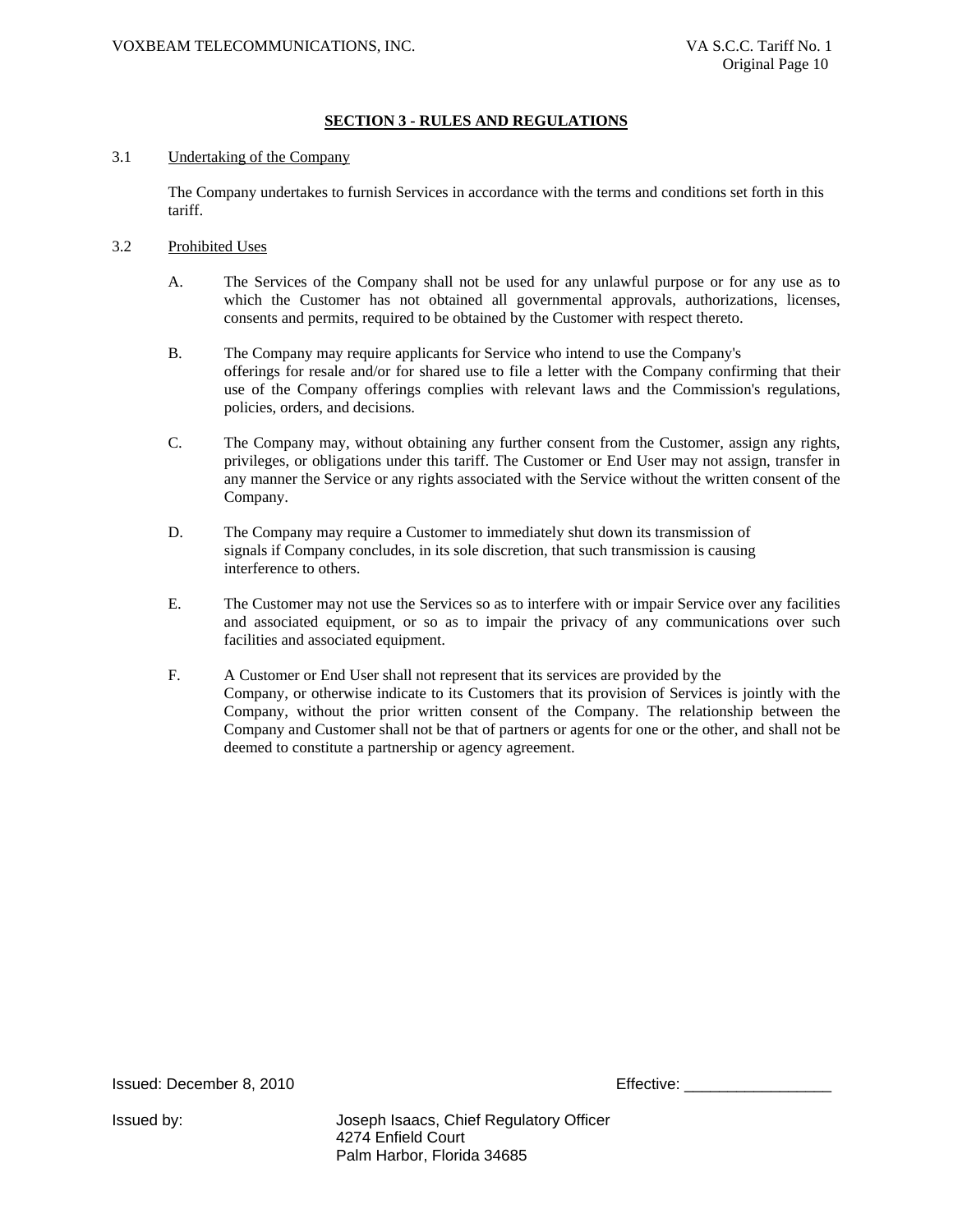## SECTION 3 - RULES AND REGULATIONS

3.1 Undertaking of the Company

The Company undertakes to furnish Services in accordance with the terms and conditions set forth in this tariff.

3.2 Prohibited Uses

A. The Services of the Company shall not be used for any unlawful purpose or for any use as to which the Customer has not obtained all governmental approvals, authorizations, licenses, consents and permits, required to be obtained by the Customer with respect thereto.

B. The Company may require applicants for Service who intend to use the Company's offerings for resale and/or for shared use to file a letter with the Company confirming that their use of the Company offerings complies with relevant laws and the Commission's regulations, policies, orders, and decisions.

C. The Company may, without obtaining any further consent from the Customer, assign any rights, privileges, or obligations under this tariff. The Customer or End User may not assign, transfer in any manner the Service or any rights associated with the Service without the written consent of the Company.

D. The Company may require a Customer to immediately shut down its transmission of signals if Company concludes, in its sole discretion, that such transmission is causing interference to others.

E. The Customer may not use the Services so as to interfere with or impair Service over any facilities and associated equipment, or so as to impair the privacy of any communications over such facilities and associated equipment.

F. A Customer or End User shall not represent that its services are provided by the Company, or otherwise indicate to its Customers that its provision of Services is jointly with the Company, without the prior written consent of the Company. The relationship between the Company and Customer shall not be that of partners or agents for one or the other, and shall not be deemed to constitute a partnership or agency agreement.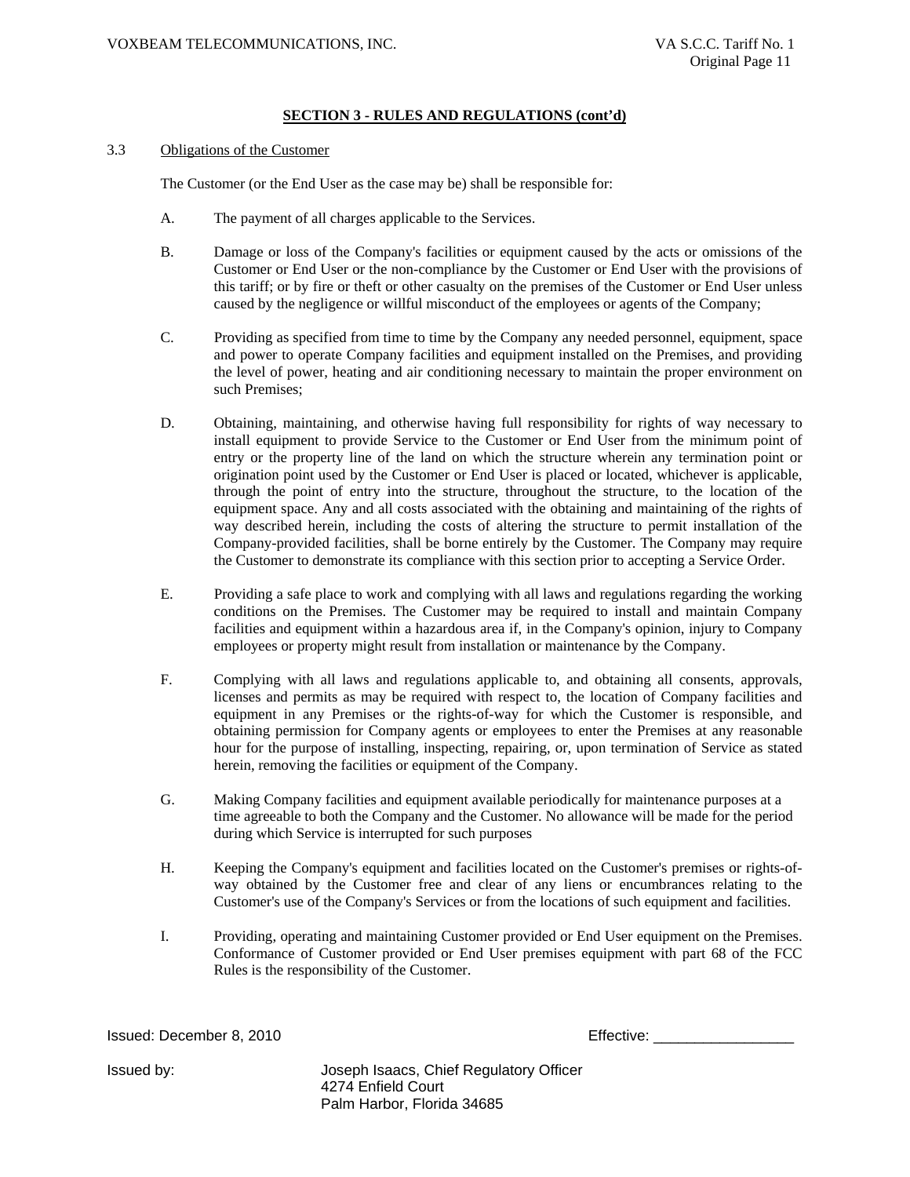## SECTION 3 - RULES AND REGULATIONS (cont'd)

3.3 Obligations of the Customer

The Customer (or the End User as the case may be) shall be responsible for:

A. The payment of all charges applicable to the Services.

B. Damage or loss of the Company's facilities or equipment caused by the acts or omissions of the Customer or End User or the non-compliance by the Customer or End User with the provisions of this tariff; or by fire or theft or other casualty on the premises of the Customer or End User unless caused by the negligence or willful misconduct of the employees or agents of the Company;

C. Providing as specified from time to time by the Company any needed personnel, equipment, space and power to operate Company facilities and equipment installed on the Premises, and providing the level of power, heating and air conditioning necessary to maintain the proper environment on such Premises;

D. Obtaining, maintaining, and otherwise having full responsibility for rights of way necessary to install equipment to provide Service to the Customer or End User from the minimum point of entry or the property line of the land on which the structure wherein any termination point or origination point used by the Customer or End User is placed or located, whichever is applicable, through the point of entry into the structure, throughout the structure, to the location of the equipment space. Any and all costs associated with the obtaining and maintaining of the rights of way described herein, including the costs of altering the structure to permit installation of the Company-provided facilities, shall be borne entirely by the Customer. The Company may require the Customer to demonstrate its compliance with this section prior to accepting a Service Order.

E. Providing a safe place to work and complying with all laws and regulations regarding the working conditions on the Premises. The Customer may be required to install and maintain Company facilities and equipment within a hazardous area if, in the Company's opinion, injury to Company employees or property might result from installation or maintenance by the Company.

F. Complying with all laws and regulations applicable to, and obtaining all consents, approvals, licenses and permits as may be required with respect to, the location of Company facilities and equipment in any Premises or the rights-of-way for which the Customer is responsible, and obtaining permission for Company agents or employees to enter the Premises at any reasonable hour for the purpose of installing, inspecting, repairing, or, upon termination of Service as stated herein, removing the facilities or equipment of the Company.

G. Making Company facilities and equipment available periodically for maintenance purposes at a time agreeable to both the Company and the Customer. No allowance will be made for the period during which Service is interrupted for such purposes

H. Keeping the Company's equipment and facilities located on the Customer's premises or rights-of-way obtained by the Customer free and clear of any liens or encumbrances relating to the Customer's use of the Company's Services or from the locations of such equipment and facilities.

I. Providing, operating and maintaining Customer provided or End User equipment on the Premises. Conformance of Customer provided or End User premises equipment with part 68 of the FCC Rules is the responsibility of the Customer.

Issued: December 8, 2010 Effective: _________________

Issued by: Joseph Isaacs, Chief Regulatory Officer
4274 Enfield Court
Palm Harbor, Florida 34685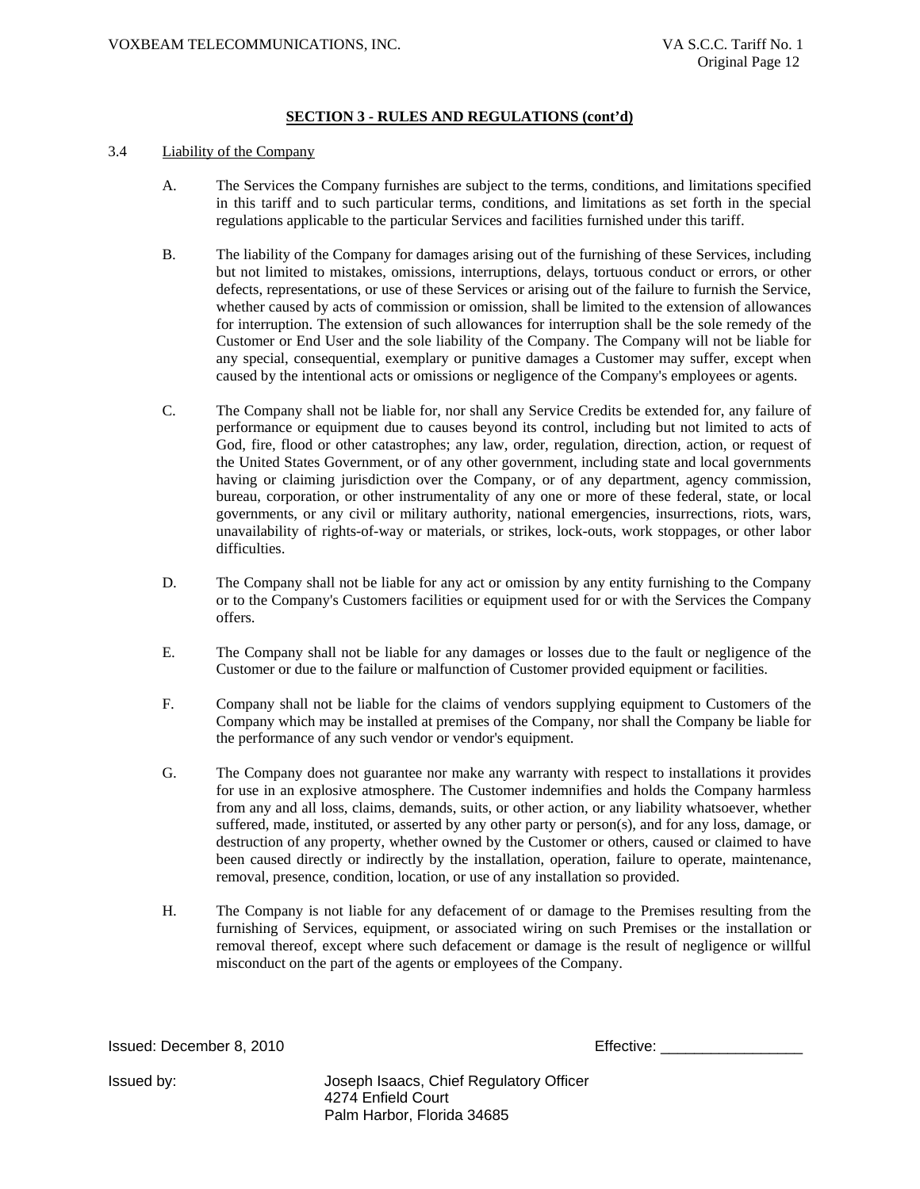## SECTION 3 - RULES AND REGULATIONS (cont'd)

3.4 Liability of the Company

A. The Services the Company furnishes are subject to the terms, conditions, and limitations specified in this tariff and to such particular terms, conditions, and limitations as set forth in the special regulations applicable to the particular Services and facilities furnished under this tariff.

B. The liability of the Company for damages arising out of the furnishing of these Services, including but not limited to mistakes, omissions, interruptions, delays, tortuous conduct or errors, or other defects, representations, or use of these Services or arising out of the failure to furnish the Service, whether caused by acts of commission or omission, shall be limited to the extension of allowances for interruption. The extension of such allowances for interruption shall be the sole remedy of the Customer or End User and the sole liability of the Company. The Company will not be liable for any special, consequential, exemplary or punitive damages a Customer may suffer, except when caused by the intentional acts or omissions or negligence of the Company's employees or agents.

C. The Company shall not be liable for, nor shall any Service Credits be extended for, any failure of performance or equipment due to causes beyond its control, including but not limited to acts of God, fire, flood or other catastrophes; any law, order, regulation, direction, action, or request of the United States Government, or of any other government, including state and local governments having or claiming jurisdiction over the Company, or of any department, agency commission, bureau, corporation, or other instrumentality of any one or more of these federal, state, or local governments, or any civil or military authority, national emergencies, insurrections, riots, wars, unavailability of rights-of-way or materials, or strikes, lock-outs, work stoppages, or other labor difficulties.

D. The Company shall not be liable for any act or omission by any entity furnishing to the Company or to the Company's Customers facilities or equipment used for or with the Services the Company offers.

E. The Company shall not be liable for any damages or losses due to the fault or negligence of the Customer or due to the failure or malfunction of Customer provided equipment or facilities.

F. Company shall not be liable for the claims of vendors supplying equipment to Customers of the Company which may be installed at premises of the Company, nor shall the Company be liable for the performance of any such vendor or vendor's equipment.

G. The Company does not guarantee nor make any warranty with respect to installations it provides for use in an explosive atmosphere. The Customer indemnifies and holds the Company harmless from any and all loss, claims, demands, suits, or other action, or any liability whatsoever, whether suffered, made, instituted, or asserted by any other party or person(s), and for any loss, damage, or destruction of any property, whether owned by the Customer or others, caused or claimed to have been caused directly or indirectly by the installation, operation, failure to operate, maintenance, removal, presence, condition, location, or use of any installation so provided.

H. The Company is not liable for any defacement of or damage to the Premises resulting from the furnishing of Services, equipment, or associated wiring on such Premises or the installation or removal thereof, except where such defacement or damage is the result of negligence or willful misconduct on the part of the agents or employees of the Company.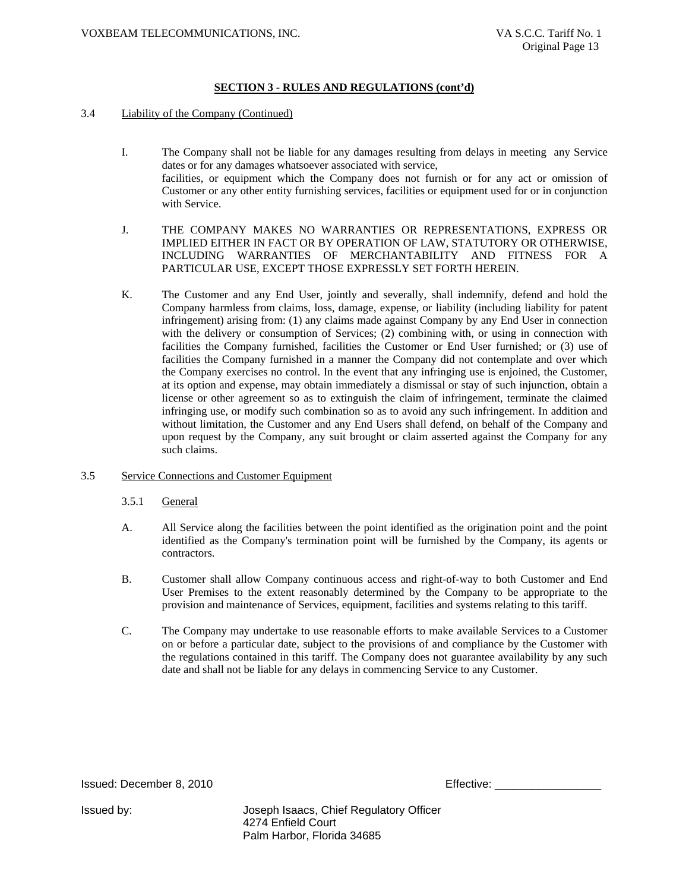## SECTION 3 - RULES AND REGULATIONS (cont'd)

3.4 Liability of the Company (Continued)

I. The Company shall not be liable for any damages resulting from delays in meeting any Service dates or for any damages whatsoever associated with service, facilities, or equipment which the Company does not furnish or for any act or omission of Customer or any other entity furnishing services, facilities or equipment used for or in conjunction with Service.

J. THE COMPANY MAKES NO WARRANTIES OR REPRESENTATIONS, EXPRESS OR IMPLIED EITHER IN FACT OR BY OPERATION OF LAW, STATUTORY OR OTHERWISE, INCLUDING WARRANTIES OF MERCHANTABILITY AND FITNESS FOR A PARTICULAR USE, EXCEPT THOSE EXPRESSLY SET FORTH HEREIN.

K. The Customer and any End User, jointly and severally, shall indemnify, defend and hold the Company harmless from claims, loss, damage, expense, or liability (including liability for patent infringement) arising from: (1) any claims made against Company by any End User in connection with the delivery or consumption of Services; (2) combining with, or using in connection with facilities the Company furnished, facilities the Customer or End User furnished; or (3) use of facilities the Company furnished in a manner the Company did not contemplate and over which the Company exercises no control. In the event that any infringing use is enjoined, the Customer, at its option and expense, may obtain immediately a dismissal or stay of such injunction, obtain a license or other agreement so as to extinguish the claim of infringement, terminate the claimed infringing use, or modify such combination so as to avoid any such infringement. In addition and without limitation, the Customer and any End Users shall defend, on behalf of the Company and upon request by the Company, any suit brought or claim asserted against the Company for any such claims.

3.5 Service Connections and Customer Equipment

3.5.1 General

A. All Service along the facilities between the point identified as the origination point and the point identified as the Company's termination point will be furnished by the Company, its agents or contractors.

B. Customer shall allow Company continuous access and right-of-way to both Customer and End User Premises to the extent reasonably determined by the Company to be appropriate to the provision and maintenance of Services, equipment, facilities and systems relating to this tariff.

C. The Company may undertake to use reasonable efforts to make available Services to a Customer on or before a particular date, subject to the provisions of and compliance by the Customer with the regulations contained in this tariff. The Company does not guarantee availability by any such date and shall not be liable for any delays in commencing Service to any Customer.

Issued: December 8, 2010 Effective: _________________

Issued by: Joseph Isaacs, Chief Regulatory Officer
4274 Enfield Court
Palm Harbor, Florida 34685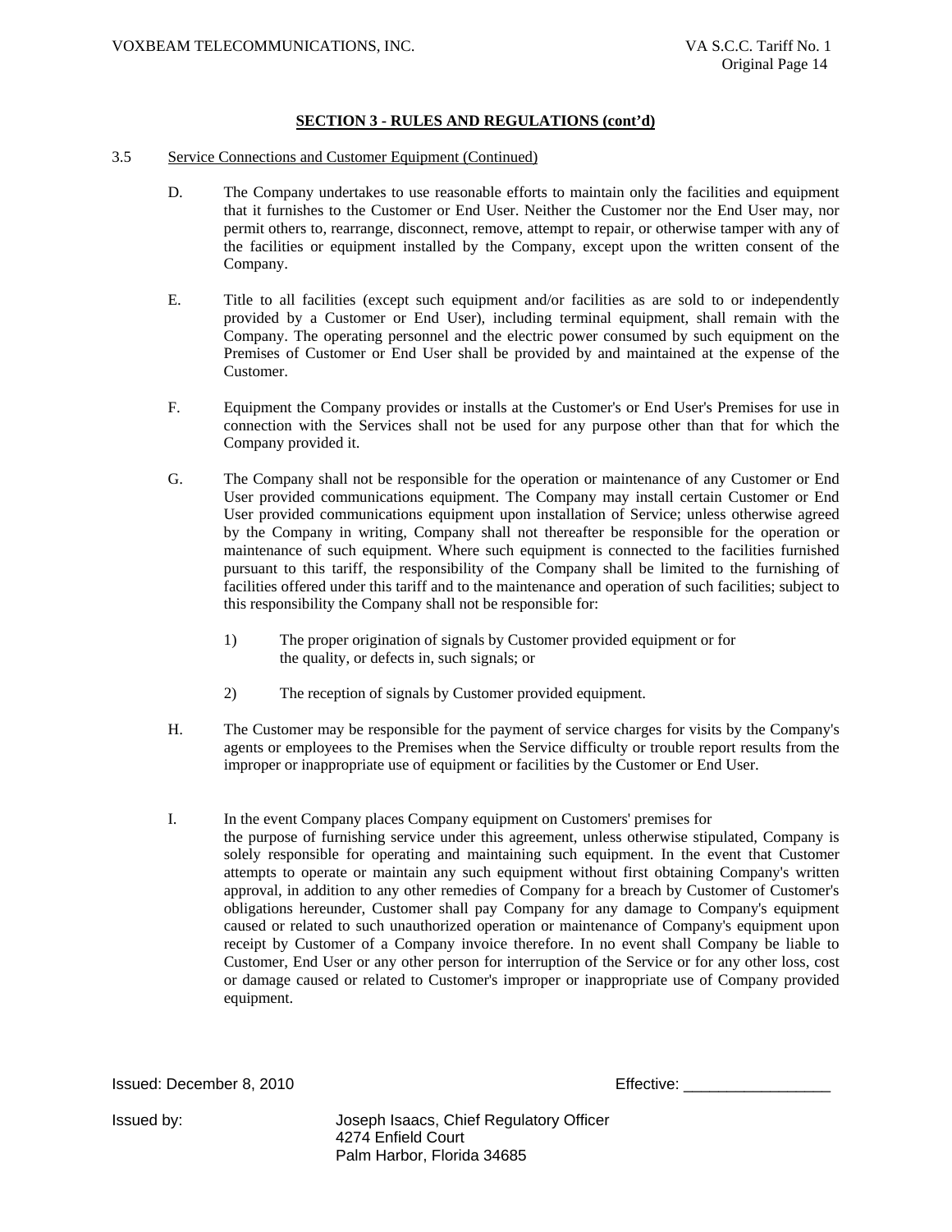## SECTION 3 - RULES AND REGULATIONS (cont'd)

3.5 Service Connections and Customer Equipment (Continued)

D. The Company undertakes to use reasonable efforts to maintain only the facilities and equipment that it furnishes to the Customer or End User. Neither the Customer nor the End User may, nor permit others to, rearrange, disconnect, remove, attempt to repair, or otherwise tamper with any of the facilities or equipment installed by the Company, except upon the written consent of the Company.

E. Title to all facilities (except such equipment and/or facilities as are sold to or independently provided by a Customer or End User), including terminal equipment, shall remain with the Company. The operating personnel and the electric power consumed by such equipment on the Premises of Customer or End User shall be provided by and maintained at the expense of the Customer.

F. Equipment the Company provides or installs at the Customer's or End User's Premises for use in connection with the Services shall not be used for any purpose other than that for which the Company provided it.

G. The Company shall not be responsible for the operation or maintenance of any Customer or End User provided communications equipment. The Company may install certain Customer or End User provided communications equipment upon installation of Service; unless otherwise agreed by the Company in writing, Company shall not thereafter be responsible for the operation or maintenance of such equipment. Where such equipment is connected to the facilities furnished pursuant to this tariff, the responsibility of the Company shall be limited to the furnishing of facilities offered under this tariff and to the maintenance and operation of such facilities; subject to this responsibility the Company shall not be responsible for:

1) The proper origination of signals by Customer provided equipment or for the quality, or defects in, such signals; or

2) The reception of signals by Customer provided equipment.

H. The Customer may be responsible for the payment of service charges for visits by the Company's agents or employees to the Premises when the Service difficulty or trouble report results from the improper or inappropriate use of equipment or facilities by the Customer or End User.

I. In the event Company places Company equipment on Customers' premises for the purpose of furnishing service under this agreement, unless otherwise stipulated, Company is solely responsible for operating and maintaining such equipment. In the event that Customer attempts to operate or maintain any such equipment without first obtaining Company's written approval, in addition to any other remedies of Company for a breach by Customer of Customer's obligations hereunder, Customer shall pay Company for any damage to Company's equipment caused or related to such unauthorized operation or maintenance of Company's equipment upon receipt by Customer of a Company invoice therefore. In no event shall Company be liable to Customer, End User or any other person for interruption of the Service or for any other loss, cost or damage caused or related to Customer's improper or inappropriate use of Company provided equipment.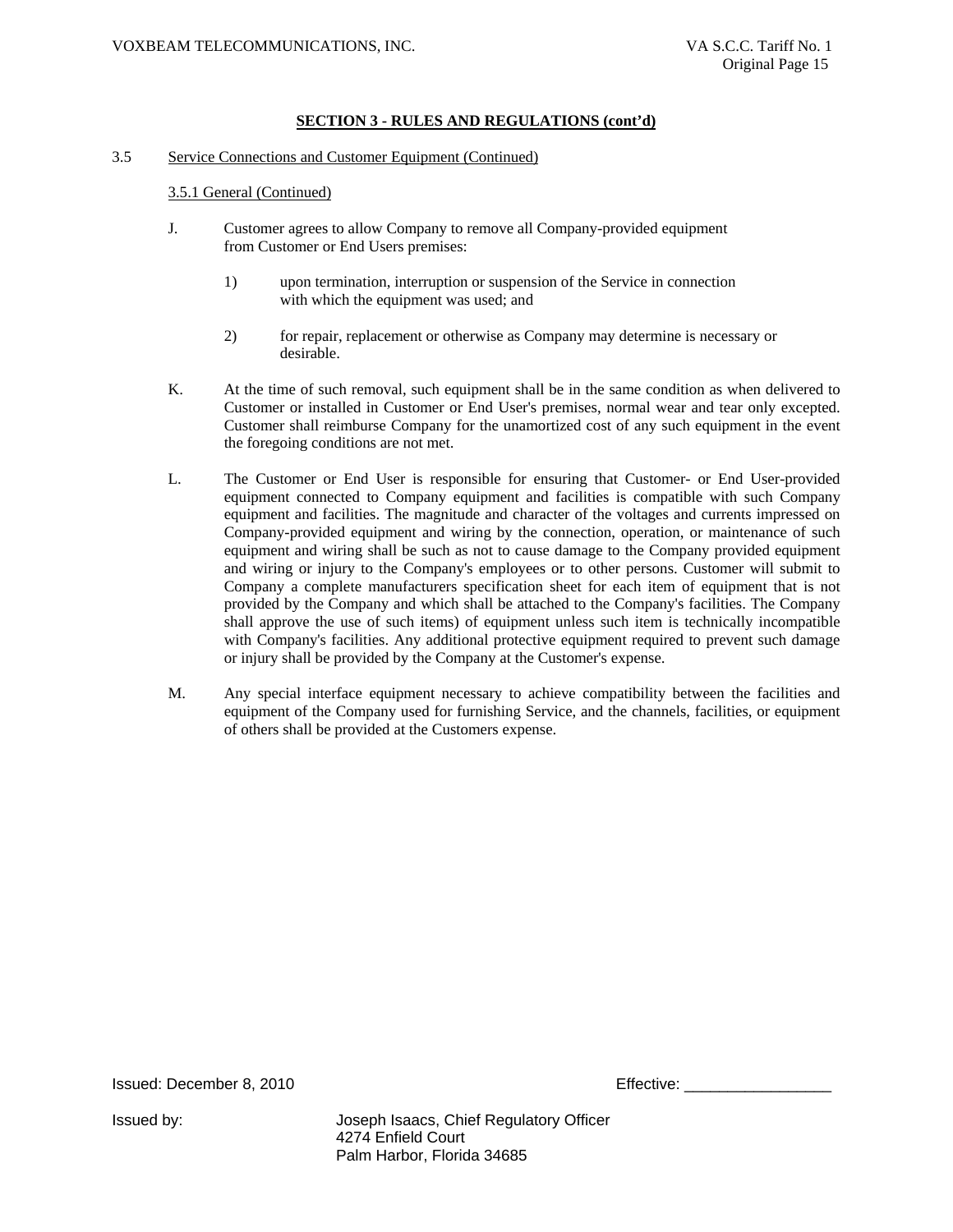## SECTION 3 - RULES AND REGULATIONS (cont'd)

3.5 Service Connections and Customer Equipment (Continued)

3.5.1 General (Continued)

J. Customer agrees to allow Company to remove all Company-provided equipment from Customer or End Users premises:

1) upon termination, interruption or suspension of the Service in connection with which the equipment was used; and

2) for repair, replacement or otherwise as Company may determine is necessary or desirable.

K. At the time of such removal, such equipment shall be in the same condition as when delivered to Customer or installed in Customer or End User's premises, normal wear and tear only excepted. Customer shall reimburse Company for the unamortized cost of any such equipment in the event the foregoing conditions are not met.

L. The Customer or End User is responsible for ensuring that Customer- or End User-provided equipment connected to Company equipment and facilities is compatible with such Company equipment and facilities. The magnitude and character of the voltages and currents impressed on Company-provided equipment and wiring by the connection, operation, or maintenance of such equipment and wiring shall be such as not to cause damage to the Company provided equipment and wiring or injury to the Company's employees or to other persons. Customer will submit to Company a complete manufacturers specification sheet for each item of equipment that is not provided by the Company and which shall be attached to the Company's facilities. The Company shall approve the use of such items) of equipment unless such item is technically incompatible with Company's facilities. Any additional protective equipment required to prevent such damage or injury shall be provided by the Company at the Customer's expense.

M. Any special interface equipment necessary to achieve compatibility between the facilities and equipment of the Company used for furnishing Service, and the channels, facilities, or equipment of others shall be provided at the Customers expense.

Issued: December 8, 2010 Effective: _________________

Issued by: Joseph Isaacs, Chief Regulatory Officer
4274 Enfield Court
Palm Harbor, Florida 34685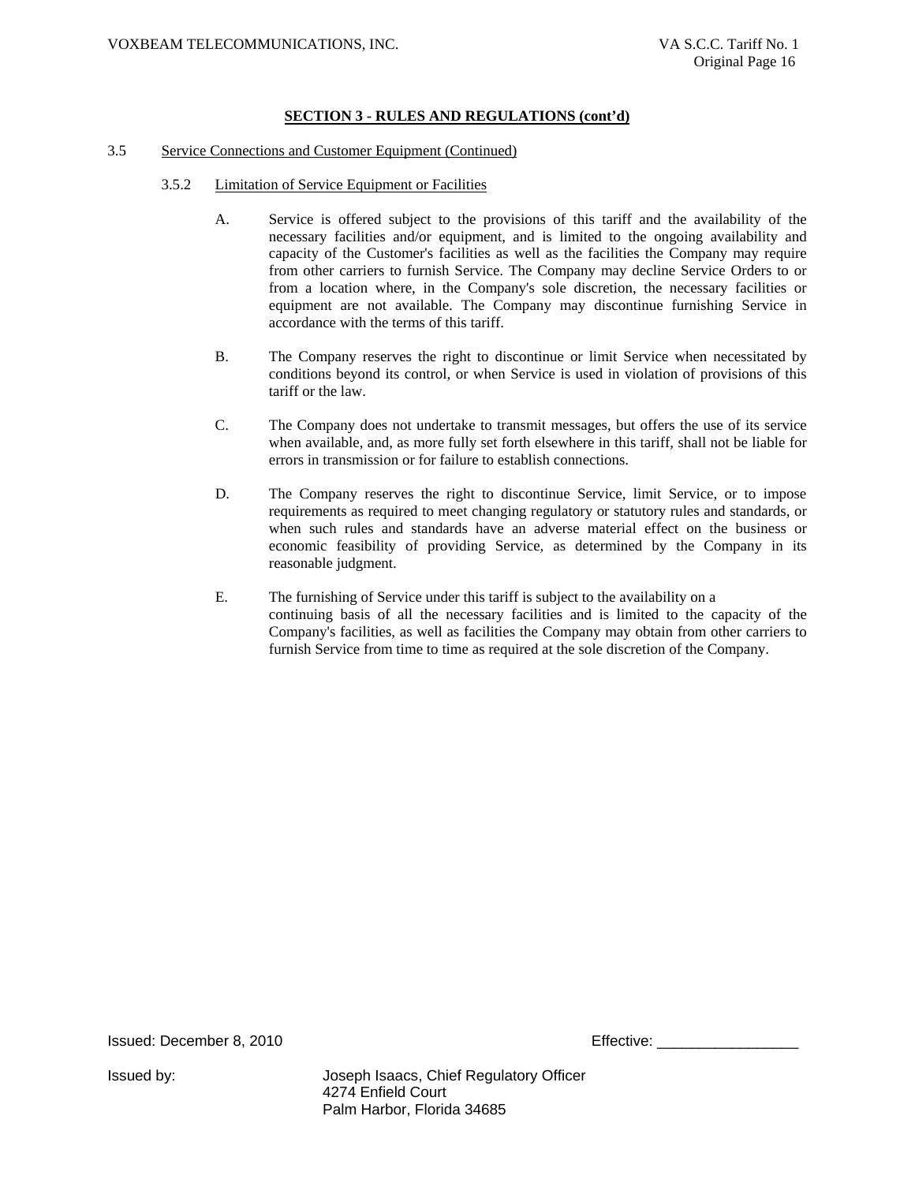## SECTION 3 - RULES AND REGULATIONS (cont'd)

3.5 Service Connections and Customer Equipment (Continued)

3.5.2 Limitation of Service Equipment or Facilities

A. Service is offered subject to the provisions of this tariff and the availability of the necessary facilities and/or equipment, and is limited to the ongoing availability and capacity of the Customer's facilities as well as the facilities the Company may require from other carriers to furnish Service. The Company may decline Service Orders to or from a location where, in the Company's sole discretion, the necessary facilities or equipment are not available. The Company may discontinue furnishing Service in accordance with the terms of this tariff.

B. The Company reserves the right to discontinue or limit Service when necessitated by conditions beyond its control, or when Service is used in violation of provisions of this tariff or the law.

C. The Company does not undertake to transmit messages, but offers the use of its service when available, and, as more fully set forth elsewhere in this tariff, shall not be liable for errors in transmission or for failure to establish connections.

D. The Company reserves the right to discontinue Service, limit Service, or to impose requirements as required to meet changing regulatory or statutory rules and standards, or when such rules and standards have an adverse material effect on the business or economic feasibility of providing Service, as determined by the Company in its reasonable judgment.

E. The furnishing of Service under this tariff is subject to the availability on a continuing basis of all the necessary facilities and is limited to the capacity of the Company's facilities, as well as facilities the Company may obtain from other carriers to furnish Service from time to time as required at the sole discretion of the Company.

Issued: December 8, 2010 Effective: _________________

Issued by: Joseph Isaacs, Chief Regulatory Officer
4274 Enfield Court
Palm Harbor, Florida 34685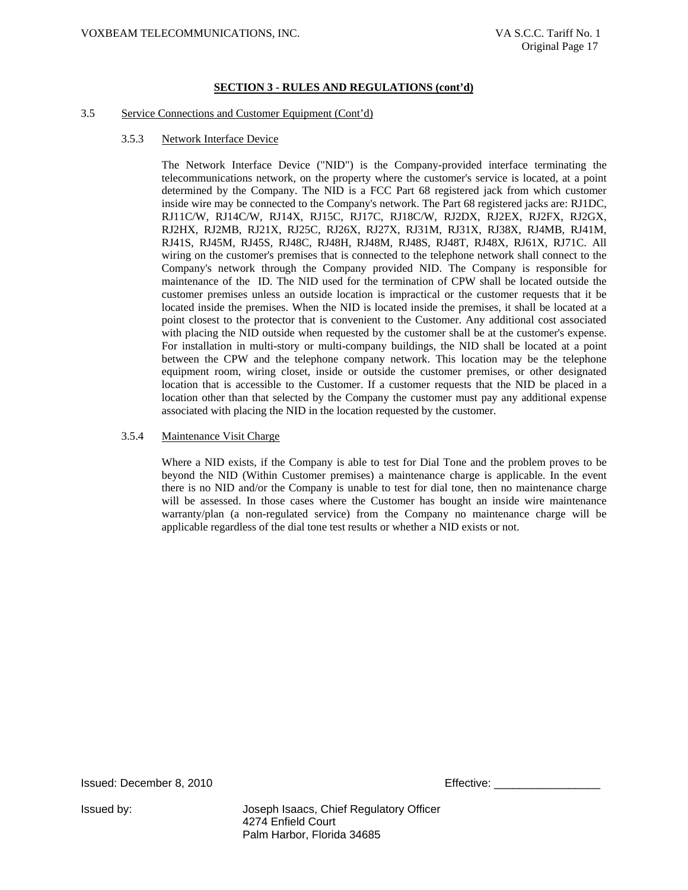## SECTION 3 - RULES AND REGULATIONS (cont'd)

3.5 Service Connections and Customer Equipment (Cont'd)

3.5.3 Network Interface Device

The Network Interface Device ("NID") is the Company-provided interface terminating the telecommunications network, on the property where the customer's service is located, at a point determined by the Company. The NID is a FCC Part 68 registered jack from which customer inside wire may be connected to the Company's network. The Part 68 registered jacks are: RJ1DC, RJ11C/W, RJ14C/W, RJ14X, RJ15C, RJ17C, RJ18C/W, RJ2DX, RJ2EX, RJ2FX, RJ2GX, RJ2HX, RJ2MB, RJ21X, RJ25C, RJ26X, RJ27X, RJ31M, RJ31X, RJ38X, RJ4MB, RJ41M, RJ41S, RJ45M, RJ45S, RJ48C, RJ48H, RJ48M, RJ48S, RJ48T, RJ48X, RJ61X, RJ71C. All wiring on the customer's premises that is connected to the telephone network shall connect to the Company's network through the Company provided NID. The Company is responsible for maintenance of the ID. The NID used for the termination of CPW shall be located outside the customer premises unless an outside location is impractical or the customer requests that it be located inside the premises. When the NID is located inside the premises, it shall be located at a point closest to the protector that is convenient to the Customer. Any additional cost associated with placing the NID outside when requested by the customer shall be at the customer's expense. For installation in multi-story or multi-company buildings, the NID shall be located at a point between the CPW and the telephone company network. This location may be the telephone equipment room, wiring closet, inside or outside the customer premises, or other designated location that is accessible to the Customer. If a customer requests that the NID be placed in a location other than that selected by the Company the customer must pay any additional expense associated with placing the NID in the location requested by the customer.

3.5.4 Maintenance Visit Charge

Where a NID exists, if the Company is able to test for Dial Tone and the problem proves to be beyond the NID (Within Customer premises) a maintenance charge is applicable. In the event there is no NID and/or the Company is unable to test for dial tone, then no maintenance charge will be assessed. In those cases where the Customer has bought an inside wire maintenance warranty/plan (a non-regulated service) from the Company no maintenance charge will be applicable regardless of the dial tone test results or whether a NID exists or not.

Issued: December 8, 2010 Effective: _________________

Issued by: Joseph Isaacs, Chief Regulatory Officer
4274 Enfield Court
Palm Harbor, Florida 34685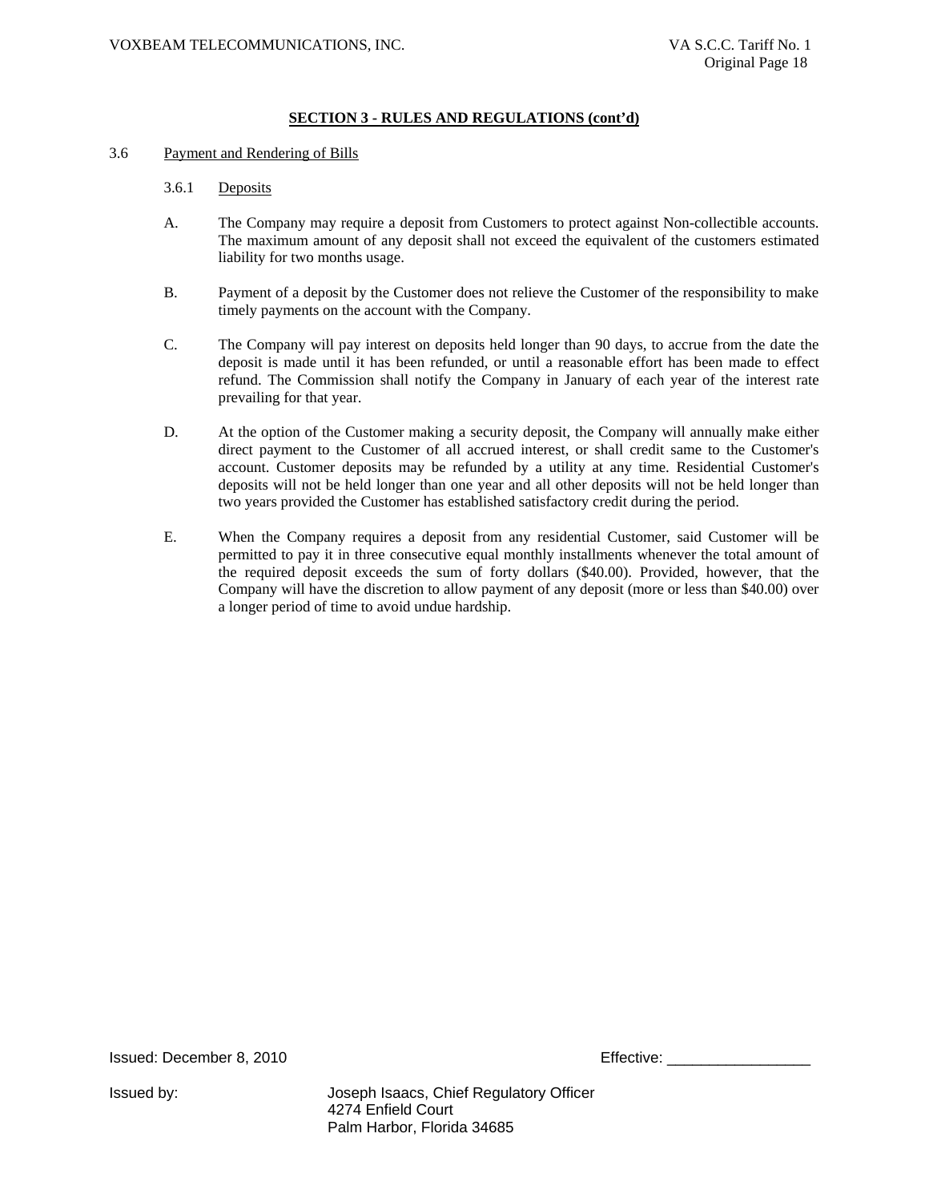## SECTION 3 - RULES AND REGULATIONS (cont'd)

3.6 Payment and Rendering of Bills

3.6.1 Deposits

A. The Company may require a deposit from Customers to protect against Non-collectible accounts. The maximum amount of any deposit shall not exceed the equivalent of the customers estimated liability for two months usage.

B. Payment of a deposit by the Customer does not relieve the Customer of the responsibility to make timely payments on the account with the Company.

C. The Company will pay interest on deposits held longer than 90 days, to accrue from the date the deposit is made until it has been refunded, or until a reasonable effort has been made to effect refund. The Commission shall notify the Company in January of each year of the interest rate prevailing for that year.

D. At the option of the Customer making a security deposit, the Company will annually make either direct payment to the Customer of all accrued interest, or shall credit same to the Customer's account. Customer deposits may be refunded by a utility at any time. Residential Customer's deposits will not be held longer than one year and all other deposits will not be held longer than two years provided the Customer has established satisfactory credit during the period.

E. When the Company requires a deposit from any residential Customer, said Customer will be permitted to pay it in three consecutive equal monthly installments whenever the total amount of the required deposit exceeds the sum of forty dollars ($40.00). Provided, however, that the Company will have the discretion to allow payment of any deposit (more or less than $40.00) over a longer period of time to avoid undue hardship.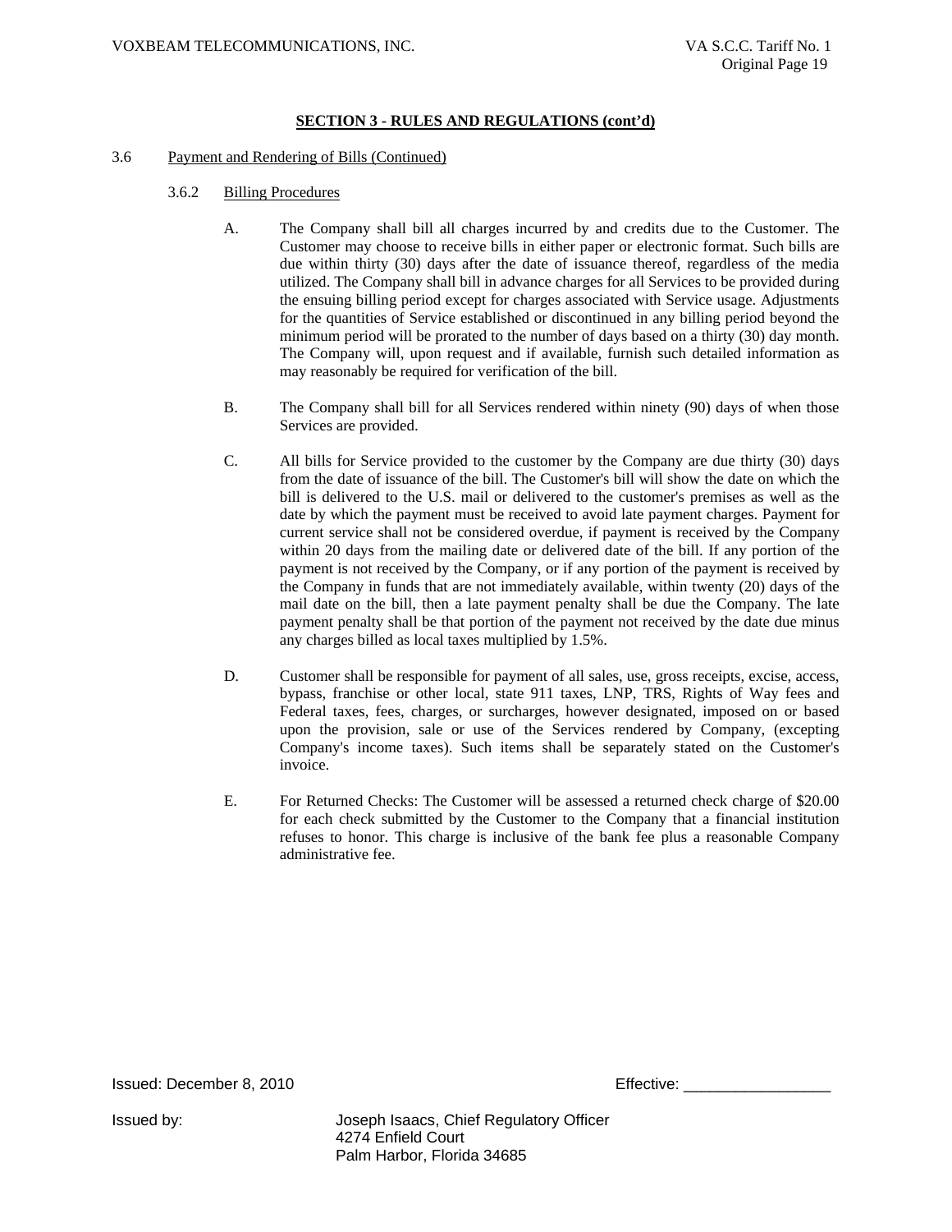## SECTION 3 - RULES AND REGULATIONS (cont'd)

3.6 Payment and Rendering of Bills (Continued)

3.6.2 Billing Procedures

A. The Company shall bill all charges incurred by and credits due to the Customer. The Customer may choose to receive bills in either paper or electronic format. Such bills are due within thirty (30) days after the date of issuance thereof, regardless of the media utilized. The Company shall bill in advance charges for all Services to be provided during the ensuing billing period except for charges associated with Service usage. Adjustments for the quantities of Service established or discontinued in any billing period beyond the minimum period will be prorated to the number of days based on a thirty (30) day month. The Company will, upon request and if available, furnish such detailed information as may reasonably be required for verification of the bill.

B. The Company shall bill for all Services rendered within ninety (90) days of when those Services are provided.

C. All bills for Service provided to the customer by the Company are due thirty (30) days from the date of issuance of the bill. The Customer's bill will show the date on which the bill is delivered to the U.S. mail or delivered to the customer's premises as well as the date by which the payment must be received to avoid late payment charges. Payment for current service shall not be considered overdue, if payment is received by the Company within 20 days from the mailing date or delivered date of the bill. If any portion of the payment is not received by the Company, or if any portion of the payment is received by the Company in funds that are not immediately available, within twenty (20) days of the mail date on the bill, then a late payment penalty shall be due the Company. The late payment penalty shall be that portion of the payment not received by the date due minus any charges billed as local taxes multiplied by 1.5%.

D. Customer shall be responsible for payment of all sales, use, gross receipts, excise, access, bypass, franchise or other local, state 911 taxes, LNP, TRS, Rights of Way fees and Federal taxes, fees, charges, or surcharges, however designated, imposed on or based upon the provision, sale or use of the Services rendered by Company, (excepting Company's income taxes). Such items shall be separately stated on the Customer's invoice.

E. For Returned Checks: The Customer will be assessed a returned check charge of $20.00 for each check submitted by the Customer to the Company that a financial institution refuses to honor. This charge is inclusive of the bank fee plus a reasonable Company administrative fee.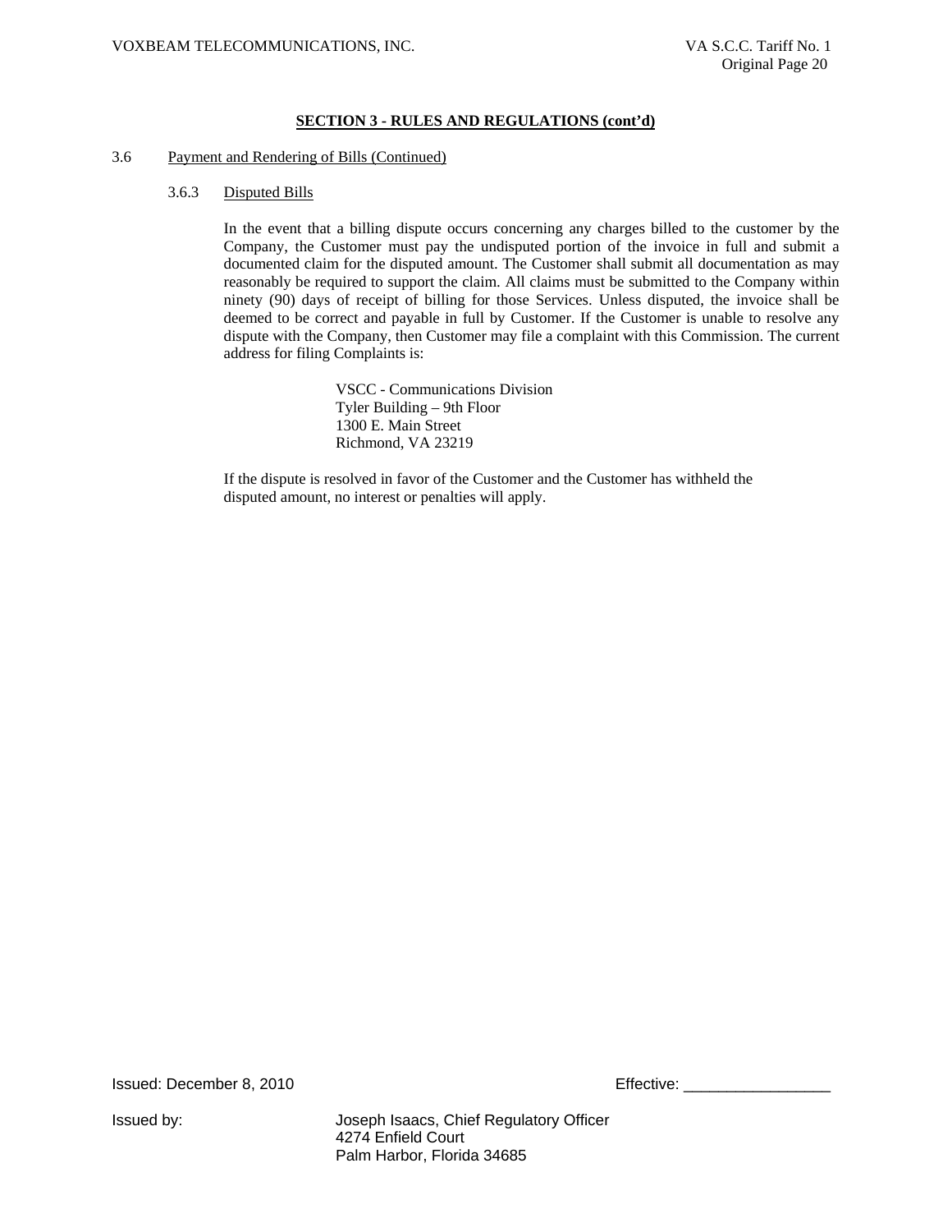## SECTION 3 - RULES AND REGULATIONS (cont'd)

3.6 Payment and Rendering of Bills (Continued)

3.6.3 Disputed Bills

In the event that a billing dispute occurs concerning any charges billed to the customer by the Company, the Customer must pay the undisputed portion of the invoice in full and submit a documented claim for the disputed amount. The Customer shall submit all documentation as may reasonably be required to support the claim. All claims must be submitted to the Company within ninety (90) days of receipt of billing for those Services. Unless disputed, the invoice shall be deemed to be correct and payable in full by Customer. If the Customer is unable to resolve any dispute with the Company, then Customer may file a complaint with this Commission. The current address for filing Complaints is:

VSCC - Communications Division
Tyler Building – 9th Floor
1300 E. Main Street
Richmond, VA 23219

If the dispute is resolved in favor of the Customer and the Customer has withheld the disputed amount, no interest or penalties will apply.

Issued: December 8, 2010 Effective: _________________

Issued by: Joseph Isaacs, Chief Regulatory Officer
4274 Enfield Court
Palm Harbor, Florida 34685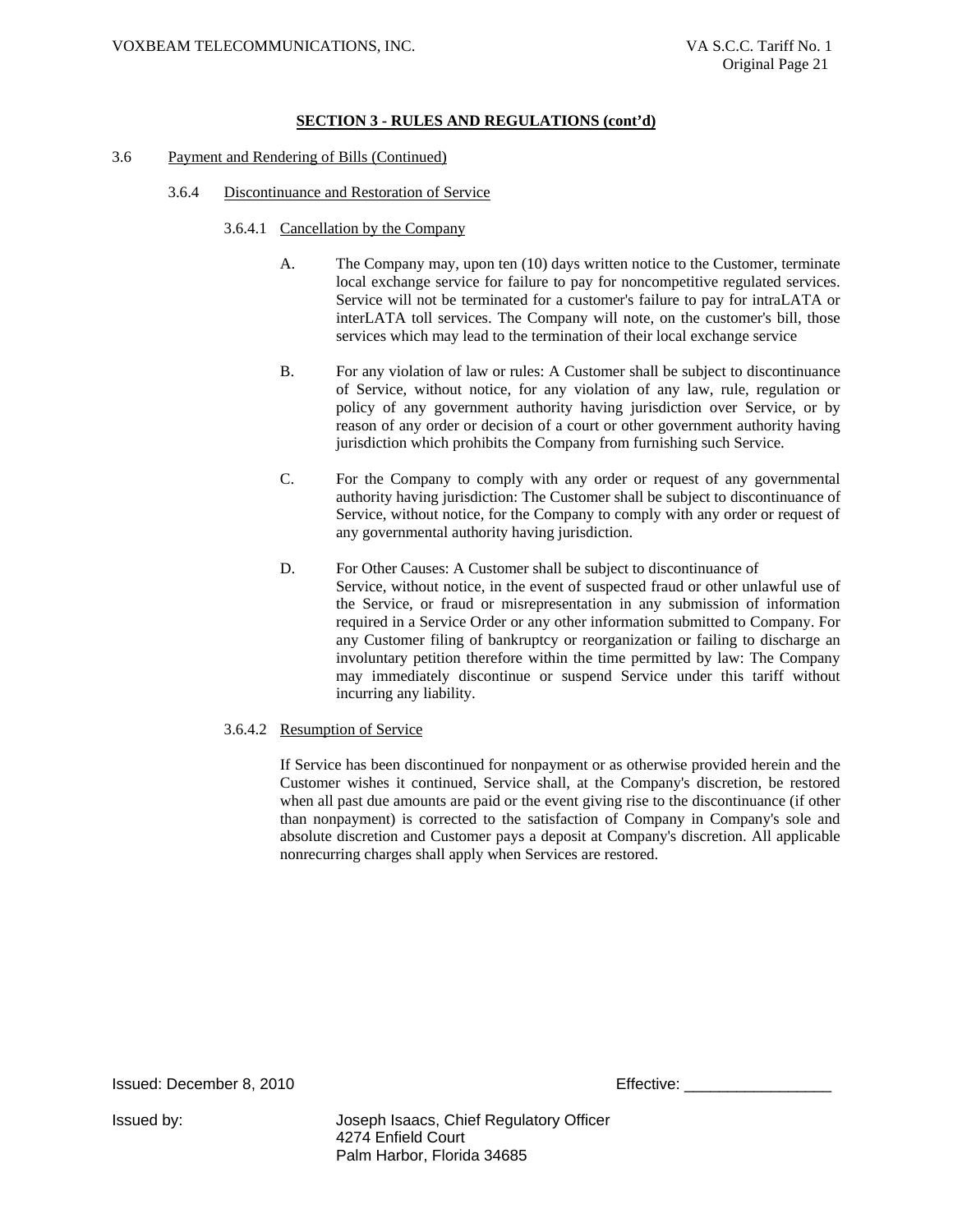## SECTION 3 - RULES AND REGULATIONS (cont'd)

3.6 Payment and Rendering of Bills (Continued)

3.6.4 Discontinuance and Restoration of Service

3.6.4.1 Cancellation by the Company

A. The Company may, upon ten (10) days written notice to the Customer, terminate local exchange service for failure to pay for noncompetitive regulated services. Service will not be terminated for a customer's failure to pay for intraLATA or interLATA toll services. The Company will note, on the customer's bill, those services which may lead to the termination of their local exchange service

B. For any violation of law or rules: A Customer shall be subject to discontinuance of Service, without notice, for any violation of any law, rule, regulation or policy of any government authority having jurisdiction over Service, or by reason of any order or decision of a court or other government authority having jurisdiction which prohibits the Company from furnishing such Service.

C. For the Company to comply with any order or request of any governmental authority having jurisdiction: The Customer shall be subject to discontinuance of Service, without notice, for the Company to comply with any order or request of any governmental authority having jurisdiction.

D. For Other Causes: A Customer shall be subject to discontinuance of Service, without notice, in the event of suspected fraud or other unlawful use of the Service, or fraud or misrepresentation in any submission of information required in a Service Order or any other information submitted to Company. For any Customer filing of bankruptcy or reorganization or failing to discharge an involuntary petition therefore within the time permitted by law: The Company may immediately discontinue or suspend Service under this tariff without incurring any liability.

3.6.4.2 Resumption of Service

If Service has been discontinued for nonpayment or as otherwise provided herein and the Customer wishes it continued, Service shall, at the Company's discretion, be restored when all past due amounts are paid or the event giving rise to the discontinuance (if other than nonpayment) is corrected to the satisfaction of Company in Company's sole and absolute discretion and Customer pays a deposit at Company's discretion. All applicable nonrecurring charges shall apply when Services are restored.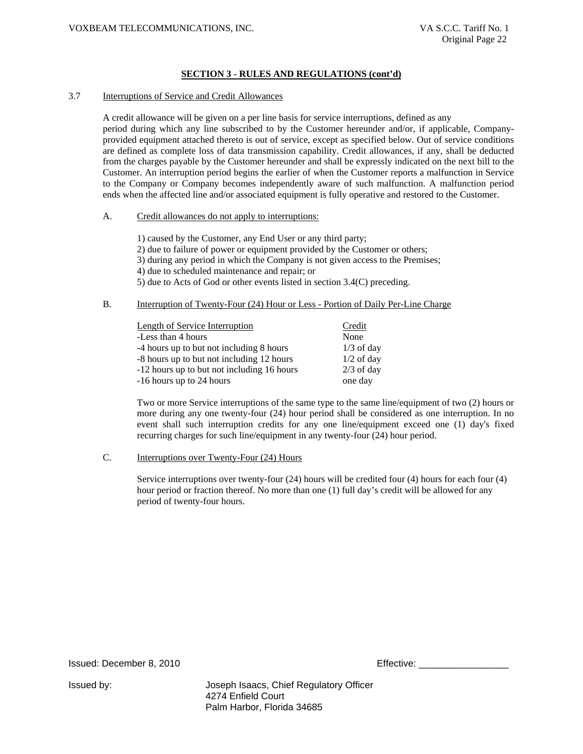## SECTION 3 - RULES AND REGULATIONS (cont'd)

3.7 Interruptions of Service and Credit Allowances

A credit allowance will be given on a per line basis for service interruptions, defined as any period during which any line subscribed to by the Customer hereunder and/or, if applicable, Company-provided equipment attached thereto is out of service, except as specified below. Out of service conditions are defined as complete loss of data transmission capability. Credit allowances, if any, shall be deducted from the charges payable by the Customer hereunder and shall be expressly indicated on the next bill to the Customer. An interruption period begins the earlier of when the Customer reports a malfunction in Service to the Company or Company becomes independently aware of such malfunction. A malfunction period ends when the affected line and/or associated equipment is fully operative and restored to the Customer.

A. Credit allowances do not apply to interruptions:

1) caused by the Customer, any End User or any third party;
2) due to failure of power or equipment provided by the Customer or others;
3) during any period in which the Company is not given access to the Premises;
4) due to scheduled maintenance and repair; or
5) due to Acts of God or other events listed in section 3.4(C) preceding.

B. Interruption of Twenty-Four (24) Hour or Less - Portion of Daily Per-Line Charge

| Length of Service Interruption | Credit |
|---|---|
| -Less than 4 hours | None |
| -4 hours up to but not including 8 hours | 1/3 of day |
| -8 hours up to but not including 12 hours | 1/2 of day |
| -12 hours up to but not including 16 hours | 2/3 of day |
| -16 hours up to 24 hours | one day |

Two or more Service interruptions of the same type to the same line/equipment of two (2) hours or more during any one twenty-four (24) hour period shall be considered as one interruption. In no event shall such interruption credits for any one line/equipment exceed one (1) day's fixed recurring charges for such line/equipment in any twenty-four (24) hour period.

C. Interruptions over Twenty-Four (24) Hours

Service interruptions over twenty-four (24) hours will be credited four (4) hours for each four (4) hour period or fraction thereof. No more than one (1) full day's credit will be allowed for any period of twenty-four hours.

Issued: December 8, 2010

Effective: _________________

Issued by: Joseph Isaacs, Chief Regulatory Officer
4274 Enfield Court
Palm Harbor, Florida 34685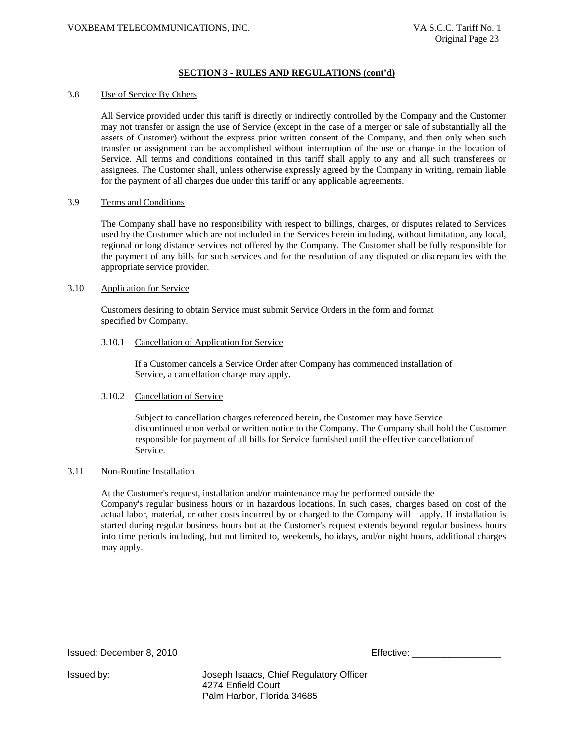## SECTION 3 - RULES AND REGULATIONS (cont'd)

3.8 Use of Service By Others

All Service provided under this tariff is directly or indirectly controlled by the Company and the Customer may not transfer or assign the use of Service (except in the case of a merger or sale of substantially all the assets of Customer) without the express prior written consent of the Company, and then only when such transfer or assignment can be accomplished without interruption of the use or change in the location of Service. All terms and conditions contained in this tariff shall apply to any and all such transferees or assignees. The Customer shall, unless otherwise expressly agreed by the Company in writing, remain liable for the payment of all charges due under this tariff or any applicable agreements.

3.9 Terms and Conditions

The Company shall have no responsibility with respect to billings, charges, or disputes related to Services used by the Customer which are not included in the Services herein including, without limitation, any local, regional or long distance services not offered by the Company. The Customer shall be fully responsible for the payment of any bills for such services and for the resolution of any disputed or discrepancies with the appropriate service provider.

3.10 Application for Service

Customers desiring to obtain Service must submit Service Orders in the form and format specified by Company.

3.10.1 Cancellation of Application for Service

If a Customer cancels a Service Order after Company has commenced installation of Service, a cancellation charge may apply.

3.10.2 Cancellation of Service

Subject to cancellation charges referenced herein, the Customer may have Service discontinued upon verbal or written notice to the Company. The Company shall hold the Customer responsible for payment of all bills for Service furnished until the effective cancellation of Service.

3.11 Non-Routine Installation

At the Customer's request, installation and/or maintenance may be performed outside the Company's regular business hours or in hazardous locations. In such cases, charges based on cost of the actual labor, material, or other costs incurred by or charged to the Company will apply. If installation is started during regular business hours but at the Customer's request extends beyond regular business hours into time periods including, but not limited to, weekends, holidays, and/or night hours, additional charges may apply.

Issued: December 8, 2010 Effective: _________________

Issued by: Joseph Isaacs, Chief Regulatory Officer
4274 Enfield Court
Palm Harbor, Florida 34685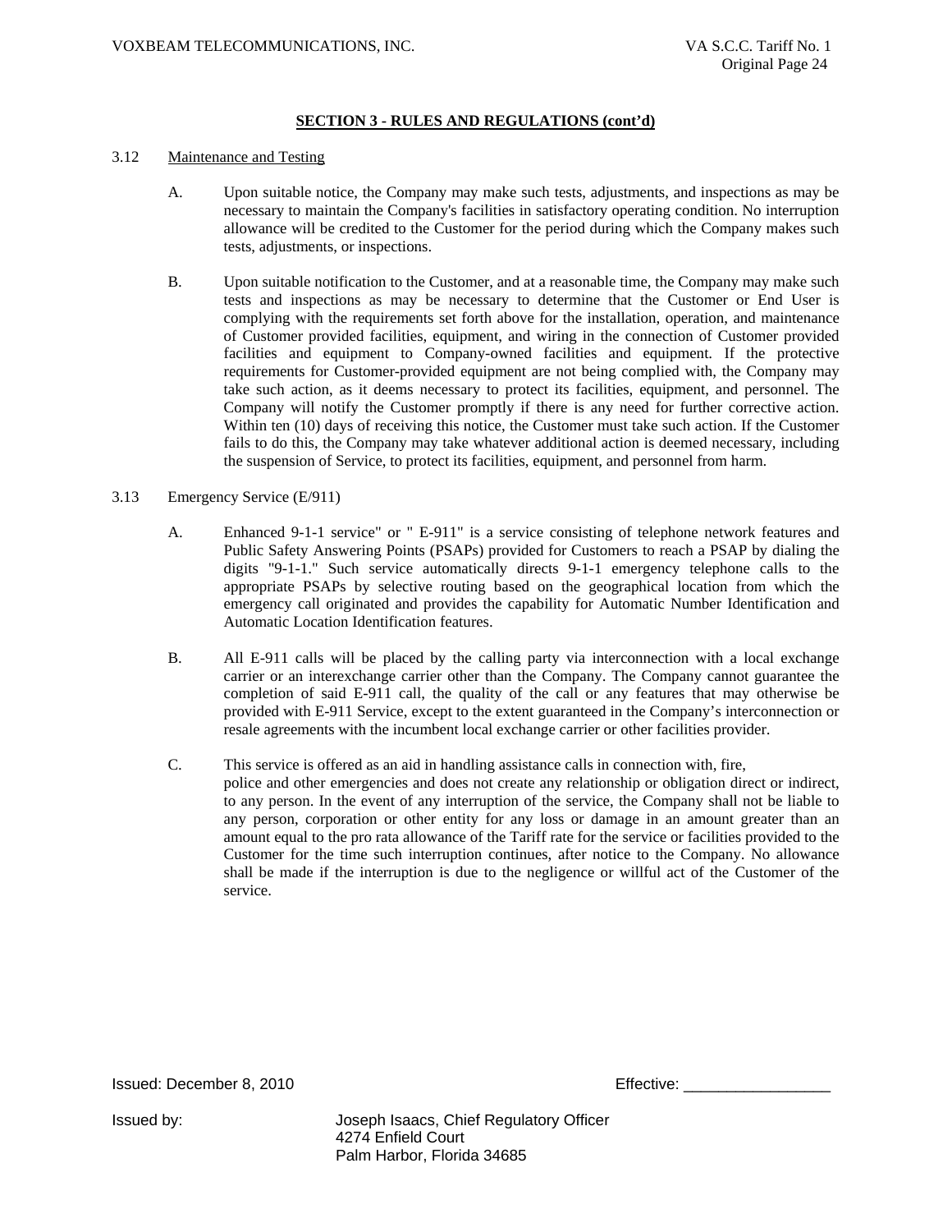## SECTION 3 - RULES AND REGULATIONS (cont'd)

3.12 Maintenance and Testing

A. Upon suitable notice, the Company may make such tests, adjustments, and inspections as may be necessary to maintain the Company's facilities in satisfactory operating condition. No interruption allowance will be credited to the Customer for the period during which the Company makes such tests, adjustments, or inspections.

B. Upon suitable notification to the Customer, and at a reasonable time, the Company may make such tests and inspections as may be necessary to determine that the Customer or End User is complying with the requirements set forth above for the installation, operation, and maintenance of Customer provided facilities, equipment, and wiring in the connection of Customer provided facilities and equipment to Company-owned facilities and equipment. If the protective requirements for Customer-provided equipment are not being complied with, the Company may take such action, as it deems necessary to protect its facilities, equipment, and personnel. The Company will notify the Customer promptly if there is any need for further corrective action. Within ten (10) days of receiving this notice, the Customer must take such action. If the Customer fails to do this, the Company may take whatever additional action is deemed necessary, including the suspension of Service, to protect its facilities, equipment, and personnel from harm.

3.13 Emergency Service (E/911)

A. Enhanced 9-1-1 service" or " E-911" is a service consisting of telephone network features and Public Safety Answering Points (PSAPs) provided for Customers to reach a PSAP by dialing the digits "9-1-1." Such service automatically directs 9-1-1 emergency telephone calls to the appropriate PSAPs by selective routing based on the geographical location from which the emergency call originated and provides the capability for Automatic Number Identification and Automatic Location Identification features.

B. All E-911 calls will be placed by the calling party via interconnection with a local exchange carrier or an interexchange carrier other than the Company. The Company cannot guarantee the completion of said E-911 call, the quality of the call or any features that may otherwise be provided with E-911 Service, except to the extent guaranteed in the Company's interconnection or resale agreements with the incumbent local exchange carrier or other facilities provider.

C. This service is offered as an aid in handling assistance calls in connection with, fire, police and other emergencies and does not create any relationship or obligation direct or indirect, to any person. In the event of any interruption of the service, the Company shall not be liable to any person, corporation or other entity for any loss or damage in an amount greater than an amount equal to the pro rata allowance of the Tariff rate for the service or facilities provided to the Customer for the time such interruption continues, after notice to the Company. No allowance shall be made if the interruption is due to the negligence or willful act of the Customer of the service.

Issued: December 8, 2010 Effective: _________________

Issued by: Joseph Isaacs, Chief Regulatory Officer
4274 Enfield Court
Palm Harbor, Florida 34685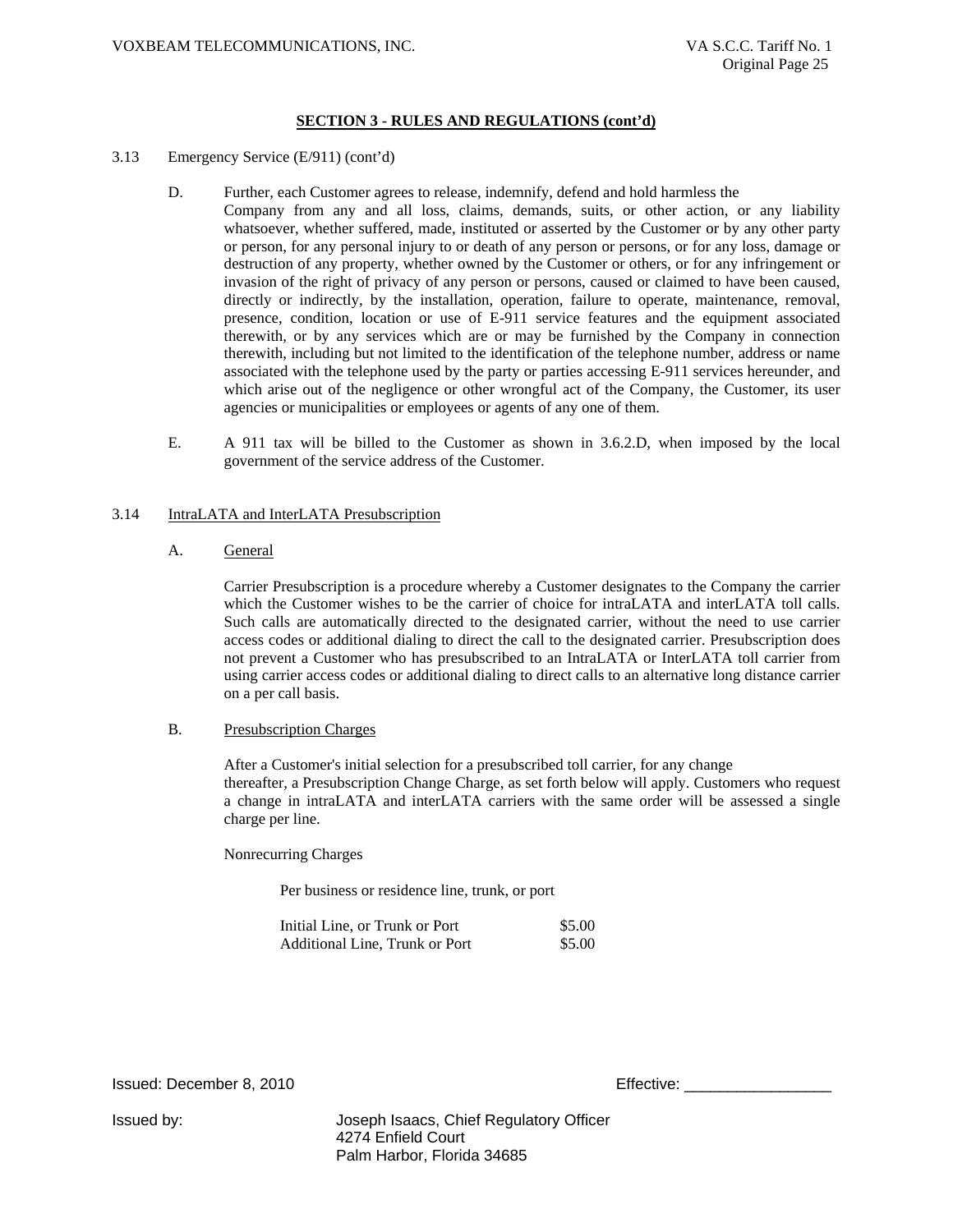**SECTION 3 - RULES AND REGULATIONS (cont'd)**

3.13 Emergency Service (E/911) (cont'd)

D. Further, each Customer agrees to release, indemnify, defend and hold harmless the Company from any and all loss, claims, demands, suits, or other action, or any liability whatsoever, whether suffered, made, instituted or asserted by the Customer or by any other party or person, for any personal injury to or death of any person or persons, or for any loss, damage or destruction of any property, whether owned by the Customer or others, or for any infringement or invasion of the right of privacy of any person or persons, caused or claimed to have been caused, directly or indirectly, by the installation, operation, failure to operate, maintenance, removal, presence, condition, location or use of E-911 service features and the equipment associated therewith, or by any services which are or may be furnished by the Company in connection therewith, including but not limited to the identification of the telephone number, address or name associated with the telephone used by the party or parties accessing E-911 services hereunder, and which arise out of the negligence or other wrongful act of the Company, the Customer, its user agencies or municipalities or employees or agents of any one of them.

E. A 911 tax will be billed to the Customer as shown in 3.6.2.D, when imposed by the local government of the service address of the Customer.

3.14 IntraLATA and InterLATA Presubscription

A. General

Carrier Presubscription is a procedure whereby a Customer designates to the Company the carrier which the Customer wishes to be the carrier of choice for intraLATA and interLATA toll calls. Such calls are automatically directed to the designated carrier, without the need to use carrier access codes or additional dialing to direct the call to the designated carrier. Presubscription does not prevent a Customer who has presubscribed to an IntraLATA or InterLATA toll carrier from using carrier access codes or additional dialing to direct calls to an alternative long distance carrier on a per call basis.

B. Presubscription Charges

After a Customer's initial selection for a presubscribed toll carrier, for any change thereafter, a Presubscription Change Charge, as set forth below will apply. Customers who request a change in intraLATA and interLATA carriers with the same order will be assessed a single charge per line.

Nonrecurring Charges

Per business or residence line, trunk, or port

| | |
|---|---|
| Initial Line, or Trunk or Port | $5.00 |
| Additional Line, Trunk or Port | $5.00 |

Issued: December 8, 2010

Effective: _________________

Issued by: Joseph Isaacs, Chief Regulatory Officer
4274 Enfield Court
Palm Harbor, Florida 34685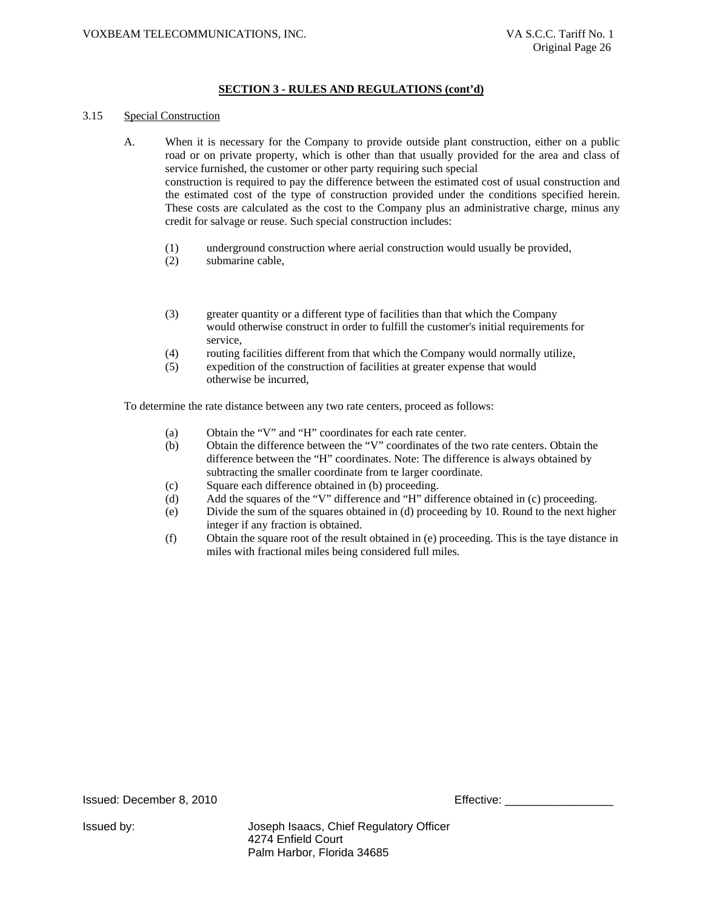## SECTION 3 - RULES AND REGULATIONS (cont'd)

3.15 Special Construction

A. When it is necessary for the Company to provide outside plant construction, either on a public road or on private property, which is other than that usually provided for the area and class of service furnished, the customer or other party requiring such special construction is required to pay the difference between the estimated cost of usual construction and the estimated cost of the type of construction provided under the conditions specified herein. These costs are calculated as the cost to the Company plus an administrative charge, minus any credit for salvage or reuse. Such special construction includes:

(1) underground construction where aerial construction would usually be provided,
(2) submarine cable,
(3) greater quantity or a different type of facilities than that which the Company would otherwise construct in order to fulfill the customer's initial requirements for service,
(4) routing facilities different from that which the Company would normally utilize,
(5) expedition of the construction of facilities at greater expense that would otherwise be incurred,

To determine the rate distance between any two rate centers, proceed as follows:

(a) Obtain the "V" and "H" coordinates for each rate center.
(b) Obtain the difference between the "V" coordinates of the two rate centers. Obtain the difference between the "H" coordinates. Note: The difference is always obtained by subtracting the smaller coordinate from te larger coordinate.
(c) Square each difference obtained in (b) proceeding.
(d) Add the squares of the "V" difference and "H" difference obtained in (c) proceeding.
(e) Divide the sum of the squares obtained in (d) proceeding by 10. Round to the next higher integer if any fraction is obtained.
(f) Obtain the square root of the result obtained in (e) proceeding. This is the taye distance in miles with fractional miles being considered full miles.

Issued: December 8, 2010 Effective: _________________

Issued by: Joseph Isaacs, Chief Regulatory Officer
4274 Enfield Court
Palm Harbor, Florida 34685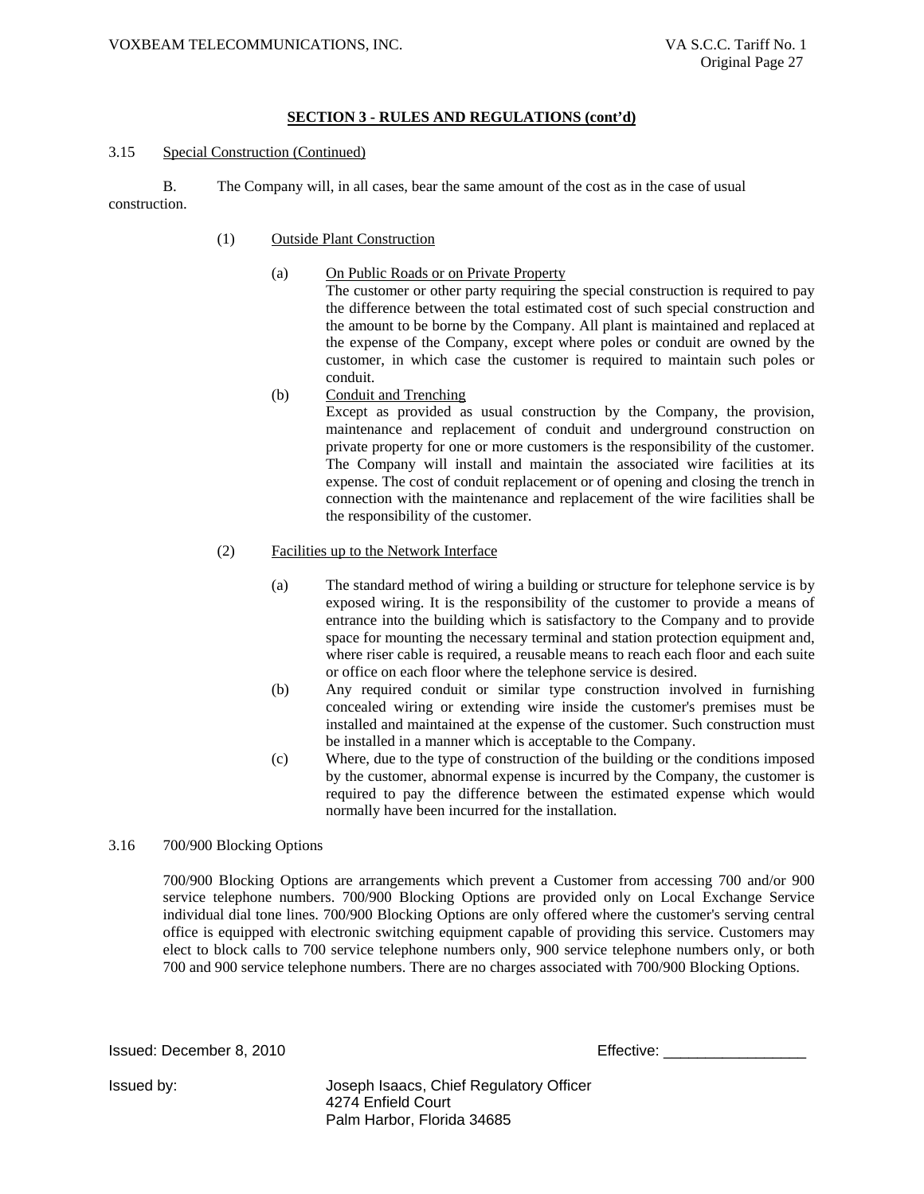## SECTION 3 - RULES AND REGULATIONS (cont'd)

3.15 Special Construction (Continued)

B. The Company will, in all cases, bear the same amount of the cost as in the case of usual construction.

(1) Outside Plant Construction

(a) On Public Roads or on Private Property
The customer or other party requiring the special construction is required to pay the difference between the total estimated cost of such special construction and the amount to be borne by the Company. All plant is maintained and replaced at the expense of the Company, except where poles or conduit are owned by the customer, in which case the customer is required to maintain such poles or conduit.

(b) Conduit and Trenching
Except as provided as usual construction by the Company, the provision, maintenance and replacement of conduit and underground construction on private property for one or more customers is the responsibility of the customer. The Company will install and maintain the associated wire facilities at its expense. The cost of conduit replacement or of opening and closing the trench in connection with the maintenance and replacement of the wire facilities shall be the responsibility of the customer.

(2) Facilities up to the Network Interface

(a) The standard method of wiring a building or structure for telephone service is by exposed wiring. It is the responsibility of the customer to provide a means of entrance into the building which is satisfactory to the Company and to provide space for mounting the necessary terminal and station protection equipment and, where riser cable is required, a reusable means to reach each floor and each suite or office on each floor where the telephone service is desired.

(b) Any required conduit or similar type construction involved in furnishing concealed wiring or extending wire inside the customer's premises must be installed and maintained at the expense of the customer. Such construction must be installed in a manner which is acceptable to the Company.

(c) Where, due to the type of construction of the building or the conditions imposed by the customer, abnormal expense is incurred by the Company, the customer is required to pay the difference between the estimated expense which would normally have been incurred for the installation.

3.16 700/900 Blocking Options

700/900 Blocking Options are arrangements which prevent a Customer from accessing 700 and/or 900 service telephone numbers. 700/900 Blocking Options are provided only on Local Exchange Service individual dial tone lines. 700/900 Blocking Options are only offered where the customer's serving central office is equipped with electronic switching equipment capable of providing this service. Customers may elect to block calls to 700 service telephone numbers only, 900 service telephone numbers only, or both 700 and 900 service telephone numbers. There are no charges associated with 700/900 Blocking Options.

Issued: December 8, 2010 Effective: _________________

Issued by: Joseph Isaacs, Chief Regulatory Officer
4274 Enfield Court
Palm Harbor, Florida 34685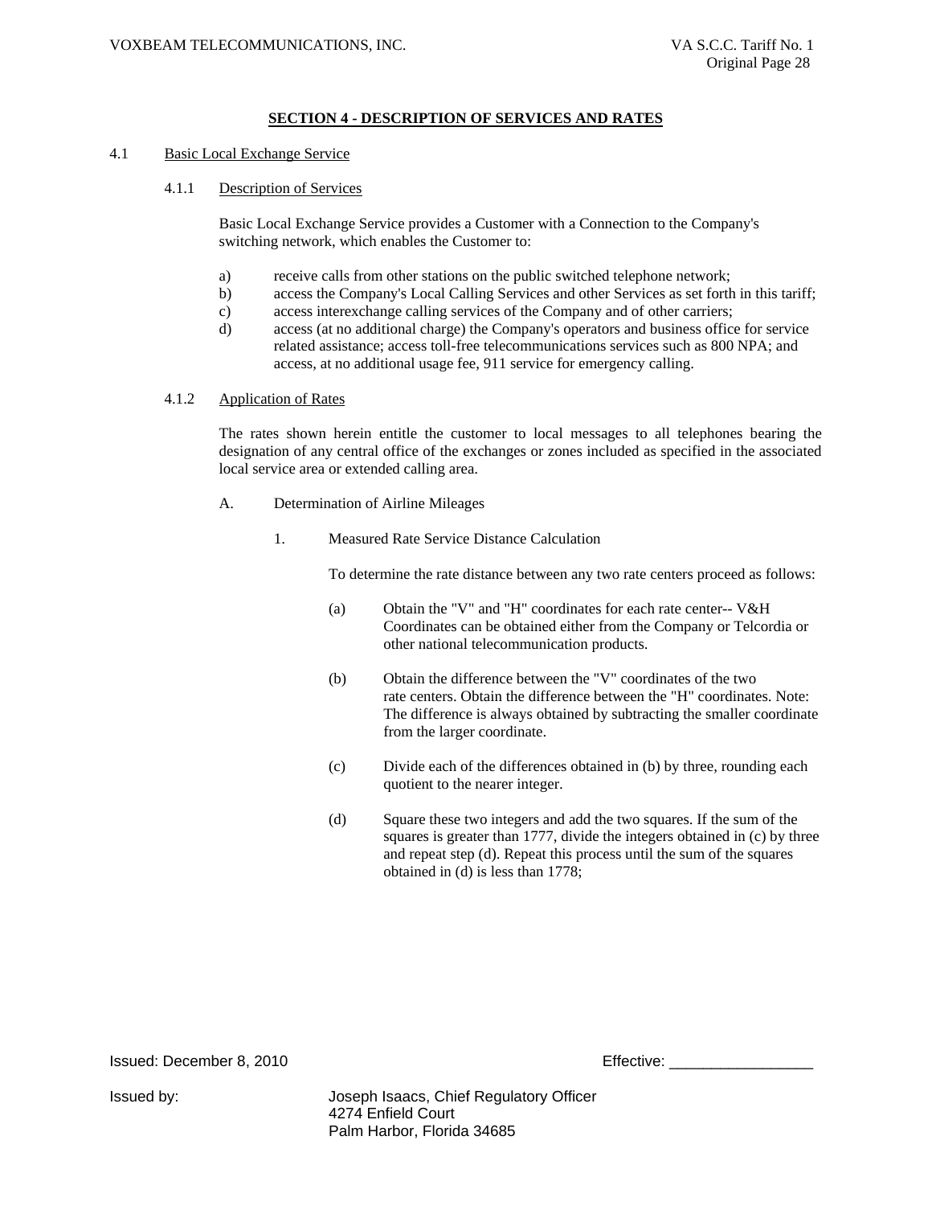## SECTION 4 - DESCRIPTION OF SERVICES AND RATES

4.1 Basic Local Exchange Service

4.1.1 Description of Services

Basic Local Exchange Service provides a Customer with a Connection to the Company's switching network, which enables the Customer to:

a) receive calls from other stations on the public switched telephone network;
b) access the Company's Local Calling Services and other Services as set forth in this tariff;
c) access interexchange calling services of the Company and of other carriers;
d) access (at no additional charge) the Company's operators and business office for service related assistance; access toll-free telecommunications services such as 800 NPA; and access, at no additional usage fee, 911 service for emergency calling.

4.1.2 Application of Rates

The rates shown herein entitle the customer to local messages to all telephones bearing the designation of any central office of the exchanges or zones included as specified in the associated local service area or extended calling area.

A. Determination of Airline Mileages

1. Measured Rate Service Distance Calculation

To determine the rate distance between any two rate centers proceed as follows:

(a) Obtain the "V" and "H" coordinates for each rate center-- V&H Coordinates can be obtained either from the Company or Telcordia or other national telecommunication products.

(b) Obtain the difference between the "V" coordinates of the two rate centers. Obtain the difference between the "H" coordinates. Note: The difference is always obtained by subtracting the smaller coordinate from the larger coordinate.

(c) Divide each of the differences obtained in (b) by three, rounding each quotient to the nearer integer.

(d) Square these two integers and add the two squares. If the sum of the squares is greater than 1777, divide the integers obtained in (c) by three and repeat step (d). Repeat this process until the sum of the squares obtained in (d) is less than 1778;

Issued: December 8, 2010

Effective: _________________

Issued by: Joseph Isaacs, Chief Regulatory Officer
4274 Enfield Court
Palm Harbor, Florida 34685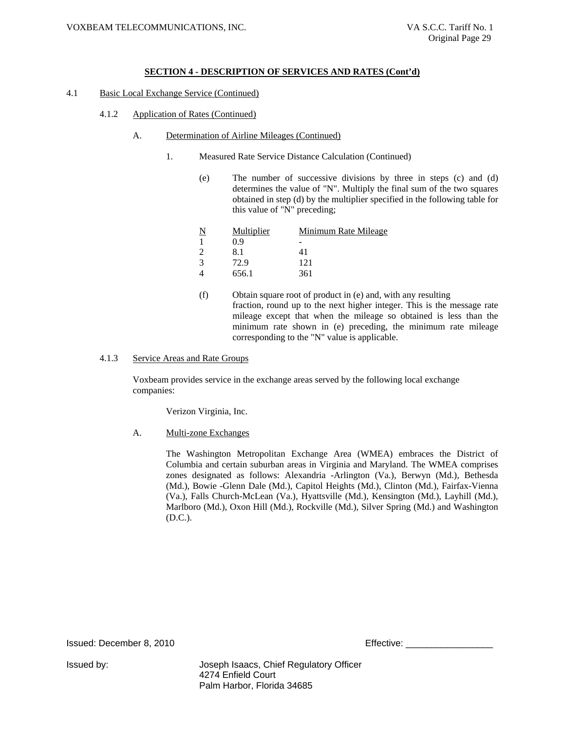## SECTION 4 - DESCRIPTION OF SERVICES AND RATES (Cont'd)

4.1 Basic Local Exchange Service (Continued)

4.1.2 Application of Rates (Continued)

A. Determination of Airline Mileages (Continued)

1. Measured Rate Service Distance Calculation (Continued)

(e) The number of successive divisions by three in steps (c) and (d) determines the value of "N". Multiply the final sum of the two squares obtained in step (d) by the multiplier specified in the following table for this value of "N" preceding;

| N | Multiplier | Minimum Rate Mileage |
|---|---|---|
| 1 | 0.9 | - |
| 2 | 8.1 | 41 |
| 3 | 72.9 | 121 |
| 4 | 656.1 | 361 |

(f) Obtain square root of product in (e) and, with any resulting fraction, round up to the next higher integer. This is the message rate mileage except that when the mileage so obtained is less than the minimum rate shown in (e) preceding, the minimum rate mileage corresponding to the "N" value is applicable.

4.1.3 Service Areas and Rate Groups

Voxbeam provides service in the exchange areas served by the following local exchange companies:

Verizon Virginia, Inc.

A. Multi-zone Exchanges

The Washington Metropolitan Exchange Area (WMEA) embraces the District of Columbia and certain suburban areas in Virginia and Maryland. The WMEA comprises zones designated as follows: Alexandria -Arlington (Va.), Berwyn (Md.), Bethesda (Md.), Bowie -Glenn Dale (Md.), Capitol Heights (Md.), Clinton (Md.), Fairfax-Vienna (Va.), Falls Church-McLean (Va.), Hyattsville (Md.), Kensington (Md.), Layhill (Md.), Marlboro (Md.), Oxon Hill (Md.), Rockville (Md.), Silver Spring (Md.) and Washington (D.C.).

Issued: December 8, 2010 Effective: _________________

Issued by: Joseph Isaacs, Chief Regulatory Officer
4274 Enfield Court
Palm Harbor, Florida 34685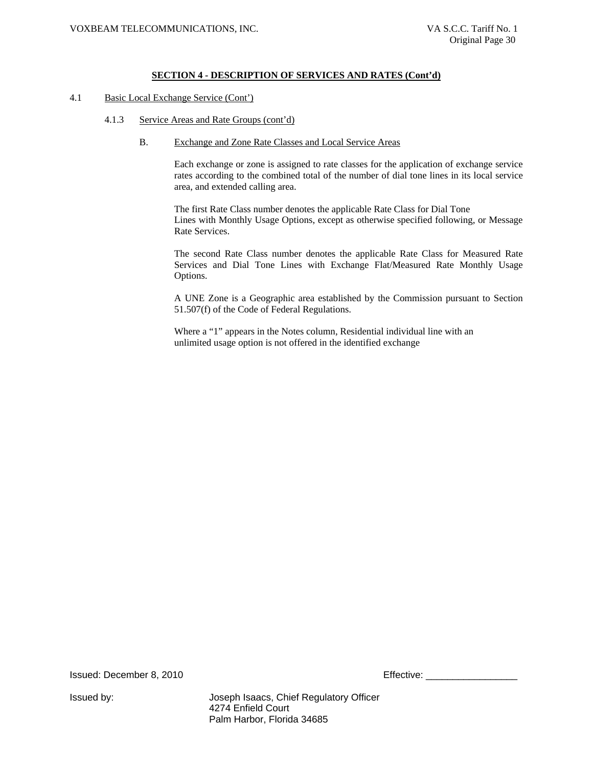## SECTION 4 - DESCRIPTION OF SERVICES AND RATES (Cont'd)

4.1 Basic Local Exchange Service (Cont')

4.1.3 Service Areas and Rate Groups (cont'd)

B. Exchange and Zone Rate Classes and Local Service Areas

Each exchange or zone is assigned to rate classes for the application of exchange service rates according to the combined total of the number of dial tone lines in its local service area, and extended calling area.

The first Rate Class number denotes the applicable Rate Class for Dial Tone Lines with Monthly Usage Options, except as otherwise specified following, or Message Rate Services.

The second Rate Class number denotes the applicable Rate Class for Measured Rate Services and Dial Tone Lines with Exchange Flat/Measured Rate Monthly Usage Options.

A UNE Zone is a Geographic area established by the Commission pursuant to Section 51.507(f) of the Code of Federal Regulations.

Where a "1" appears in the Notes column, Residential individual line with an unlimited usage option is not offered in the identified exchange

Issued: December 8, 2010 Effective: _________________

Issued by: Joseph Isaacs, Chief Regulatory Officer
4274 Enfield Court
Palm Harbor, Florida 34685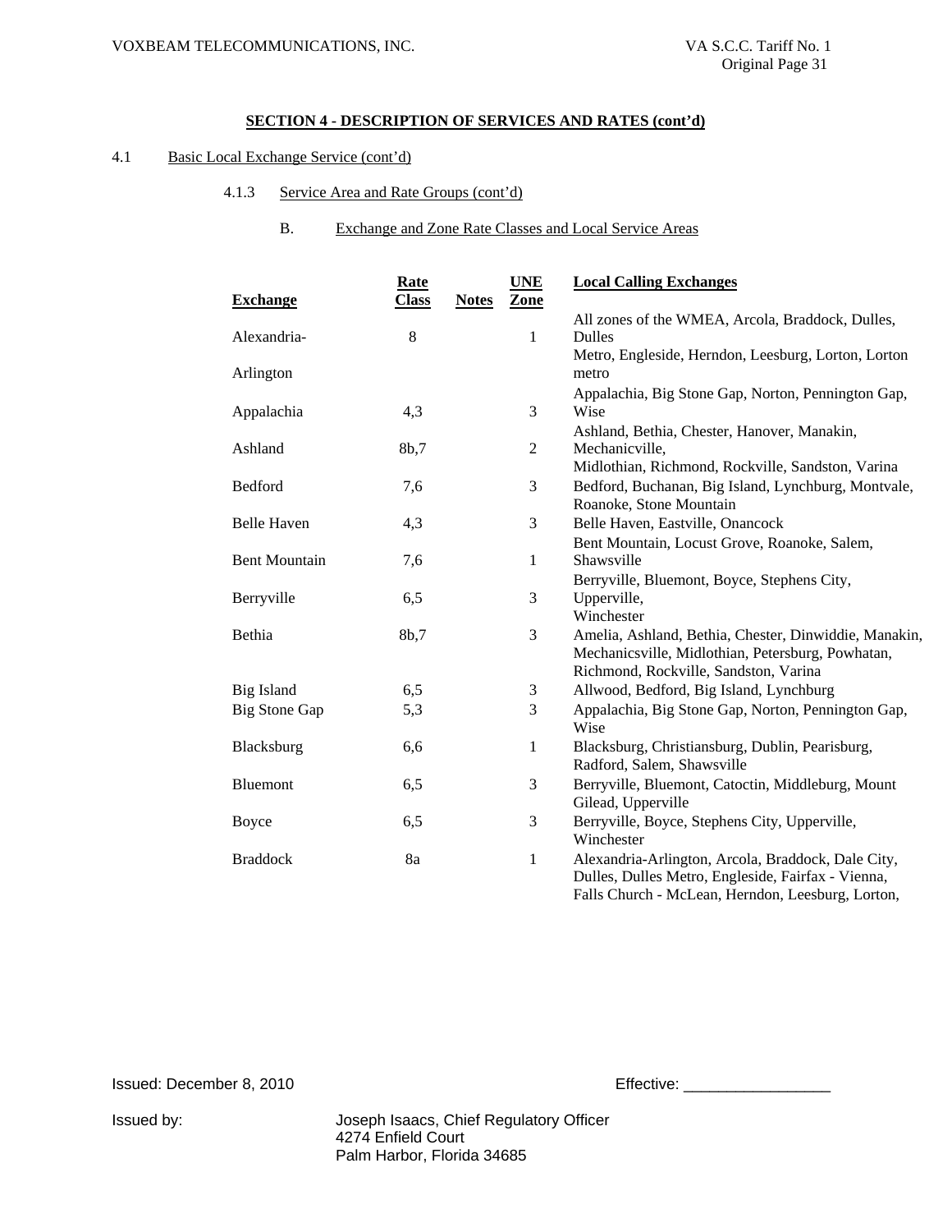## SECTION 4 - DESCRIPTION OF SERVICES AND RATES (cont'd)

4.1 Basic Local Exchange Service (cont'd)

4.1.3 Service Area and Rate Groups (cont'd)

B. Exchange and Zone Rate Classes and Local Service Areas

| Exchange | Rate Class | Notes | UNE Zone | Local Calling Exchanges |
|---|---|---|---|---|
| Alexandria-Arlington | 8 | | 1 | All zones of the WMEA, Arcola, Braddock, Dulles, Dulles Metro, Engleside, Herndon, Leesburg, Lorton, Lorton metro |
| Appalachia | 4,3 | | 3 | Appalachia, Big Stone Gap, Norton, Pennington Gap, Wise |
| Ashland | 8b,7 | | 2 | Ashland, Bethia, Chester, Hanover, Manakin, Mechanicville, Midlothian, Richmond, Rockville, Sandston, Varina |
| Bedford | 7,6 | | 3 | Bedford, Buchanan, Big Island, Lynchburg, Montvale, Roanoke, Stone Mountain |
| Belle Haven | 4,3 | | 3 | Belle Haven, Eastville, Onancock |
| Bent Mountain | 7,6 | | 1 | Bent Mountain, Locust Grove, Roanoke, Salem, Shawsville |
| Berryville | 6,5 | | 3 | Berryville, Bluemont, Boyce, Stephens City, Upperville, Winchester |
| Bethia | 8b,7 | | 3 | Amelia, Ashland, Bethia, Chester, Dinwiddie, Manakin, Mechanicsville, Midlothian, Petersburg, Powhatan, Richmond, Rockville, Sandston, Varina |
| Big Island | 6,5 | | 3 | Allwood, Bedford, Big Island, Lynchburg |
| Big Stone Gap | 5,3 | | 3 | Appalachia, Big Stone Gap, Norton, Pennington Gap, Wise |
| Blacksburg | 6,6 | | 1 | Blacksburg, Christiansburg, Dublin, Pearisburg, Radford, Salem, Shawsville |
| Bluemont | 6,5 | | 3 | Berryville, Bluemont, Catoctin, Middleburg, Mount Gilead, Upperville |
| Boyce | 6,5 | | 3 | Berryville, Boyce, Stephens City, Upperville, Winchester |
| Braddock | 8a | | 1 | Alexandria-Arlington, Arcola, Braddock, Dale City, Dulles, Dulles Metro, Engleside, Fairfax - Vienna, Falls Church - McLean, Herndon, Leesburg, Lorton, |

Issued: December 8, 2010

Effective: _________________

Issued by: Joseph Isaacs, Chief Regulatory Officer
4274 Enfield Court
Palm Harbor, Florida 34685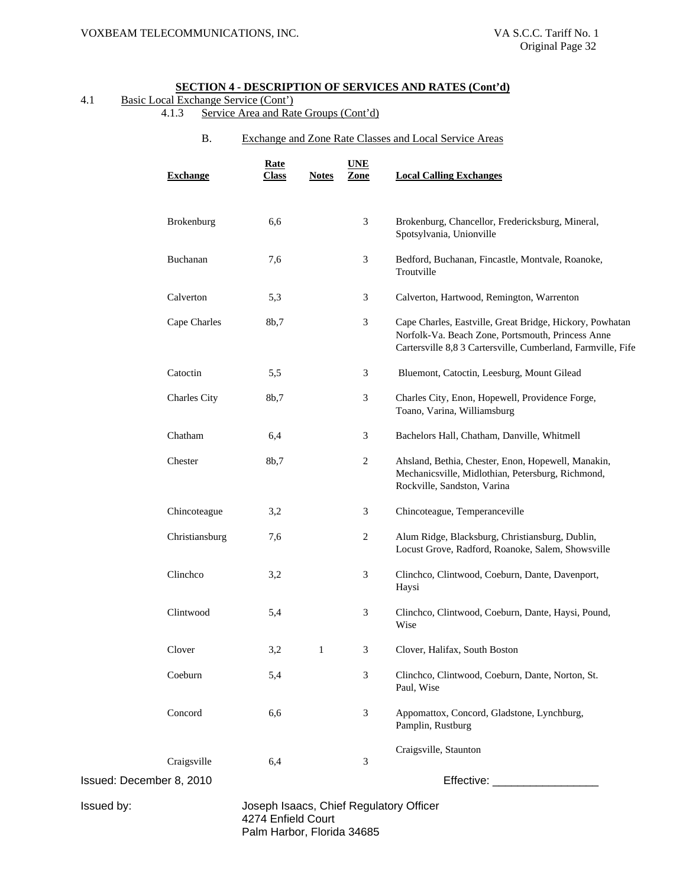## SECTION 4 - DESCRIPTION OF SERVICES AND RATES (Cont'd)

4.1 Basic Local Exchange Service (Cont')

4.1.3 Service Area and Rate Groups (Cont'd)

B. Exchange and Zone Rate Classes and Local Service Areas

| Exchange | Rate Class | Notes | UNE Zone | Local Calling Exchanges |
|---|---|---|---|---|
| Brokenburg | 6,6 | | 3 | Brokenburg, Chancellor, Fredericksburg, Mineral, Spotsylvania, Unionville |
| Buchanan | 7,6 | | 3 | Bedford, Buchanan, Fincastle, Montvale, Roanoke, Troutville |
| Calverton | 5,3 | | 3 | Calverton, Hartwood, Remington, Warrenton |
| Cape Charles | 8b,7 | | 3 | Cape Charles, Eastville, Great Bridge, Hickory, Powhatan Norfolk-Va. Beach Zone, Portsmouth, Princess Anne Cartersville 8,8 3 Cartersville, Cumberland, Farmville, Fife |
| Catoctin | 5,5 | | 3 | Bluemont, Catoctin, Leesburg, Mount Gilead |
| Charles City | 8b,7 | | 3 | Charles City, Enon, Hopewell, Providence Forge, Toano, Varina, Williamsburg |
| Chatham | 6,4 | | 3 | Bachelors Hall, Chatham, Danville, Whitmell |
| Chester | 8b,7 | | 2 | Ahsland, Bethia, Chester, Enon, Hopewell, Manakin, Mechanicsville, Midlothian, Petersburg, Richmond, Rockville, Sandston, Varina |
| Chincoteague | 3,2 | | 3 | Chincoteague, Temperanceville |
| Christiansburg | 7,6 | | 2 | Alum Ridge, Blacksburg, Christiansburg, Dublin, Locust Grove, Radford, Roanoke, Salem, Showsville |
| Clinchco | 3,2 | | 3 | Clinchco, Clintwood, Coeburn, Dante, Davenport, Haysi |
| Clintwood | 5,4 | | 3 | Clinchco, Clintwood, Coeburn, Dante, Haysi, Pound, Wise |
| Clover | 3,2 | 1 | 3 | Clover, Halifax, South Boston |
| Coeburn | 5,4 | | 3 | Clinchco, Clintwood, Coeburn, Dante, Norton, St. Paul, Wise |
| Concord | 6,6 | | 3 | Appomattox, Concord, Gladstone, Lynchburg, Pamplin, Rustburg |
| Craigsville | 6,4 | | 3 | Craigsville, Staunton |

Issued: December 8, 2010

Effective: _________________

Issued by: Joseph Isaacs, Chief Regulatory Officer
4274 Enfield Court
Palm Harbor, Florida 34685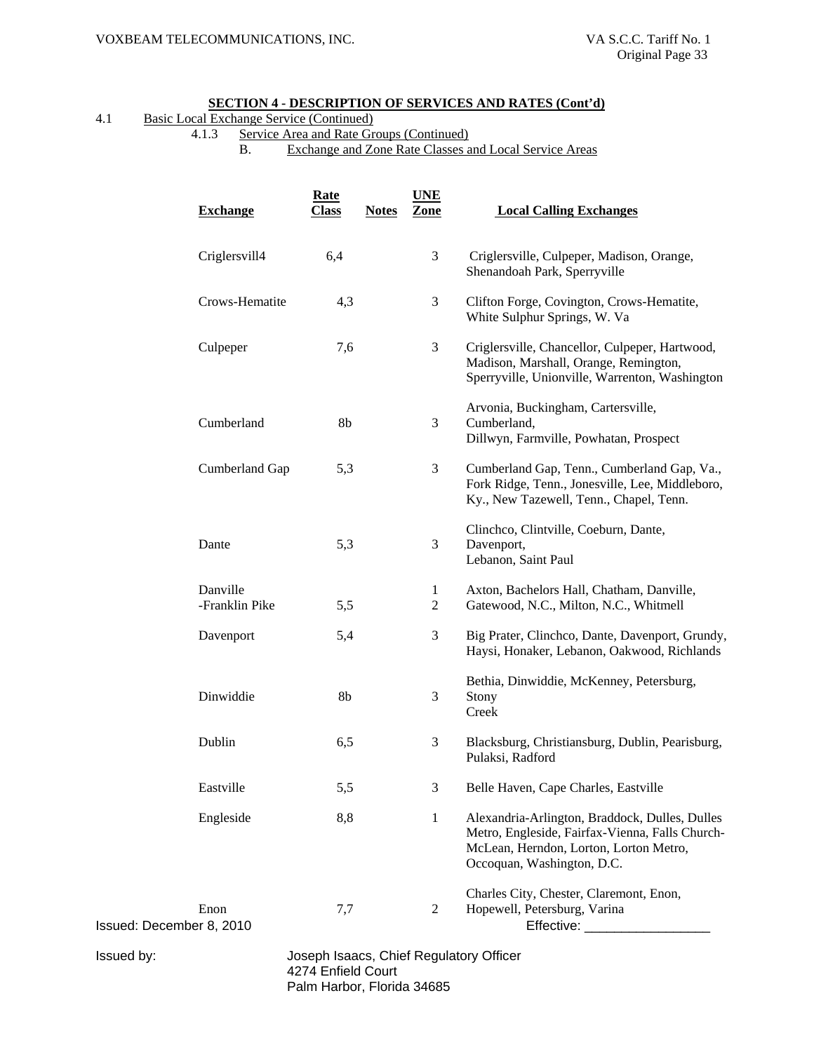## SECTION 4 - DESCRIPTION OF SERVICES AND RATES (Cont'd)

4.1 Basic Local Exchange Service (Continued)

4.1.3 Service Area and Rate Groups (Continued)

B. Exchange and Zone Rate Classes and Local Service Areas

| Exchange | Rate Class | Notes | UNE Zone | Local Calling Exchanges |
|---|---|---|---|---|
| Criglersvill4 | 6,4 | | 3 | Criglersville, Culpeper, Madison, Orange, Shenandoah Park, Sperryville |
| Crows-Hematite | 4,3 | | 3 | Clifton Forge, Covington, Crows-Hematite, White Sulphur Springs, W. Va |
| Culpeper | 7,6 | | 3 | Criglersville, Chancellor, Culpeper, Hartwood, Madison, Marshall, Orange, Remington, Sperryville, Unionville, Warrenton, Washington |
| Cumberland | 8b | | 3 | Arvonia, Buckingham, Cartersville, Cumberland, Dillwyn, Farmville, Powhatan, Prospect |
| Cumberland Gap | 5,3 | | 3 | Cumberland Gap, Tenn., Cumberland Gap, Va., Fork Ridge, Tenn., Jonesville, Lee, Middleboro, Ky., New Tazewell, Tenn., Chapel, Tenn. |
| Dante | 5,3 | | 3 | Clinchco, Clintville, Coeburn, Dante, Davenport, Lebanon, Saint Paul |
| Danville | | | 1 | Axton, Bachelors Hall, Chatham, Danville, Gatewood, N.C., Milton, N.C., Whitmell |
| -Franklin Pike | 5,5 | | 2 | |
| Davenport | 5,4 | | 3 | Big Prater, Clinchco, Dante, Davenport, Grundy, Haysi, Honaker, Lebanon, Oakwood, Richlands |
| Dinwiddie | 8b | | 3 | Bethia, Dinwiddie, McKenney, Petersburg, Stony Creek |
| Dublin | 6,5 | | 3 | Blacksburg, Christiansburg, Dublin, Pearisburg, Pulaksi, Radford |
| Eastville | 5,5 | | 3 | Belle Haven, Cape Charles, Eastville |
| Engleside | 8,8 | | 1 | Alexandria-Arlington, Braddock, Dulles, Dulles Metro, Engleside, Fairfax-Vienna, Falls Church-McLean, Herndon, Lorton, Lorton Metro, Occoquan, Washington, D.C. |
| Enon | 7,7 | | 2 | Charles City, Chester, Claremont, Enon, Hopewell, Petersburg, Varina |

Issued: December 8, 2010

Effective: _________________

Issued by: Joseph Isaacs, Chief Regulatory Officer
4274 Enfield Court
Palm Harbor, Florida 34685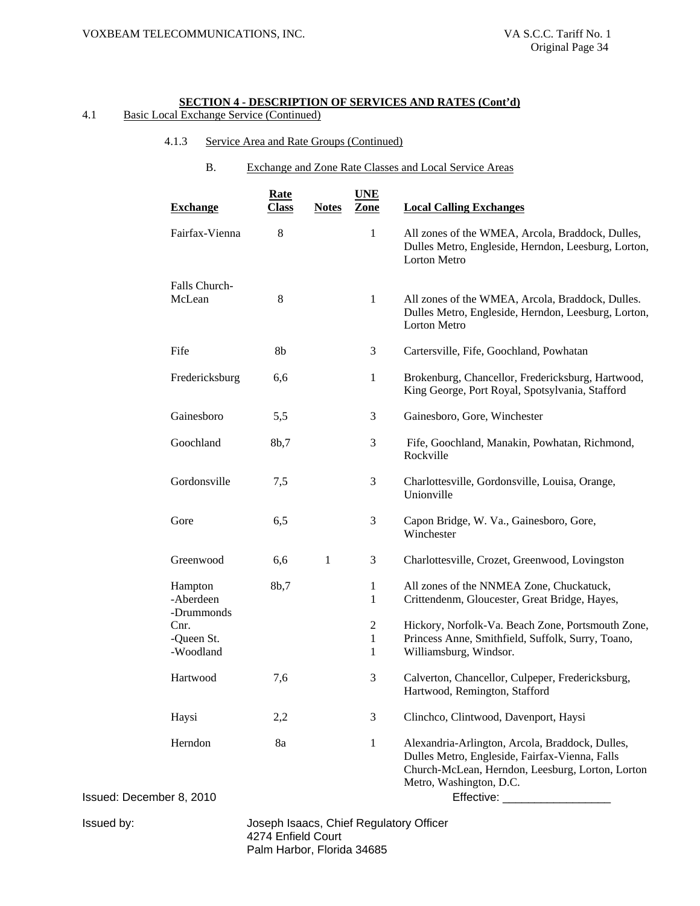## SECTION 4 - DESCRIPTION OF SERVICES AND RATES (Cont'd)

4.1 Basic Local Exchange Service (Continued)

4.1.3 Service Area and Rate Groups (Continued)

B. Exchange and Zone Rate Classes and Local Service Areas

| Exchange | Rate Class | Notes | UNE Zone | Local Calling Exchanges |
|---|---|---|---|---|
| Fairfax-Vienna | 8 | | 1 | All zones of the WMEA, Arcola, Braddock, Dulles, Dulles Metro, Engleside, Herndon, Leesburg, Lorton, Lorton Metro |
| Falls Church-McLean | 8 | | 1 | All zones of the WMEA, Arcola, Braddock, Dulles. Dulles Metro, Engleside, Herndon, Leesburg, Lorton, Lorton Metro |
| Fife | 8b | | 3 | Cartersville, Fife, Goochland, Powhatan |
| Fredericksburg | 6,6 | | 1 | Brokenburg, Chancellor, Fredericksburg, Hartwood, King George, Port Royal, Spotsylvania, Stafford |
| Gainesboro | 5,5 | | 3 | Gainesboro, Gore, Winchester |
| Goochland | 8b,7 | | 3 | Fife, Goochland, Manakin, Powhatan, Richmond, Rockville |
| Gordonsville | 7,5 | | 3 | Charlottesville, Gordonsville, Louisa, Orange, Unionville |
| Gore | 6,5 | | 3 | Capon Bridge, W. Va., Gainesboro, Gore, Winchester |
| Greenwood | 6,6 | 1 | 3 | Charlottesville, Crozet, Greenwood, Lovingston |
| Hampton | 8b,7 | | 1 | All zones of the NNMEA Zone, Chuckatuck, Crittendenm, Gloucester, Great Bridge, Hayes, Hickory, Norfolk-Va. Beach Zone, Portsmouth Zone, Princess Anne, Smithfield, Suffolk, Surry, Toano, Williamsburg, Windsor. |
| -Aberdeen | | | 1 | |
| -Drummonds Cnr. | | | 2 | |
| -Queen St. | | | 1 | |
| -Woodland | | | 1 | |
| Hartwood | 7,6 | | 3 | Calverton, Chancellor, Culpeper, Fredericksburg, Hartwood, Remington, Stafford |
| Haysi | 2,2 | | 3 | Clinchco, Clintwood, Davenport, Haysi |
| Herndon | 8a | | 1 | Alexandria-Arlington, Arcola, Braddock, Dulles, Dulles Metro, Engleside, Fairfax-Vienna, Falls Church-McLean, Herndon, Leesburg, Lorton, Lorton Metro, Washington, D.C. |

Issued: December 8, 2010

Effective: _________________

Issued by: Joseph Isaacs, Chief Regulatory Officer
4274 Enfield Court
Palm Harbor, Florida 34685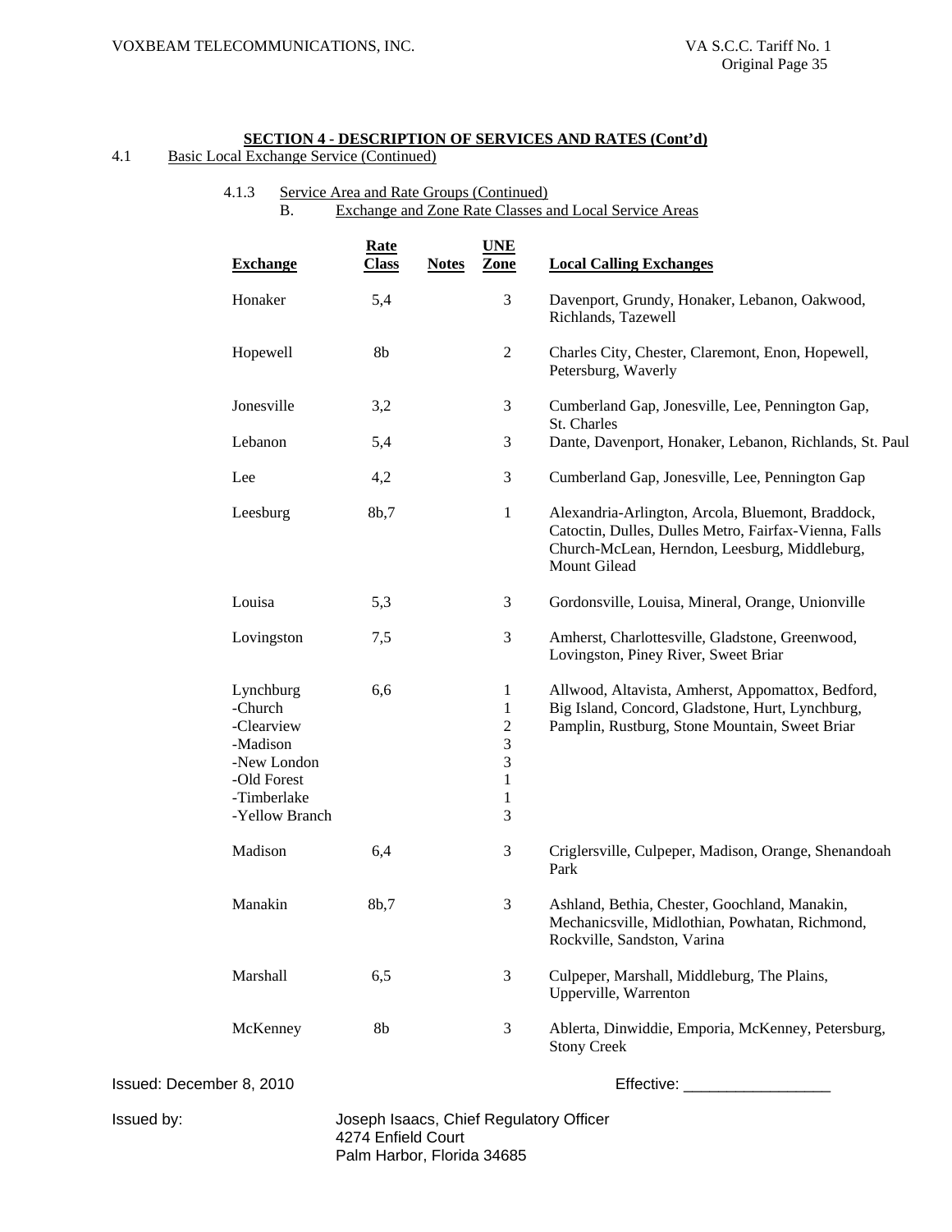## SECTION 4 - DESCRIPTION OF SERVICES AND RATES (Cont'd)

4.1 Basic Local Exchange Service (Continued)

4.1.3 Service Area and Rate Groups (Continued)

B. Exchange and Zone Rate Classes and Local Service Areas

| Exchange | Rate Class | Notes | UNE Zone | Local Calling Exchanges |
|---|---|---|---|---|
| Honaker | 5,4 | | 3 | Davenport, Grundy, Honaker, Lebanon, Oakwood, Richlands, Tazewell |
| Hopewell | 8b | | 2 | Charles City, Chester, Claremont, Enon, Hopewell, Petersburg, Waverly |
| Jonesville | 3,2 | | 3 | Cumberland Gap, Jonesville, Lee, Pennington Gap, St. Charles |
| Lebanon | 5,4 | | 3 | Dante, Davenport, Honaker, Lebanon, Richlands, St. Paul |
| Lee | 4,2 | | 3 | Cumberland Gap, Jonesville, Lee, Pennington Gap |
| Leesburg | 8b,7 | | 1 | Alexandria-Arlington, Arcola, Bluemont, Braddock, Catoctin, Dulles, Dulles Metro, Fairfax-Vienna, Falls Church-McLean, Herndon, Leesburg, Middleburg, Mount Gilead |
| Louisa | 5,3 | | 3 | Gordonsville, Louisa, Mineral, Orange, Unionville |
| Lovingston | 7,5 | | 3 | Amherst, Charlottesville, Gladstone, Greenwood, Lovingston, Piney River, Sweet Briar |
| Lynchburg | 6,6 | | 1 | Allwood, Altavista, Amherst, Appomattox, Bedford, Big Island, Concord, Gladstone, Hurt, Lynchburg, Pamplin, Rustburg, Stone Mountain, Sweet Briar |
| -Church | | | 1 | |
| -Clearview | | | 2 | |
| -Madison | | | 3 | |
| -New London | | | 3 | |
| -Old Forest | | | 1 | |
| -Timberlake | | | 1 | |
| -Yellow Branch | | | 3 | |
| Madison | 6,4 | | 3 | Criglersville, Culpeper, Madison, Orange, Shenandoah Park |
| Manakin | 8b,7 | | 3 | Ashland, Bethia, Chester, Goochland, Manakin, Mechanicsville, Midlothian, Powhatan, Richmond, Rockville, Sandston, Varina |
| Marshall | 6,5 | | 3 | Culpeper, Marshall, Middleburg, The Plains, Upperville, Warrenton |
| McKenney | 8b | | 3 | Ablerta, Dinwiddie, Emporia, McKenney, Petersburg, Stony Creek |

Issued: December 8, 2010

Effective: _________________

Issued by: Joseph Isaacs, Chief Regulatory Officer
4274 Enfield Court
Palm Harbor, Florida 34685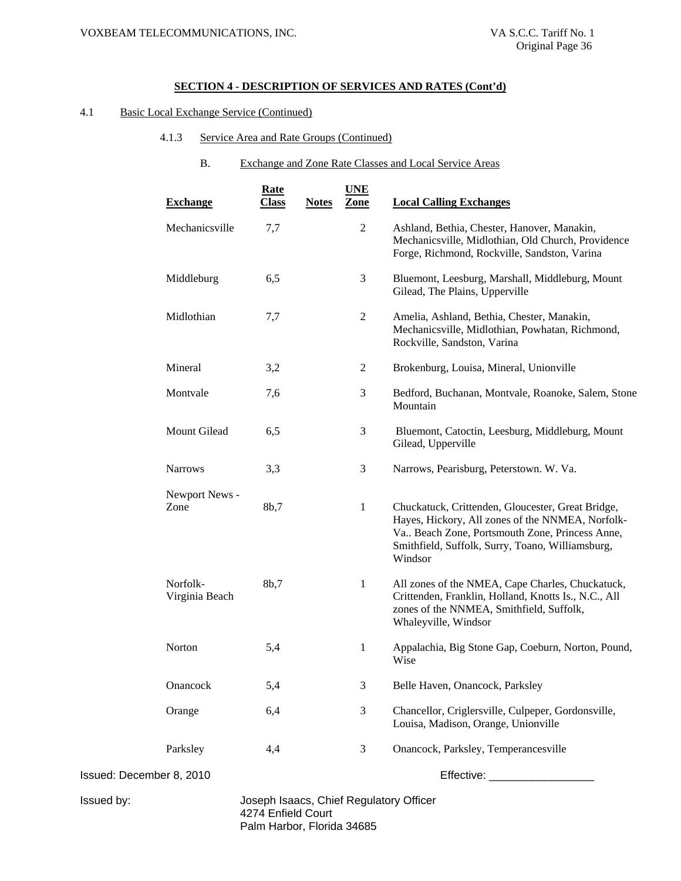## SECTION 4 - DESCRIPTION OF SERVICES AND RATES (Cont'd)

4.1 Basic Local Exchange Service (Continued)

4.1.3 Service Area and Rate Groups (Continued)

B. Exchange and Zone Rate Classes and Local Service Areas

| Exchange | Rate Class | Notes | UNE Zone | Local Calling Exchanges |
|---|---|---|---|---|
| Mechanicsville | 7,7 | | 2 | Ashland, Bethia, Chester, Hanover, Manakin, Mechanicsville, Midlothian, Old Church, Providence Forge, Richmond, Rockville, Sandston, Varina |
| Middleburg | 6,5 | | 3 | Bluemont, Leesburg, Marshall, Middleburg, Mount Gilead, The Plains, Upperville |
| Midlothian | 7,7 | | 2 | Amelia, Ashland, Bethia, Chester, Manakin, Mechanicsville, Midlothian, Powhatan, Richmond, Rockville, Sandston, Varina |
| Mineral | 3,2 | | 2 | Brokenburg, Louisa, Mineral, Unionville |
| Montvale | 7,6 | | 3 | Bedford, Buchanan, Montvale, Roanoke, Salem, Stone Mountain |
| Mount Gilead | 6,5 | | 3 | Bluemont, Catoctin, Leesburg, Middleburg, Mount Gilead, Upperville |
| Narrows | 3,3 | | 3 | Narrows, Pearisburg, Peterstown. W. Va. |
| Newport News - Zone | 8b,7 | | 1 | Chuckatuck, Crittenden, Gloucester, Great Bridge, Hayes, Hickory, All zones of the NNMEA, Norfolk-Va.. Beach Zone, Portsmouth Zone, Princess Anne, Smithfield, Suffolk, Surry, Toano, Williamsburg, Windsor |
| Norfolk-Virginia Beach | 8b,7 | | 1 | All zones of the NMEA, Cape Charles, Chuckatuck, Crittenden, Franklin, Holland, Knotts Is., N.C., All zones of the NNMEA, Smithfield, Suffolk, Whaleyville, Windsor |
| Norton | 5,4 | | 1 | Appalachia, Big Stone Gap, Coeburn, Norton, Pound, Wise |
| Onancock | 5,4 | | 3 | Belle Haven, Onancock, Parksley |
| Orange | 6,4 | | 3 | Chancellor, Criglersville, Culpeper, Gordonsville, Louisa, Madison, Orange, Unionville |
| Parksley | 4,4 | | 3 | Onancock, Parksley, Temperancesville |

Issued: December 8, 2010 Effective: _________________

Issued by: Joseph Isaacs, Chief Regulatory Officer
4274 Enfield Court
Palm Harbor, Florida 34685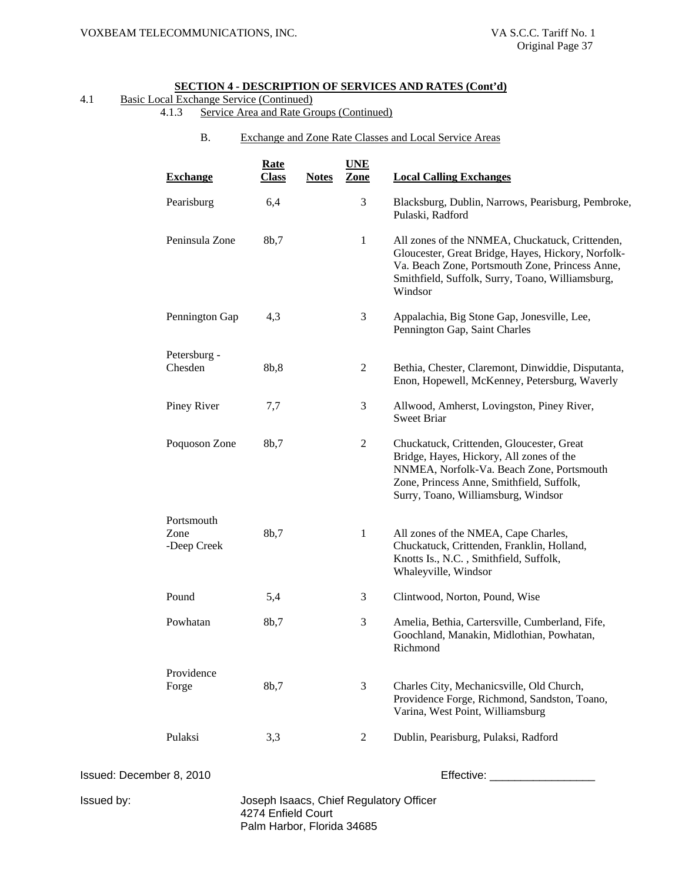## SECTION 4 - DESCRIPTION OF SERVICES AND RATES (Cont'd)

4.1 Basic Local Exchange Service (Continued)

4.1.3 Service Area and Rate Groups (Continued)

B. Exchange and Zone Rate Classes and Local Service Areas

| Exchange | Rate Class | Notes | UNE Zone | Local Calling Exchanges |
|---|---|---|---|---|
| Pearisburg | 6,4 | | 3 | Blacksburg, Dublin, Narrows, Pearisburg, Pembroke, Pulaski, Radford |
| Peninsula Zone | 8b,7 | | 1 | All zones of the NNMEA, Chuckatuck, Crittenden, Gloucester, Great Bridge, Hayes, Hickory, Norfolk-Va. Beach Zone, Portsmouth Zone, Princess Anne, Smithfield, Suffolk, Surry, Toano, Williamsburg, Windsor |
| Pennington Gap | 4,3 | | 3 | Appalachia, Big Stone Gap, Jonesville, Lee, Pennington Gap, Saint Charles |
| Petersburg - Chesden | 8b,8 | | 2 | Bethia, Chester, Claremont, Dinwiddie, Disputanta, Enon, Hopewell, McKenney, Petersburg, Waverly |
| Piney River | 7,7 | | 3 | Allwood, Amherst, Lovingston, Piney River, Sweet Briar |
| Poquoson Zone | 8b,7 | | 2 | Chuckatuck, Crittenden, Gloucester, Great Bridge, Hayes, Hickory, All zones of the NNMEA, Norfolk-Va. Beach Zone, Portsmouth Zone, Princess Anne, Smithfield, Suffolk, Surry, Toano, Williamsburg, Windsor |
| Portsmouth Zone -Deep Creek | 8b,7 | | 1 | All zones of the NMEA, Cape Charles, Chuckatuck, Crittenden, Franklin, Holland, Knotts Is., N.C. , Smithfield, Suffolk, Whaleyville, Windsor |
| Pound | 5,4 | | 3 | Clintwood, Norton, Pound, Wise |
| Powhatan | 8b,7 | | 3 | Amelia, Bethia, Cartersville, Cumberland, Fife, Goochland, Manakin, Midlothian, Powhatan, Richmond |
| Providence Forge | 8b,7 | | 3 | Charles City, Mechanicsville, Old Church, Providence Forge, Richmond, Sandston, Toano, Varina, West Point, Williamsburg |
| Pulaksi | 3,3 | | 2 | Dublin, Pearisburg, Pulaksi, Radford |

Issued: December 8, 2010 Effective: _________________

Issued by: Joseph Isaacs, Chief Regulatory Officer
4274 Enfield Court
Palm Harbor, Florida 34685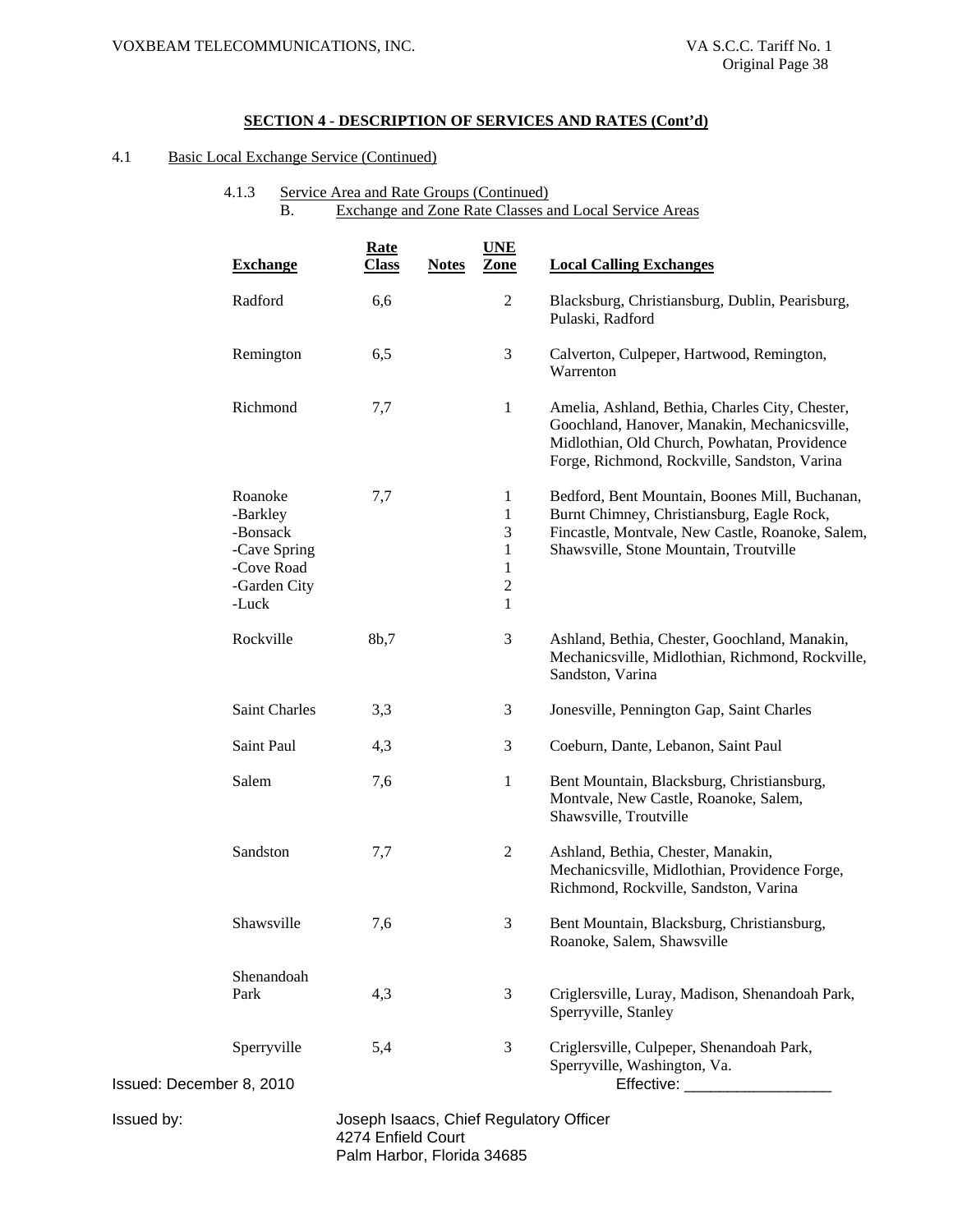## SECTION 4 - DESCRIPTION OF SERVICES AND RATES (Cont'd)

4.1 Basic Local Exchange Service (Continued)

4.1.3 Service Area and Rate Groups (Continued)

B. Exchange and Zone Rate Classes and Local Service Areas

| Exchange | Rate Class | Notes | UNE Zone | Local Calling Exchanges |
|---|---|---|---|---|
| Radford | 6,6 | | 2 | Blacksburg, Christiansburg, Dublin, Pearisburg, Pulaski, Radford |
| Remington | 6,5 | | 3 | Calverton, Culpeper, Hartwood, Remington, Warrenton |
| Richmond | 7,7 | | 1 | Amelia, Ashland, Bethia, Charles City, Chester, Goochland, Hanover, Manakin, Mechanicsville, Midlothian, Old Church, Powhatan, Providence Forge, Richmond, Rockville, Sandston, Varina |
| Roanoke | 7,7 | | 1 | Bedford, Bent Mountain, Boones Mill, Buchanan, Burnt Chimney, Christiansburg, Eagle Rock, Fincastle, Montvale, New Castle, Roanoke, Salem, Shawsville, Stone Mountain, Troutville |
| -Barkley | | | 1 | |
| -Bonsack | | | 3 | |
| -Cave Spring | | | 1 | |
| -Cove Road | | | 1 | |
| -Garden City | | | 2 | |
| -Luck | | | 1 | |
| Rockville | 8b,7 | | 3 | Ashland, Bethia, Chester, Goochland, Manakin, Mechanicsville, Midlothian, Richmond, Rockville, Sandston, Varina |
| Saint Charles | 3,3 | | 3 | Jonesville, Pennington Gap, Saint Charles |
| Saint Paul | 4,3 | | 3 | Coeburn, Dante, Lebanon, Saint Paul |
| Salem | 7,6 | | 1 | Bent Mountain, Blacksburg, Christiansburg, Montvale, New Castle, Roanoke, Salem, Shawsville, Troutville |
| Sandston | 7,7 | | 2 | Ashland, Bethia, Chester, Manakin, Mechanicsville, Midlothian, Providence Forge, Richmond, Rockville, Sandston, Varina |
| Shawsville | 7,6 | | 3 | Bent Mountain, Blacksburg, Christiansburg, Roanoke, Salem, Shawsville |
| Shenandoah Park | 4,3 | | 3 | Criglersville, Luray, Madison, Shenandoah Park, Sperryville, Stanley |
| Sperryville | 5,4 | | 3 | Criglersville, Culpeper, Shenandoah Park, Sperryville, Washington, Va. |

Issued: December 8, 2010 Effective: \_\_\_\_\_\_\_\_\_\_\_\_\_\_\_\_\_

Issued by: Joseph Isaacs, Chief Regulatory Officer
4274 Enfield Court
Palm Harbor, Florida 34685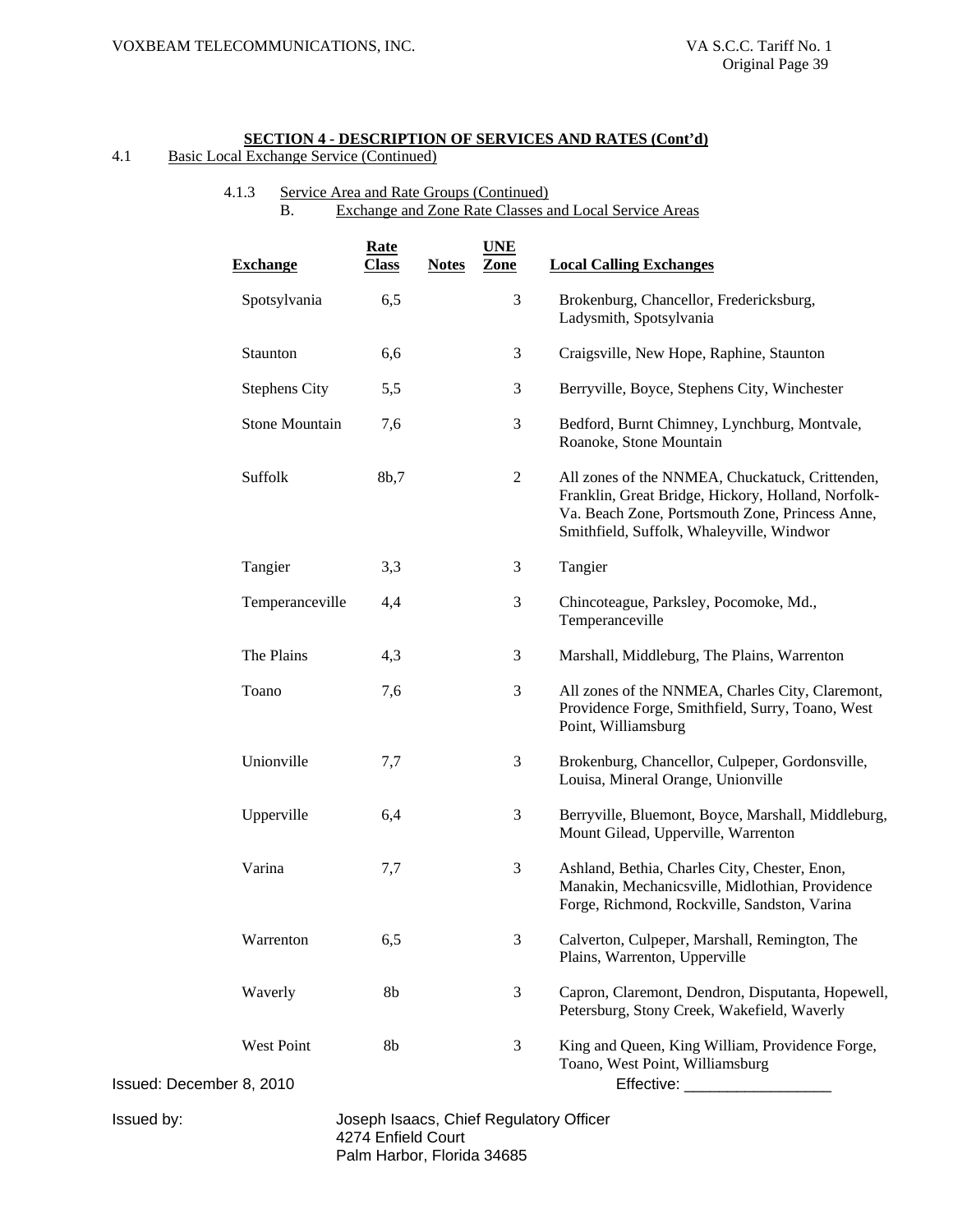## SECTION 4 - DESCRIPTION OF SERVICES AND RATES (Cont'd)

4.1 Basic Local Exchange Service (Continued)

4.1.3 Service Area and Rate Groups (Continued)

B. Exchange and Zone Rate Classes and Local Service Areas

| Exchange | Rate Class | Notes | UNE Zone | Local Calling Exchanges |
|---|---|---|---|---|
| Spotsylvania | 6,5 | | 3 | Brokenburg, Chancellor, Fredericksburg, Ladysmith, Spotsylvania |
| Staunton | 6,6 | | 3 | Craigsville, New Hope, Raphine, Staunton |
| Stephens City | 5,5 | | 3 | Berryville, Boyce, Stephens City, Winchester |
| Stone Mountain | 7,6 | | 3 | Bedford, Burnt Chimney, Lynchburg, Montvale, Roanoke, Stone Mountain |
| Suffolk | 8b,7 | | 2 | All zones of the NNMEA, Chuckatuck, Crittenden, Franklin, Great Bridge, Hickory, Holland, Norfolk-Va. Beach Zone, Portsmouth Zone, Princess Anne, Smithfield, Suffolk, Whaleyville, Windwor |
| Tangier | 3,3 | | 3 | Tangier |
| Temperanceville | 4,4 | | 3 | Chincoteague, Parksley, Pocomoke, Md., Temperanceville |
| The Plains | 4,3 | | 3 | Marshall, Middleburg, The Plains, Warrenton |
| Toano | 7,6 | | 3 | All zones of the NNMEA, Charles City, Claremont, Providence Forge, Smithfield, Surry, Toano, West Point, Williamsburg |
| Unionville | 7,7 | | 3 | Brokenburg, Chancellor, Culpeper, Gordonsville, Louisa, Mineral Orange, Unionville |
| Upperville | 6,4 | | 3 | Berryville, Bluemont, Boyce, Marshall, Middleburg, Mount Gilead, Upperville, Warrenton |
| Varina | 7,7 | | 3 | Ashland, Bethia, Charles City, Chester, Enon, Manakin, Mechanicsville, Midlothian, Providence Forge, Richmond, Rockville, Sandston, Varina |
| Warrenton | 6,5 | | 3 | Calverton, Culpeper, Marshall, Remington, The Plains, Warrenton, Upperville |
| Waverly | 8b | | 3 | Capron, Claremont, Dendron, Disputanta, Hopewell, Petersburg, Stony Creek, Wakefield, Waverly |
| West Point | 8b | | 3 | King and Queen, King William, Providence Forge, Toano, West Point, Williamsburg |

Issued: December 8, 2010

Effective: _________________

Issued by: Joseph Isaacs, Chief Regulatory Officer
4274 Enfield Court
Palm Harbor, Florida 34685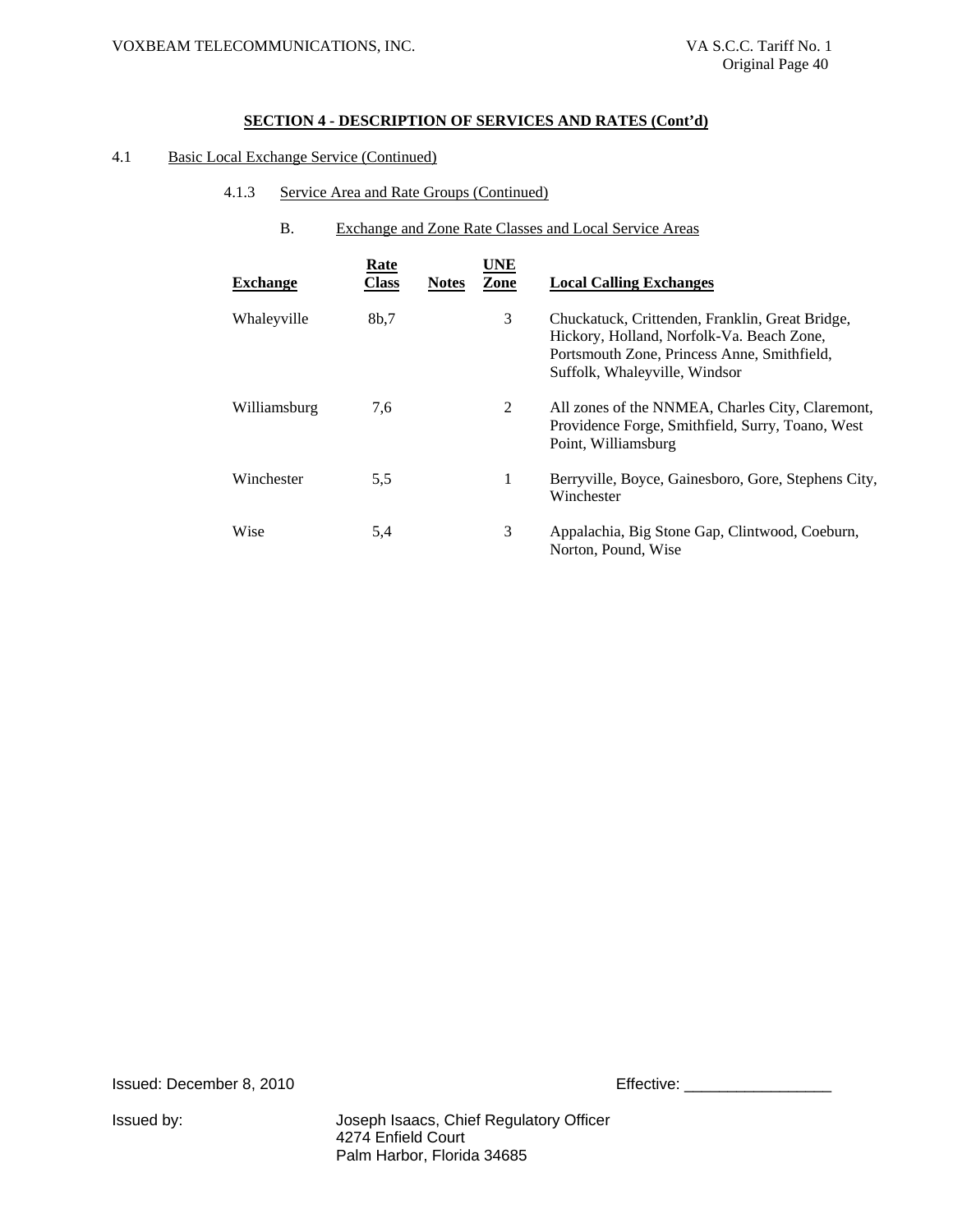## SECTION 4 - DESCRIPTION OF SERVICES AND RATES (Cont'd)

4.1 Basic Local Exchange Service (Continued)

4.1.3 Service Area and Rate Groups (Continued)

B. Exchange and Zone Rate Classes and Local Service Areas

| Exchange | Rate Class | Notes | UNE Zone | Local Calling Exchanges |
|---|---|---|---|---|
| Whaleyville | 8b,7 | | 3 | Chuckatuck, Crittenden, Franklin, Great Bridge, Hickory, Holland, Norfolk-Va. Beach Zone, Portsmouth Zone, Princess Anne, Smithfield, Suffolk, Whaleyville, Windsor |
| Williamsburg | 7,6 | | 2 | All zones of the NNMEA, Charles City, Claremont, Providence Forge, Smithfield, Surry, Toano, West Point, Williamsburg |
| Winchester | 5,5 | | 1 | Berryville, Boyce, Gainesboro, Gore, Stephens City, Winchester |
| Wise | 5,4 | | 3 | Appalachia, Big Stone Gap, Clintwood, Coeburn, Norton, Pound, Wise |

Issued: December 8, 2010 Effective: _________________

Issued by: Joseph Isaacs, Chief Regulatory Officer
4274 Enfield Court
Palm Harbor, Florida 34685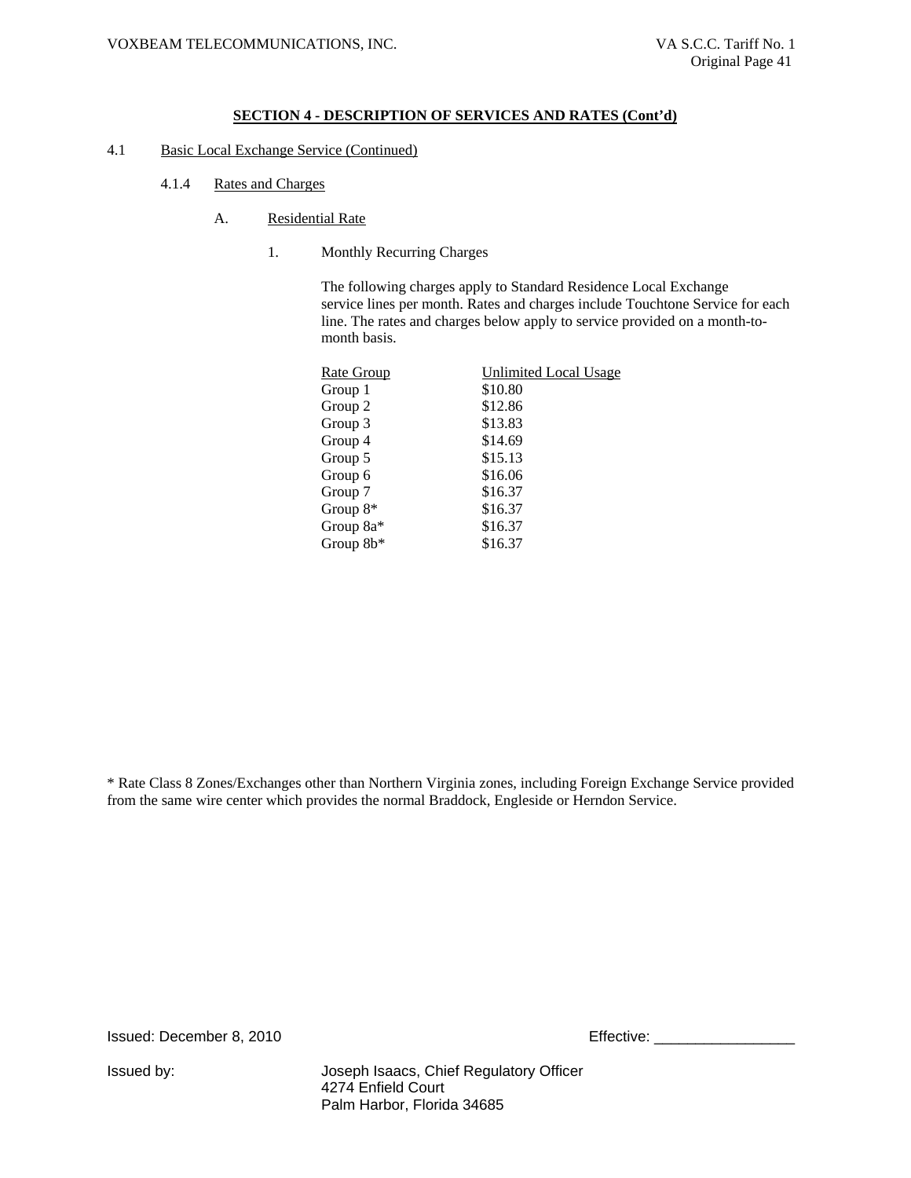## SECTION 4 - DESCRIPTION OF SERVICES AND RATES (Cont'd)

4.1 Basic Local Exchange Service (Continued)

4.1.4 Rates and Charges

A. Residential Rate

1. Monthly Recurring Charges

The following charges apply to Standard Residence Local Exchange service lines per month. Rates and charges include Touchtone Service for each line. The rates and charges below apply to service provided on a month-to-month basis.

| Rate Group | Unlimited Local Usage |
|---|---|
| Group 1 | $10.80 |
| Group 2 | $12.86 |
| Group 3 | $13.83 |
| Group 4 | $14.69 |
| Group 5 | $15.13 |
| Group 6 | $16.06 |
| Group 7 | $16.37 |
| Group 8* | $16.37 |
| Group 8a* | $16.37 |
| Group 8b* | $16.37 |

* Rate Class 8 Zones/Exchanges other than Northern Virginia zones, including Foreign Exchange Service provided from the same wire center which provides the normal Braddock, Engleside or Herndon Service.

Issued: December 8, 2010 Effective: _________________

Issued by: Joseph Isaacs, Chief Regulatory Officer
4274 Enfield Court
Palm Harbor, Florida 34685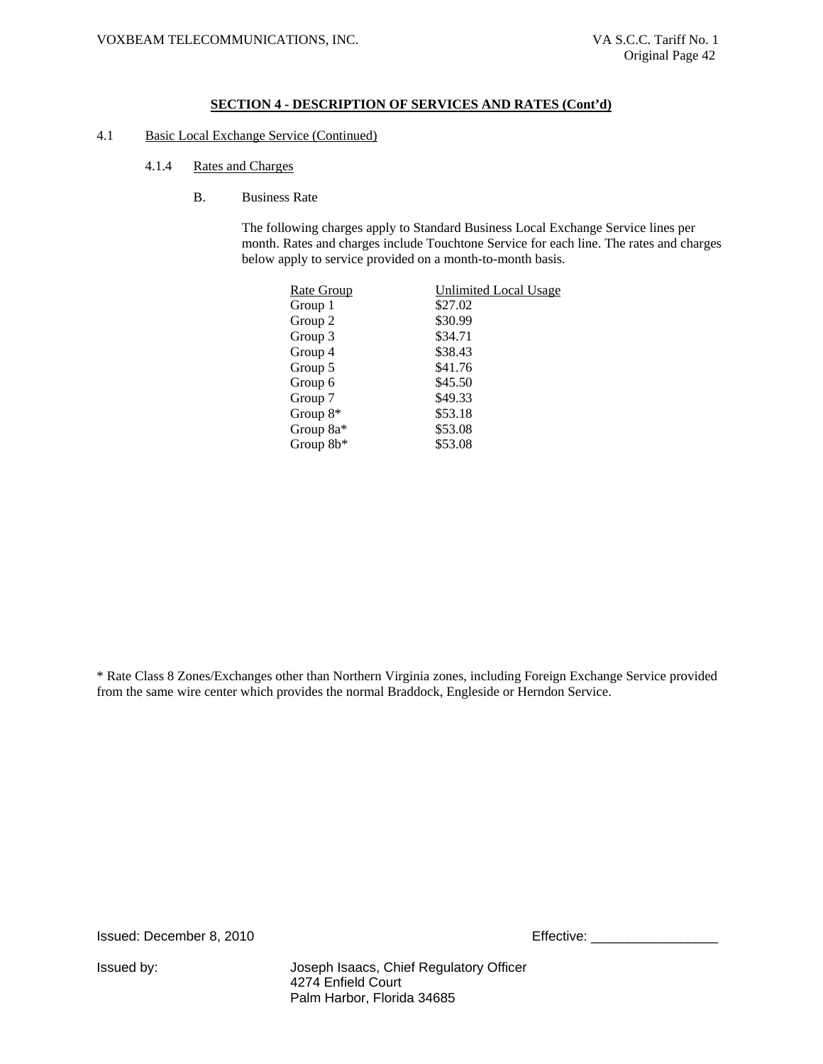## SECTION 4 - DESCRIPTION OF SERVICES AND RATES (Cont'd)

4.1 Basic Local Exchange Service (Continued)

4.1.4 Rates and Charges

B. Business Rate

The following charges apply to Standard Business Local Exchange Service lines per month. Rates and charges include Touchtone Service for each line. The rates and charges below apply to service provided on a month-to-month basis.

| Rate Group | Unlimited Local Usage |
|---|---|
| Group 1 | $27.02 |
| Group 2 | $30.99 |
| Group 3 | $34.71 |
| Group 4 | $38.43 |
| Group 5 | $41.76 |
| Group 6 | $45.50 |
| Group 7 | $49.33 |
| Group 8* | $53.18 |
| Group 8a* | $53.08 |
| Group 8b* | $53.08 |

* Rate Class 8 Zones/Exchanges other than Northern Virginia zones, including Foreign Exchange Service provided from the same wire center which provides the normal Braddock, Engleside or Herndon Service.

Issued: December 8, 2010 Effective: _________________

Issued by: Joseph Isaacs, Chief Regulatory Officer
4274 Enfield Court
Palm Harbor, Florida 34685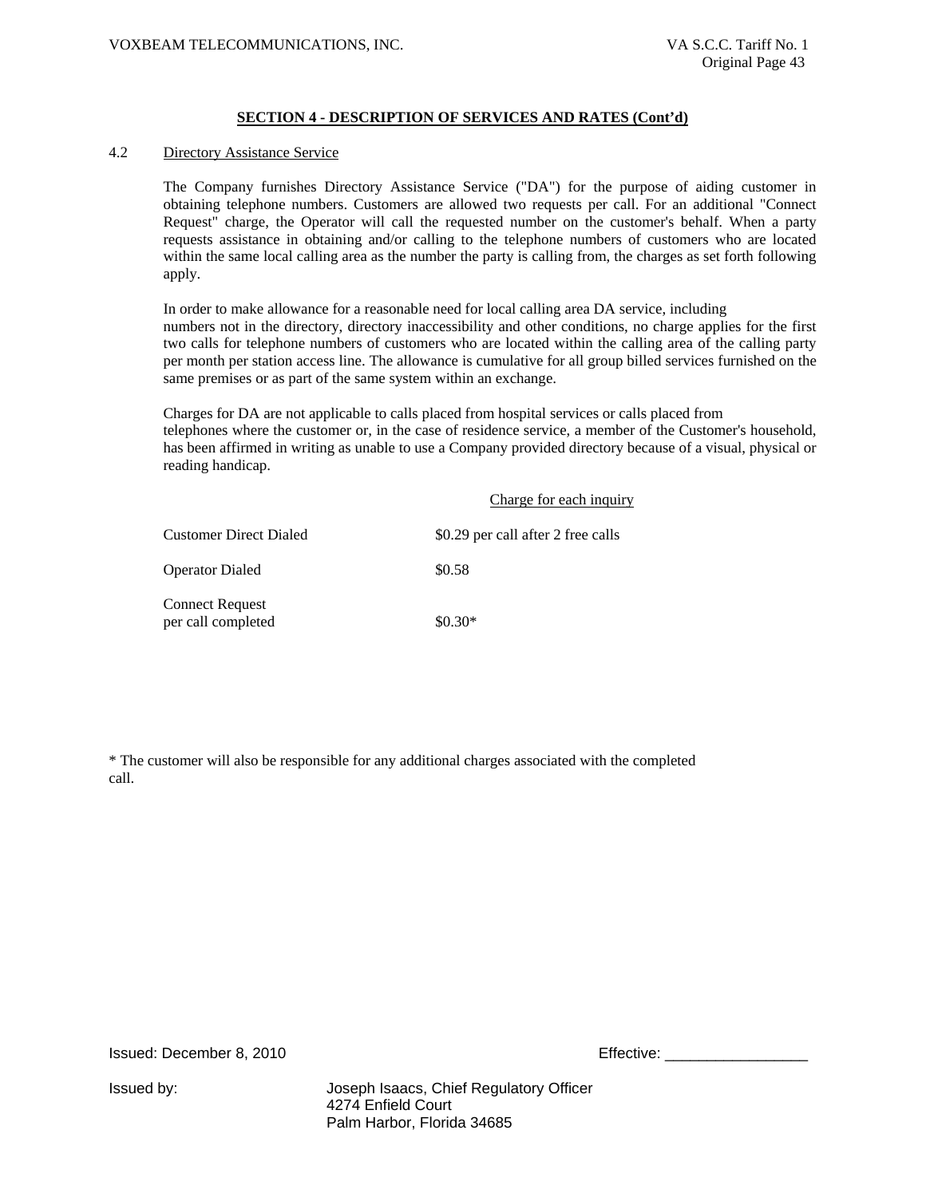## SECTION 4 - DESCRIPTION OF SERVICES AND RATES (Cont'd)

### 4.2 Directory Assistance Service

The Company furnishes Directory Assistance Service ("DA") for the purpose of aiding customer in obtaining telephone numbers. Customers are allowed two requests per call. For an additional "Connect Request" charge, the Operator will call the requested number on the customer's behalf. When a party requests assistance in obtaining and/or calling to the telephone numbers of customers who are located within the same local calling area as the number the party is calling from, the charges as set forth following apply.

In order to make allowance for a reasonable need for local calling area DA service, including numbers not in the directory, directory inaccessibility and other conditions, no charge applies for the first two calls for telephone numbers of customers who are located within the calling area of the calling party per month per station access line. The allowance is cumulative for all group billed services furnished on the same premises or as part of the same system within an exchange.

Charges for DA are not applicable to calls placed from hospital services or calls placed from telephones where the customer or, in the case of residence service, a member of the Customer's household, has been affirmed in writing as unable to use a Company provided directory because of a visual, physical or reading handicap.

| | Charge for each inquiry |
|---|---|
| Customer Direct Dialed | $0.29 per call after 2 free calls |
| Operator Dialed | $0.58 |
| Connect Request per call completed | $0.30* |

* The customer will also be responsible for any additional charges associated with the completed call.

Issued: December 8, 2010

Effective: _________________

Issued by: Joseph Isaacs, Chief Regulatory Officer
4274 Enfield Court
Palm Harbor, Florida 34685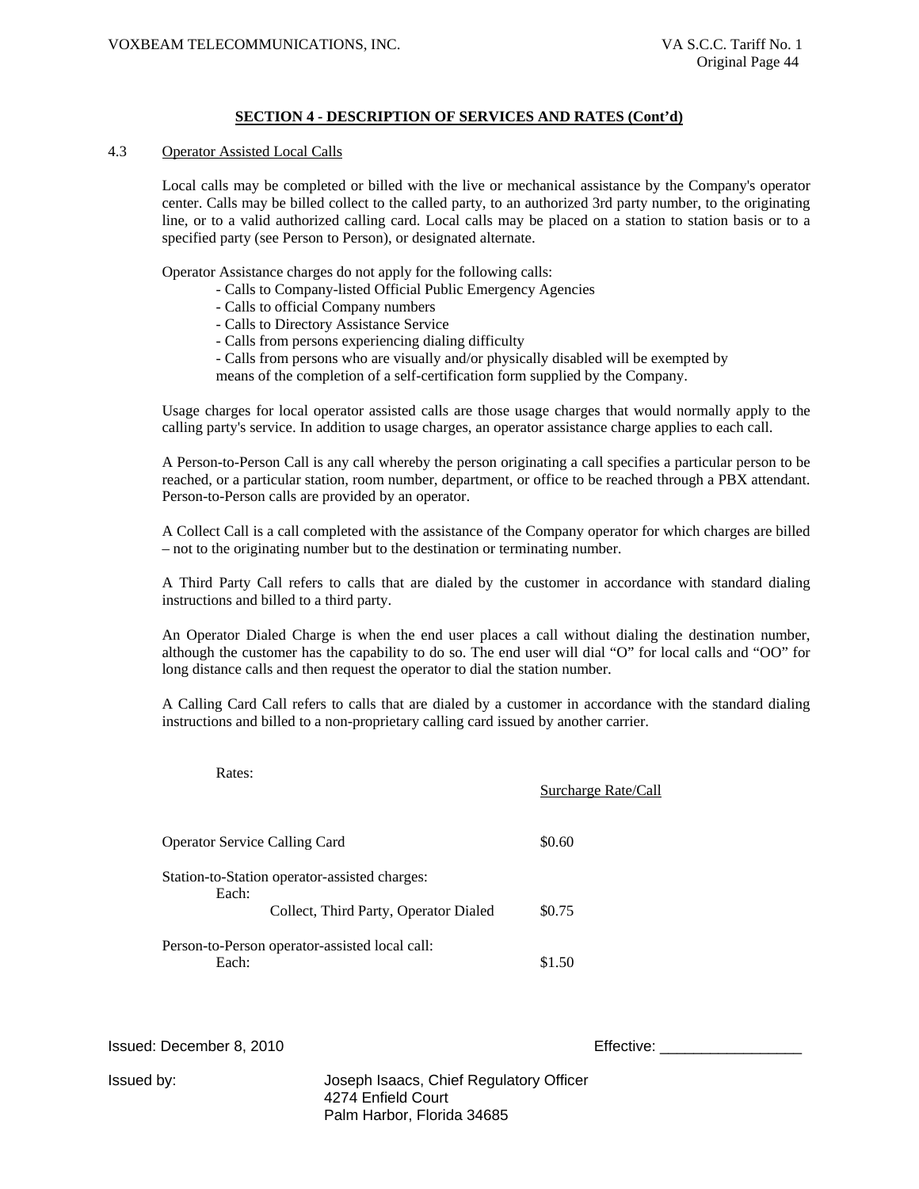## SECTION 4 - DESCRIPTION OF SERVICES AND RATES (Cont'd)

4.3 Operator Assisted Local Calls

Local calls may be completed or billed with the live or mechanical assistance by the Company's operator center. Calls may be billed collect to the called party, to an authorized 3rd party number, to the originating line, or to a valid authorized calling card. Local calls may be placed on a station to station basis or to a specified party (see Person to Person), or designated alternate.

Operator Assistance charges do not apply for the following calls:

- Calls to Company-listed Official Public Emergency Agencies
- Calls to official Company numbers
- Calls to Directory Assistance Service
- Calls from persons experiencing dialing difficulty
- Calls from persons who are visually and/or physically disabled will be exempted by means of the completion of a self-certification form supplied by the Company.

Usage charges for local operator assisted calls are those usage charges that would normally apply to the calling party's service. In addition to usage charges, an operator assistance charge applies to each call.

A Person-to-Person Call is any call whereby the person originating a call specifies a particular person to be reached, or a particular station, room number, department, or office to be reached through a PBX attendant. Person-to-Person calls are provided by an operator.

A Collect Call is a call completed with the assistance of the Company operator for which charges are billed – not to the originating number but to the destination or terminating number.

A Third Party Call refers to calls that are dialed by the customer in accordance with standard dialing instructions and billed to a third party.

An Operator Dialed Charge is when the end user places a call without dialing the destination number, although the customer has the capability to do so. The end user will dial "O" for local calls and "OO" for long distance calls and then request the operator to dial the station number.

A Calling Card Call refers to calls that are dialed by a customer in accordance with the standard dialing instructions and billed to a non-proprietary calling card issued by another carrier.

Rates:

| | Surcharge Rate/Call |
|---|---|
| Operator Service Calling Card | $0.60 |
| Station-to-Station operator-assisted charges: | |
| Each: Collect, Third Party, Operator Dialed | $0.75 |
| Person-to-Person operator-assisted local call: | |
| Each: | $1.50 |

Issued: December 8, 2010 Effective: _________________

Issued by: Joseph Isaacs, Chief Regulatory Officer
4274 Enfield Court
Palm Harbor, Florida 34685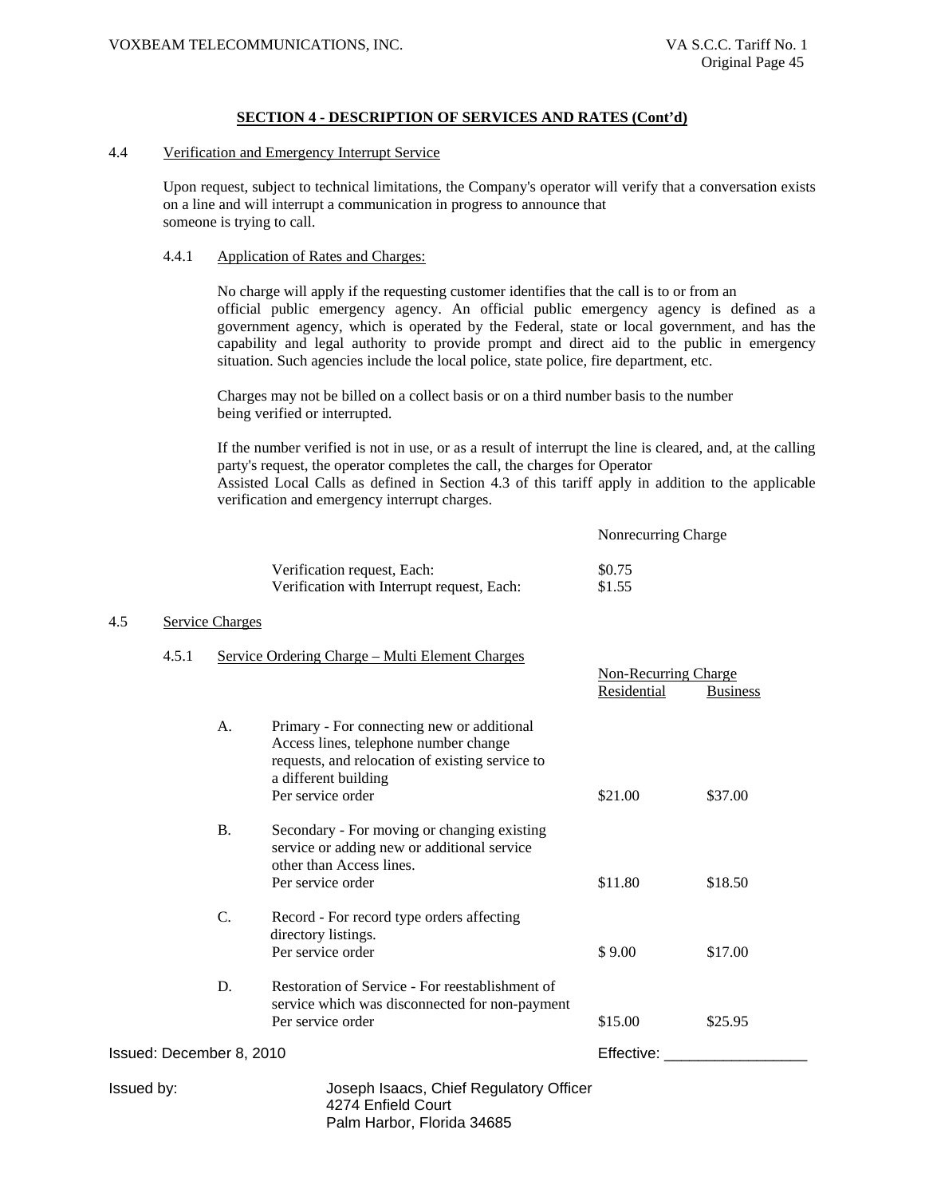## SECTION 4 - DESCRIPTION OF SERVICES AND RATES (Cont'd)

4.4 Verification and Emergency Interrupt Service

Upon request, subject to technical limitations, the Company's operator will verify that a conversation exists on a line and will interrupt a communication in progress to announce that someone is trying to call.

4.4.1 Application of Rates and Charges:

No charge will apply if the requesting customer identifies that the call is to or from an official public emergency agency. An official public emergency agency is defined as a government agency, which is operated by the Federal, state or local government, and has the capability and legal authority to provide prompt and direct aid to the public in emergency situation. Such agencies include the local police, state police, fire department, etc.

Charges may not be billed on a collect basis or on a third number basis to the number being verified or interrupted.

If the number verified is not in use, or as a result of interrupt the line is cleared, and, at the calling party's request, the operator completes the call, the charges for Operator Assisted Local Calls as defined in Section 4.3 of this tariff apply in addition to the applicable verification and emergency interrupt charges.

| | Nonrecurring Charge |
|---|---|
| Verification request, Each: | $0.75 |
| Verification with Interrupt request, Each: | $1.55 |

4.5 Service Charges

4.5.1 Service Ordering Charge – Multi Element Charges

| | | Non-Recurring Charge | |
|---|---|---|---|
| | | Residential | Business |
| A. | Primary - For connecting new or additional Access lines, telephone number change requests, and relocation of existing service to a different building<br>Per service order | $21.00 | $37.00 |
| B. | Secondary - For moving or changing existing service or adding new or additional service other than Access lines.<br>Per service order | $11.80 | $18.50 |
| C. | Record - For record type orders affecting directory listings.<br>Per service order | $ 9.00 | $17.00 |
| D. | Restoration of Service - For reestablishment of service which was disconnected for non-payment<br>Per service order | $15.00 | $25.95 |

Issued: December 8, 2010

Effective: _________________

Issued by: Joseph Isaacs, Chief Regulatory Officer
4274 Enfield Court
Palm Harbor, Florida 34685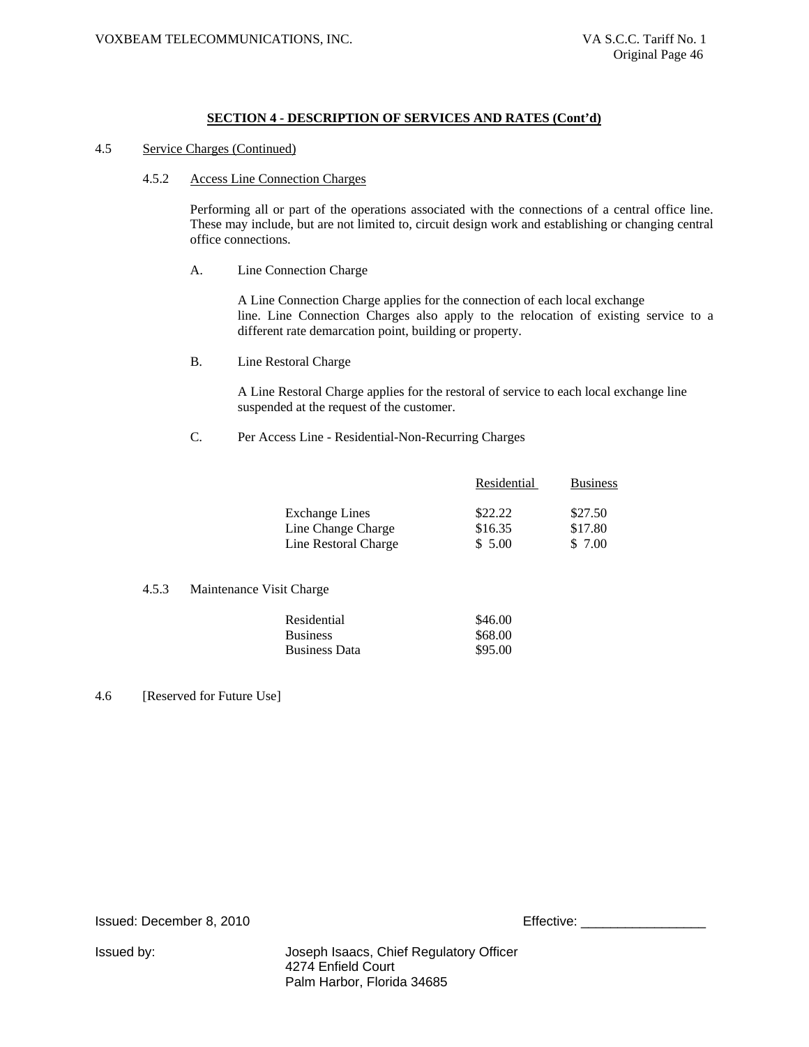## SECTION 4 - DESCRIPTION OF SERVICES AND RATES (Cont'd)

4.5 Service Charges (Continued)

4.5.2 Access Line Connection Charges

Performing all or part of the operations associated with the connections of a central office line. These may include, but are not limited to, circuit design work and establishing or changing central office connections.

A. Line Connection Charge

A Line Connection Charge applies for the connection of each local exchange line. Line Connection Charges also apply to the relocation of existing service to a different rate demarcation point, building or property.

B. Line Restoral Charge

A Line Restoral Charge applies for the restoral of service to each local exchange line suspended at the request of the customer.

C. Per Access Line - Residential-Non-Recurring Charges

| | Residential | Business |
|---|---|---|
| Exchange Lines | $22.22 | $27.50 |
| Line Change Charge | $16.35 | $17.80 |
| Line Restoral Charge | $ 5.00 | $ 7.00 |

4.5.3 Maintenance Visit Charge

| | |
|---|---|
| Residential | $46.00 |
| Business | $68.00 |
| Business Data | $95.00 |

4.6 [Reserved for Future Use]

Issued: December 8, 2010 Effective: _________________

Issued by: Joseph Isaacs, Chief Regulatory Officer
4274 Enfield Court
Palm Harbor, Florida 34685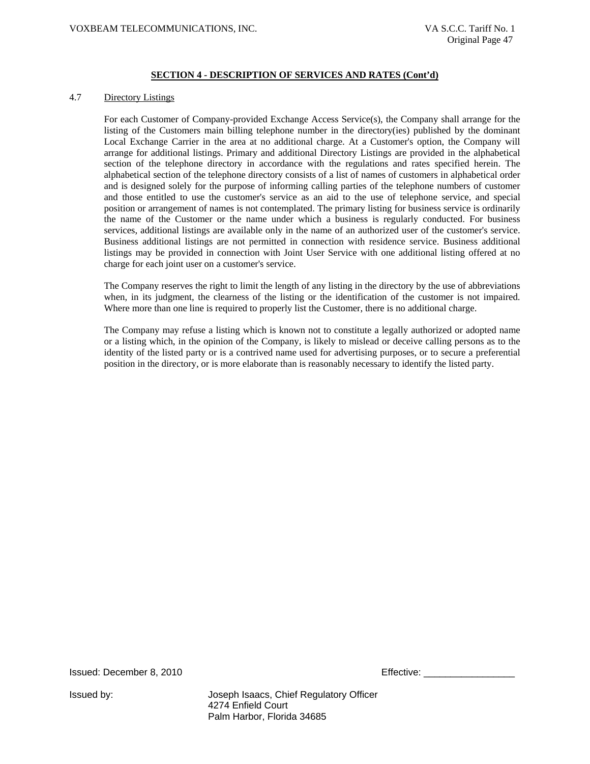## SECTION 4 - DESCRIPTION OF SERVICES AND RATES (Cont'd)

4.7 Directory Listings

For each Customer of Company-provided Exchange Access Service(s), the Company shall arrange for the listing of the Customers main billing telephone number in the directory(ies) published by the dominant Local Exchange Carrier in the area at no additional charge. At a Customer's option, the Company will arrange for additional listings. Primary and additional Directory Listings are provided in the alphabetical section of the telephone directory in accordance with the regulations and rates specified herein. The alphabetical section of the telephone directory consists of a list of names of customers in alphabetical order and is designed solely for the purpose of informing calling parties of the telephone numbers of customer and those entitled to use the customer's service as an aid to the use of telephone service, and special position or arrangement of names is not contemplated. The primary listing for business service is ordinarily the name of the Customer or the name under which a business is regularly conducted. For business services, additional listings are available only in the name of an authorized user of the customer's service. Business additional listings are not permitted in connection with residence service. Business additional listings may be provided in connection with Joint User Service with one additional listing offered at no charge for each joint user on a customer's service.

The Company reserves the right to limit the length of any listing in the directory by the use of abbreviations when, in its judgment, the clearness of the listing or the identification of the customer is not impaired. Where more than one line is required to properly list the Customer, there is no additional charge.

The Company may refuse a listing which is known not to constitute a legally authorized or adopted name or a listing which, in the opinion of the Company, is likely to mislead or deceive calling persons as to the identity of the listed party or is a contrived name used for advertising purposes, or to secure a preferential position in the directory, or is more elaborate than is reasonably necessary to identify the listed party.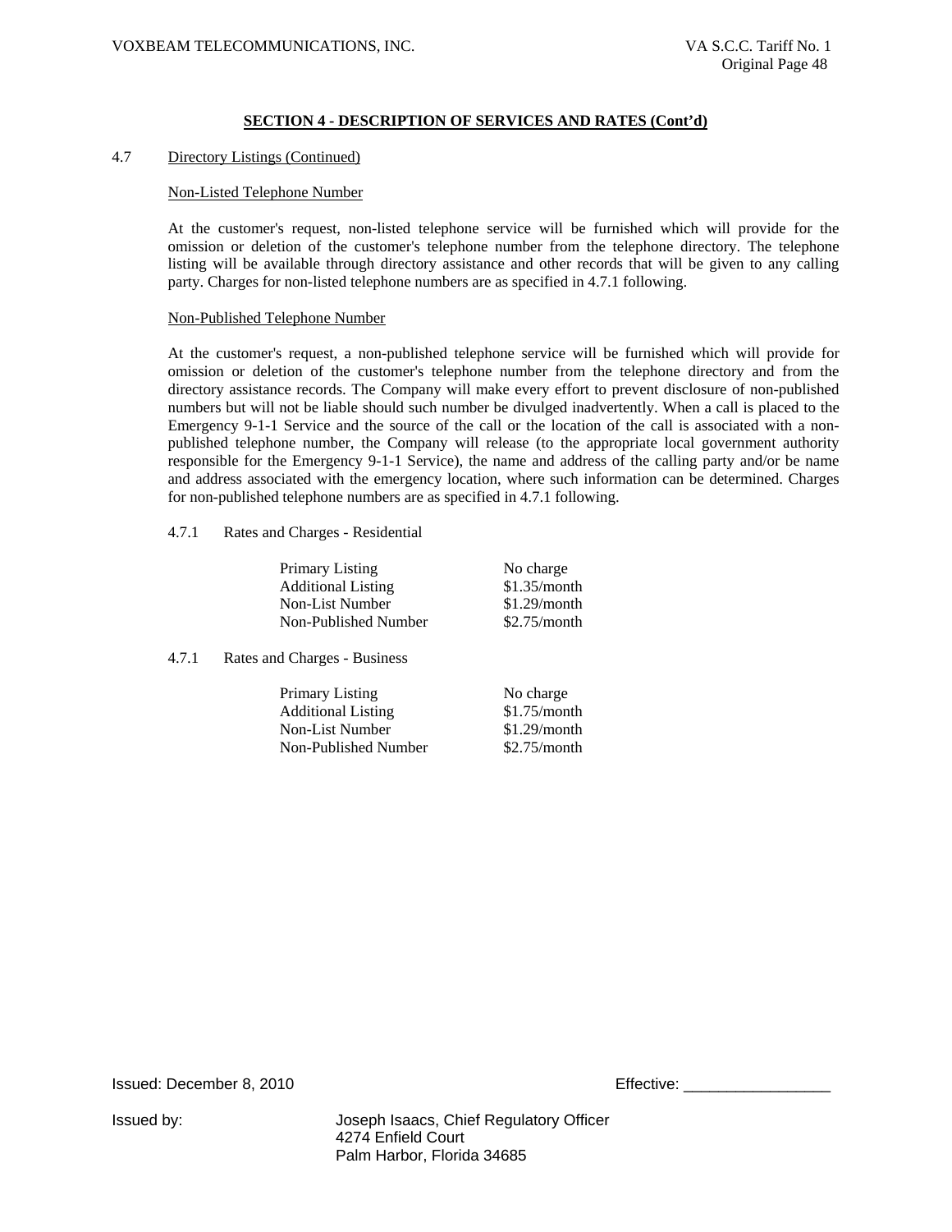## SECTION 4 - DESCRIPTION OF SERVICES AND RATES (Cont'd)

4.7 Directory Listings (Continued)

Non-Listed Telephone Number

At the customer's request, non-listed telephone service will be furnished which will provide for the omission or deletion of the customer's telephone number from the telephone directory. The telephone listing will be available through directory assistance and other records that will be given to any calling party. Charges for non-listed telephone numbers are as specified in 4.7.1 following.

Non-Published Telephone Number

At the customer's request, a non-published telephone service will be furnished which will provide for omission or deletion of the customer's telephone number from the telephone directory and from the directory assistance records. The Company will make every effort to prevent disclosure of non-published numbers but will not be liable should such number be divulged inadvertently. When a call is placed to the Emergency 9-1-1 Service and the source of the call or the location of the call is associated with a non-published telephone number, the Company will release (to the appropriate local government authority responsible for the Emergency 9-1-1 Service), the name and address of the calling party and/or be name and address associated with the emergency location, where such information can be determined. Charges for non-published telephone numbers are as specified in 4.7.1 following.

4.7.1 Rates and Charges - Residential

| | |
|---|---|
| Primary Listing | No charge |
| Additional Listing | $1.35/month |
| Non-List Number | $1.29/month |
| Non-Published Number | $2.75/month |

4.7.1 Rates and Charges - Business

| | |
|---|---|
| Primary Listing | No charge |
| Additional Listing | $1.75/month |
| Non-List Number | $1.29/month |
| Non-Published Number | $2.75/month |

Issued: December 8, 2010 Effective: _________________

Issued by: Joseph Isaacs, Chief Regulatory Officer
4274 Enfield Court
Palm Harbor, Florida 34685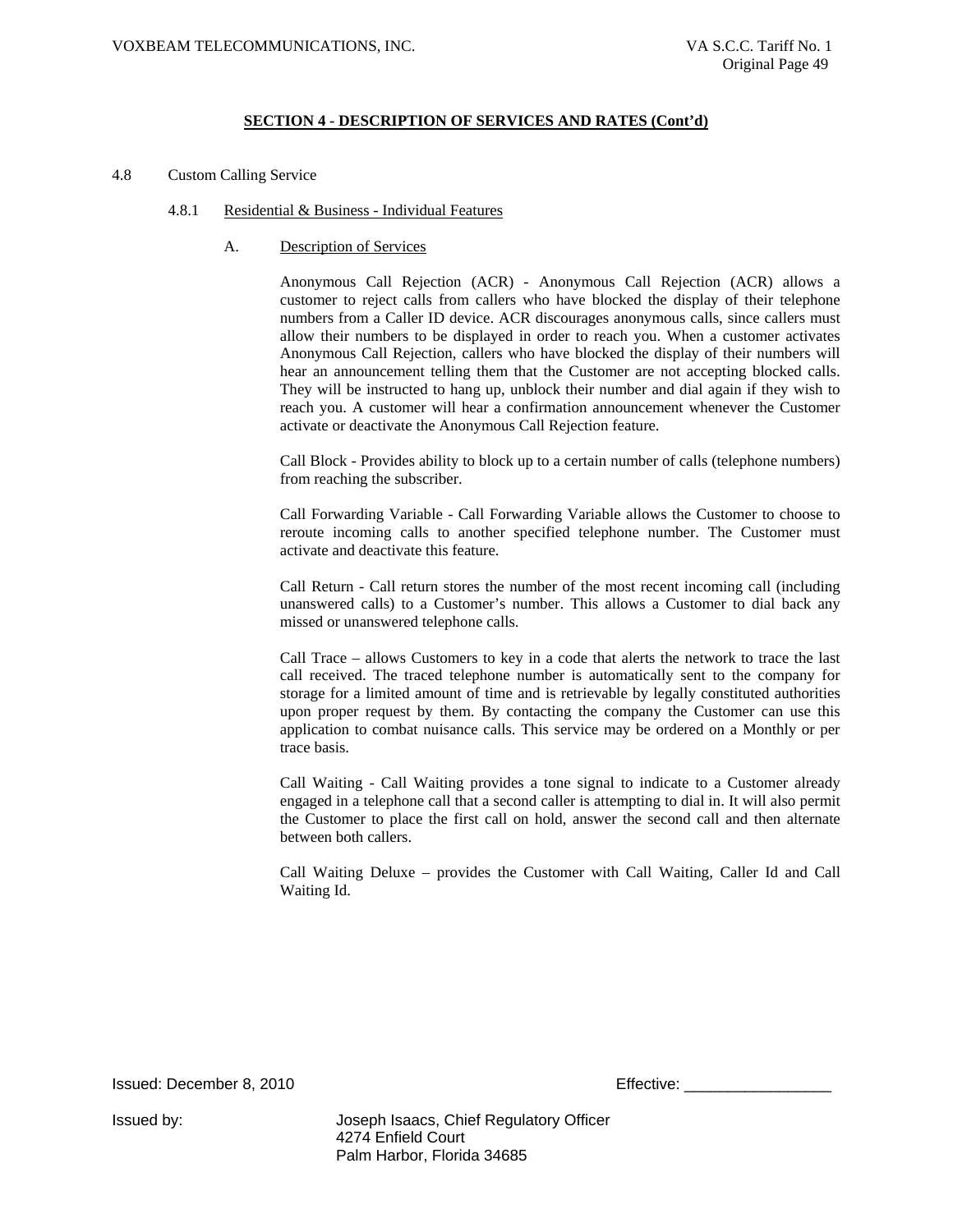## SECTION 4 - DESCRIPTION OF SERVICES AND RATES (Cont'd)

4.8 Custom Calling Service

4.8.1 Residential & Business - Individual Features

A. Description of Services

Anonymous Call Rejection (ACR) - Anonymous Call Rejection (ACR) allows a customer to reject calls from callers who have blocked the display of their telephone numbers from a Caller ID device. ACR discourages anonymous calls, since callers must allow their numbers to be displayed in order to reach you. When a customer activates Anonymous Call Rejection, callers who have blocked the display of their numbers will hear an announcement telling them that the Customer are not accepting blocked calls. They will be instructed to hang up, unblock their number and dial again if they wish to reach you. A customer will hear a confirmation announcement whenever the Customer activate or deactivate the Anonymous Call Rejection feature.

Call Block - Provides ability to block up to a certain number of calls (telephone numbers) from reaching the subscriber.

Call Forwarding Variable - Call Forwarding Variable allows the Customer to choose to reroute incoming calls to another specified telephone number. The Customer must activate and deactivate this feature.

Call Return - Call return stores the number of the most recent incoming call (including unanswered calls) to a Customer's number. This allows a Customer to dial back any missed or unanswered telephone calls.

Call Trace – allows Customers to key in a code that alerts the network to trace the last call received. The traced telephone number is automatically sent to the company for storage for a limited amount of time and is retrievable by legally constituted authorities upon proper request by them. By contacting the company the Customer can use this application to combat nuisance calls. This service may be ordered on a Monthly or per trace basis.

Call Waiting - Call Waiting provides a tone signal to indicate to a Customer already engaged in a telephone call that a second caller is attempting to dial in. It will also permit the Customer to place the first call on hold, answer the second call and then alternate between both callers.

Call Waiting Deluxe – provides the Customer with Call Waiting, Caller Id and Call Waiting Id.

Issued: December 8, 2010 Effective: _________________

Issued by: Joseph Isaacs, Chief Regulatory Officer
4274 Enfield Court
Palm Harbor, Florida 34685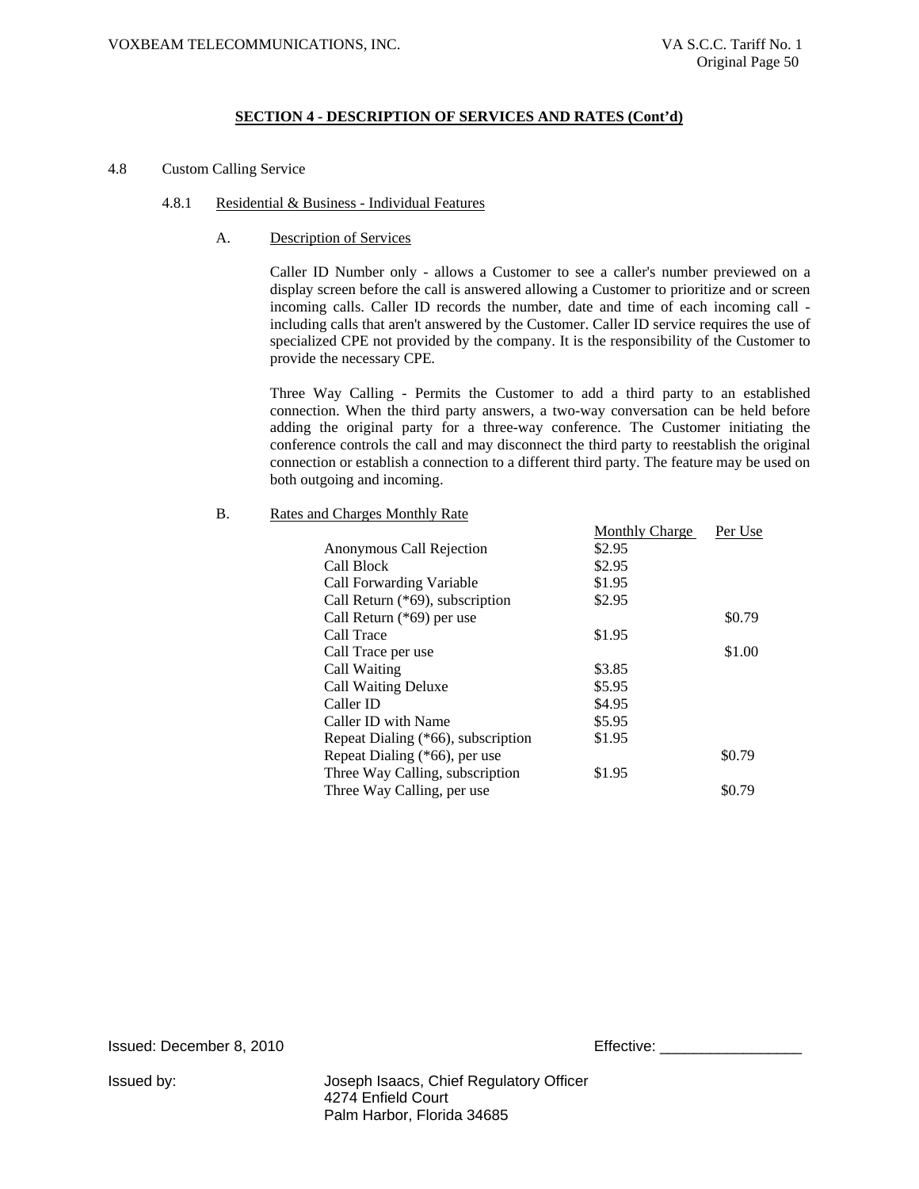## SECTION 4 - DESCRIPTION OF SERVICES AND RATES (Cont'd)

4.8 Custom Calling Service

4.8.1 Residential & Business - Individual Features

A. Description of Services

Caller ID Number only - allows a Customer to see a caller's number previewed on a display screen before the call is answered allowing a Customer to prioritize and or screen incoming calls. Caller ID records the number, date and time of each incoming call - including calls that aren't answered by the Customer. Caller ID service requires the use of specialized CPE not provided by the company. It is the responsibility of the Customer to provide the necessary CPE.

Three Way Calling - Permits the Customer to add a third party to an established connection. When the third party answers, a two-way conversation can be held before adding the original party for a three-way conference. The Customer initiating the conference controls the call and may disconnect the third party to reestablish the original connection or establish a connection to a different third party. The feature may be used on both outgoing and incoming.

B. Rates and Charges Monthly Rate

| | Monthly Charge | Per Use |
|---|---|---|
| Anonymous Call Rejection | $2.95 | |
| Call Block | $2.95 | |
| Call Forwarding Variable | $1.95 | |
| Call Return (*69), subscription | $2.95 | |
| Call Return (*69) per use | | $0.79 |
| Call Trace | $1.95 | |
| Call Trace per use | | $1.00 |
| Call Waiting | $3.85 | |
| Call Waiting Deluxe | $5.95 | |
| Caller ID | $4.95 | |
| Caller ID with Name | $5.95 | |
| Repeat Dialing (*66), subscription | $1.95 | |
| Repeat Dialing (*66), per use | | $0.79 |
| Three Way Calling, subscription | $1.95 | |
| Three Way Calling, per use | | $0.79 |

Issued: December 8, 2010

Effective: _________________

Issued by: Joseph Isaacs, Chief Regulatory Officer
4274 Enfield Court
Palm Harbor, Florida 34685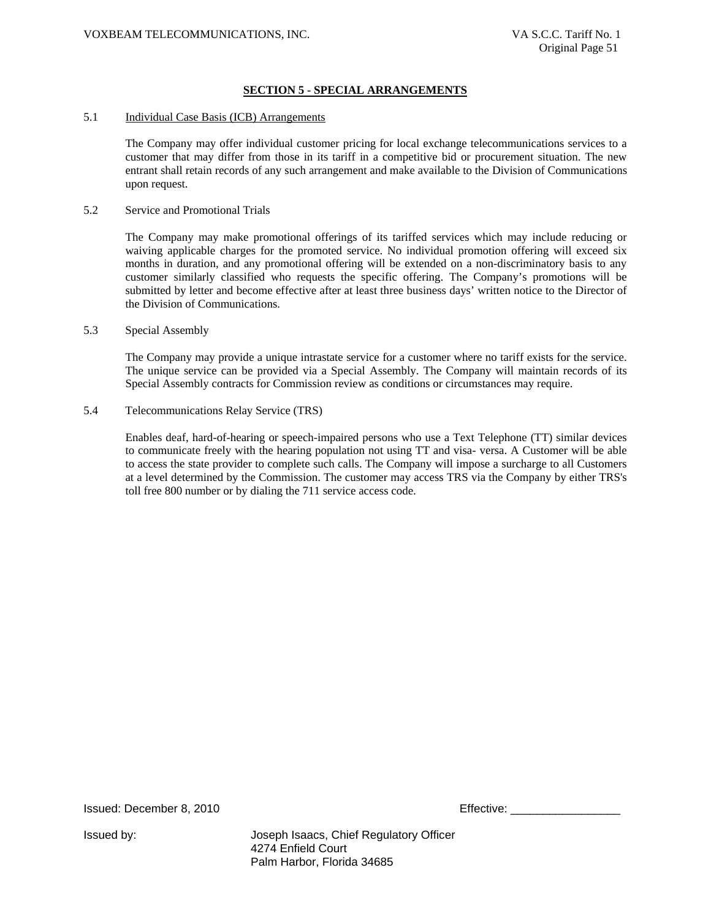## SECTION 5 - SPECIAL ARRANGEMENTS

5.1 Individual Case Basis (ICB) Arrangements

The Company may offer individual customer pricing for local exchange telecommunications services to a customer that may differ from those in its tariff in a competitive bid or procurement situation. The new entrant shall retain records of any such arrangement and make available to the Division of Communications upon request.

5.2 Service and Promotional Trials

The Company may make promotional offerings of its tariffed services which may include reducing or waiving applicable charges for the promoted service. No individual promotion offering will exceed six months in duration, and any promotional offering will be extended on a non-discriminatory basis to any customer similarly classified who requests the specific offering. The Company's promotions will be submitted by letter and become effective after at least three business days' written notice to the Director of the Division of Communications.

5.3 Special Assembly

The Company may provide a unique intrastate service for a customer where no tariff exists for the service. The unique service can be provided via a Special Assembly. The Company will maintain records of its Special Assembly contracts for Commission review as conditions or circumstances may require.

5.4 Telecommunications Relay Service (TRS)

Enables deaf, hard-of-hearing or speech-impaired persons who use a Text Telephone (TT) similar devices to communicate freely with the hearing population not using TT and visa- versa. A Customer will be able to access the state provider to complete such calls. The Company will impose a surcharge to all Customers at a level determined by the Commission. The customer may access TRS via the Company by either TRS's toll free 800 number or by dialing the 711 service access code.

Issued: December 8, 2010 Effective: _________________

Issued by: Joseph Isaacs, Chief Regulatory Officer
4274 Enfield Court
Palm Harbor, Florida 34685